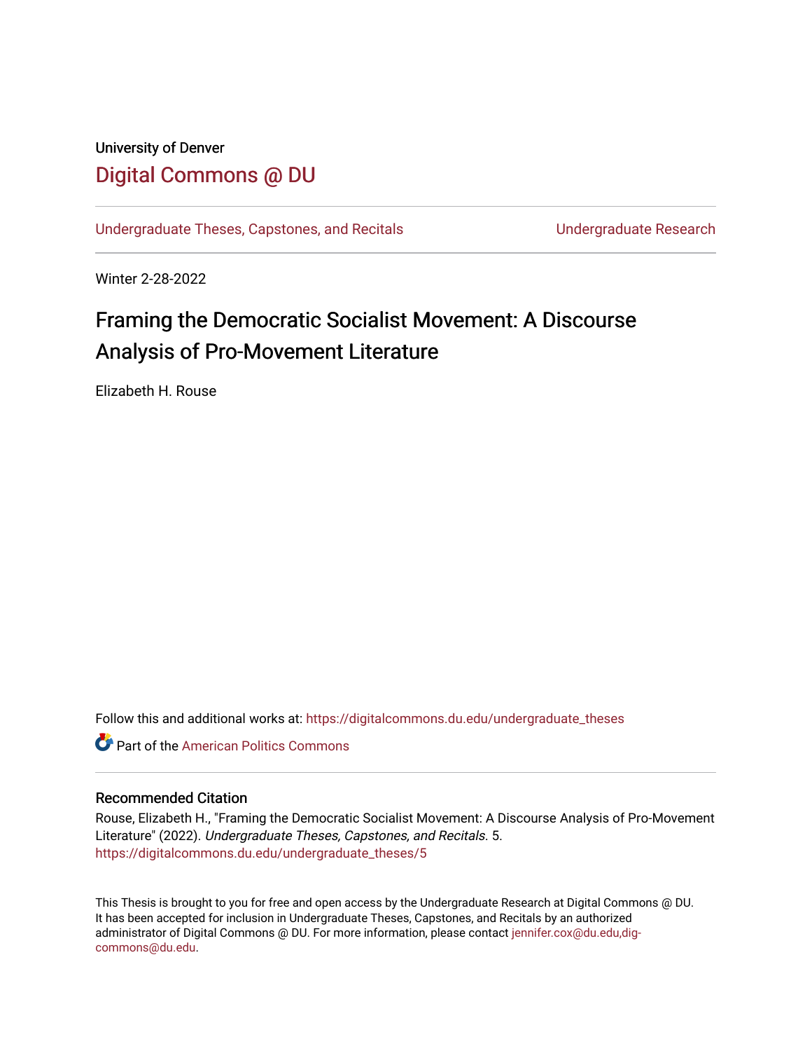University of Denver

# Digital Commons @ DU

Undergraduate Theses, Capstones, and Recitals | Undergraduate Research

Winter 2-28-2022

## Framing the Democratic Socialist Movement: A Discourse Analysis of Pro-Movement Literature

Elizabeth H. Rouse

Follow this and additional works at: https://digitalcommons.du.edu/undergraduate_theses

Part of the American Politics Commons

### Recommended Citation

Rouse, Elizabeth H., "Framing the Democratic Socialist Movement: A Discourse Analysis of Pro-Movement Literature" (2022). *Undergraduate Theses, Capstones, and Recitals*. 5.
https://digitalcommons.du.edu/undergraduate_theses/5

This Thesis is brought to you for free and open access by the Undergraduate Research at Digital Commons @ DU. It has been accepted for inclusion in Undergraduate Theses, Capstones, and Recitals by an authorized administrator of Digital Commons @ DU. For more information, please contact jennifer.cox@du.edu,dig-commons@du.edu.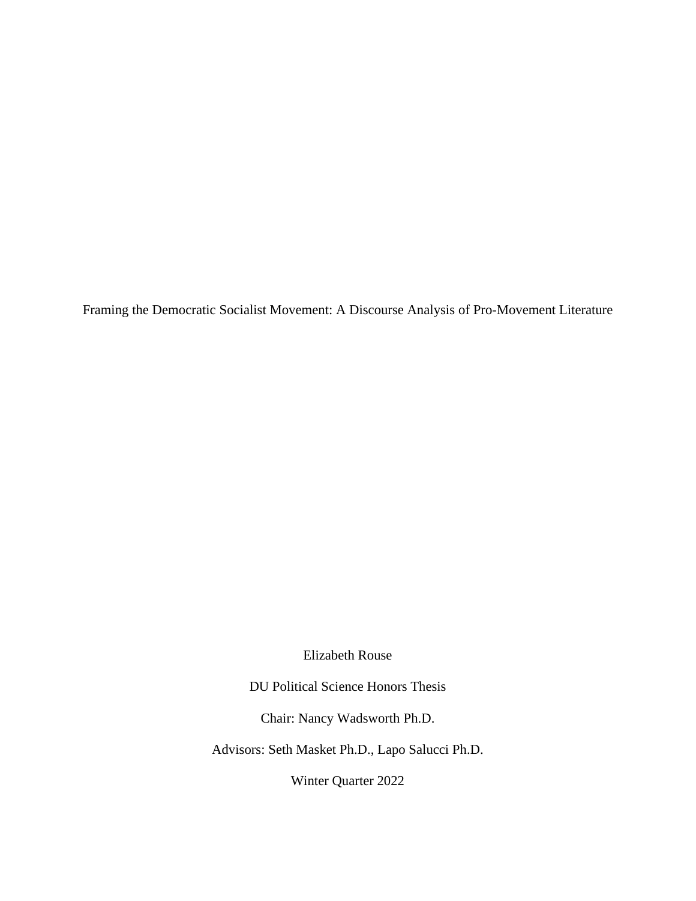Framing the Democratic Socialist Movement: A Discourse Analysis of Pro-Movement Literature

Elizabeth Rouse

DU Political Science Honors Thesis

Chair: Nancy Wadsworth Ph.D.

Advisors: Seth Masket Ph.D., Lapo Salucci Ph.D.

Winter Quarter 2022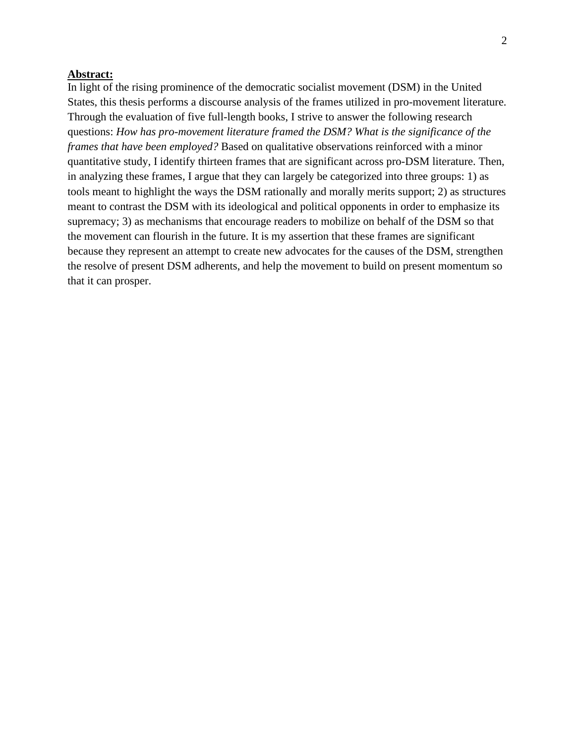**Abstract:**

In light of the rising prominence of the democratic socialist movement (DSM) in the United States, this thesis performs a discourse analysis of the frames utilized in pro-movement literature. Through the evaluation of five full-length books, I strive to answer the following research questions: *How has pro-movement literature framed the DSM? What is the significance of the frames that have been employed?* Based on qualitative observations reinforced with a minor quantitative study, I identify thirteen frames that are significant across pro-DSM literature. Then, in analyzing these frames, I argue that they can largely be categorized into three groups: 1) as tools meant to highlight the ways the DSM rationally and morally merits support; 2) as structures meant to contrast the DSM with its ideological and political opponents in order to emphasize its supremacy; 3) as mechanisms that encourage readers to mobilize on behalf of the DSM so that the movement can flourish in the future. It is my assertion that these frames are significant because they represent an attempt to create new advocates for the causes of the DSM, strengthen the resolve of present DSM adherents, and help the movement to build on present momentum so that it can prosper.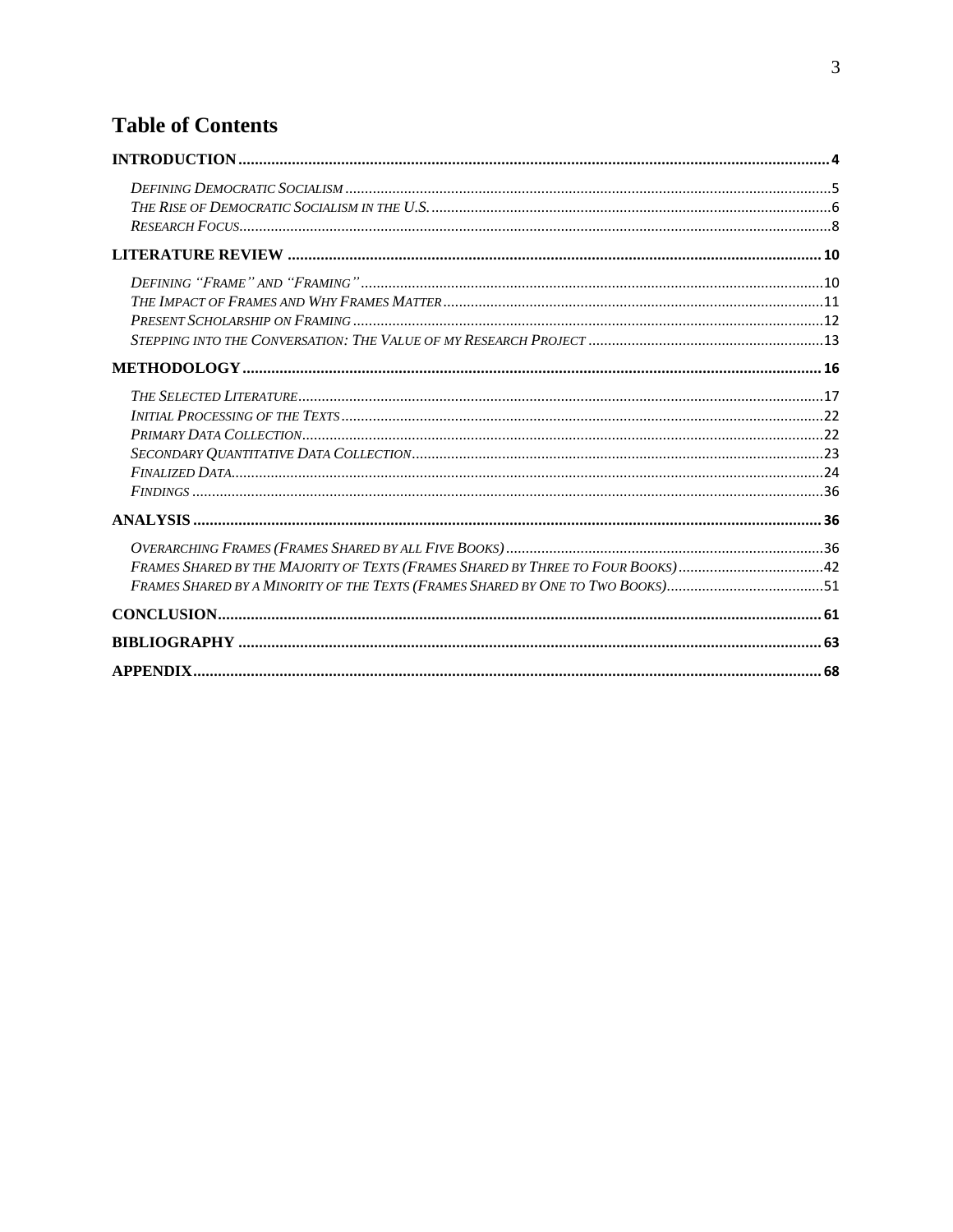# Table of Contents

**INTRODUCTION** ..... 4

- *Defining Democratic Socialism* ..... 5
- *The Rise of Democratic Socialism in the U.S.* ..... 6
- *Research Focus* ..... 8

**LITERATURE REVIEW** ..... 10

- *Defining "Frame" and "Framing"* ..... 10
- *The Impact of Frames and Why Frames Matter* ..... 11
- *Present Scholarship on Framing* ..... 12
- *Stepping into the Conversation: The Value of my Research Project* ..... 13

**METHODOLOGY** ..... 16

- *The Selected Literature* ..... 17
- *Initial Processing of the Texts* ..... 22
- *Primary Data Collection* ..... 22
- *Secondary Quantitative Data Collection* ..... 23
- *Finalized Data* ..... 24
- *Findings* ..... 36

**ANALYSIS** ..... 36

- *Overarching Frames (Frames Shared by all Five Books)* ..... 36
- *Frames Shared by the Majority of Texts (Frames Shared by Three to Four Books)* ..... 42
- *Frames Shared by a Minority of the Texts (Frames Shared by One to Two Books)* ..... 51

**CONCLUSION** ..... 61

**BIBLIOGRAPHY** ..... 63

**APPENDIX** ..... 68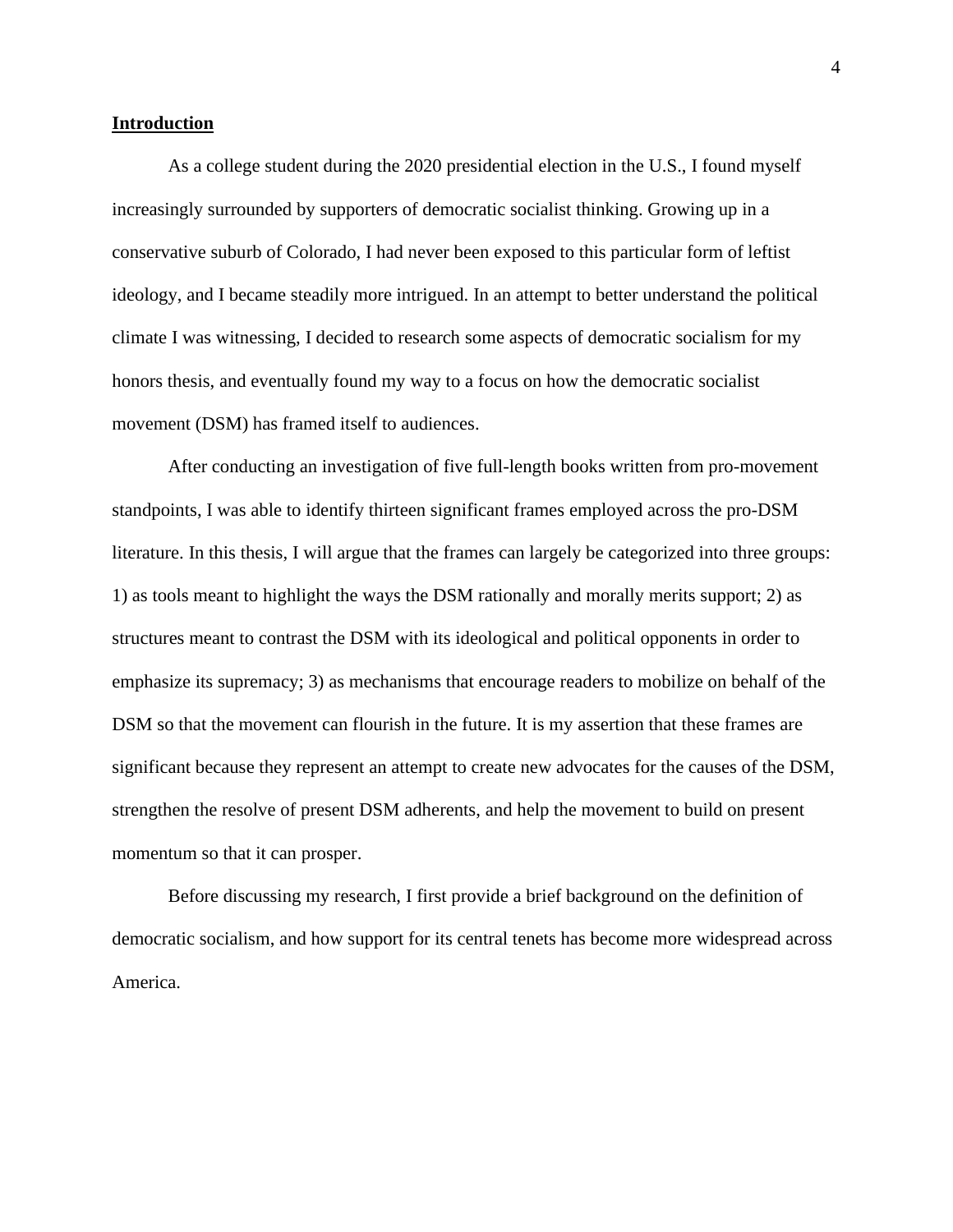## **Introduction**

As a college student during the 2020 presidential election in the U.S., I found myself increasingly surrounded by supporters of democratic socialist thinking. Growing up in a conservative suburb of Colorado, I had never been exposed to this particular form of leftist ideology, and I became steadily more intrigued. In an attempt to better understand the political climate I was witnessing, I decided to research some aspects of democratic socialism for my honors thesis, and eventually found my way to a focus on how the democratic socialist movement (DSM) has framed itself to audiences.

After conducting an investigation of five full-length books written from pro-movement standpoints, I was able to identify thirteen significant frames employed across the pro-DSM literature. In this thesis, I will argue that the frames can largely be categorized into three groups: 1) as tools meant to highlight the ways the DSM rationally and morally merits support; 2) as structures meant to contrast the DSM with its ideological and political opponents in order to emphasize its supremacy; 3) as mechanisms that encourage readers to mobilize on behalf of the DSM so that the movement can flourish in the future. It is my assertion that these frames are significant because they represent an attempt to create new advocates for the causes of the DSM, strengthen the resolve of present DSM adherents, and help the movement to build on present momentum so that it can prosper.

Before discussing my research, I first provide a brief background on the definition of democratic socialism, and how support for its central tenets has become more widespread across America.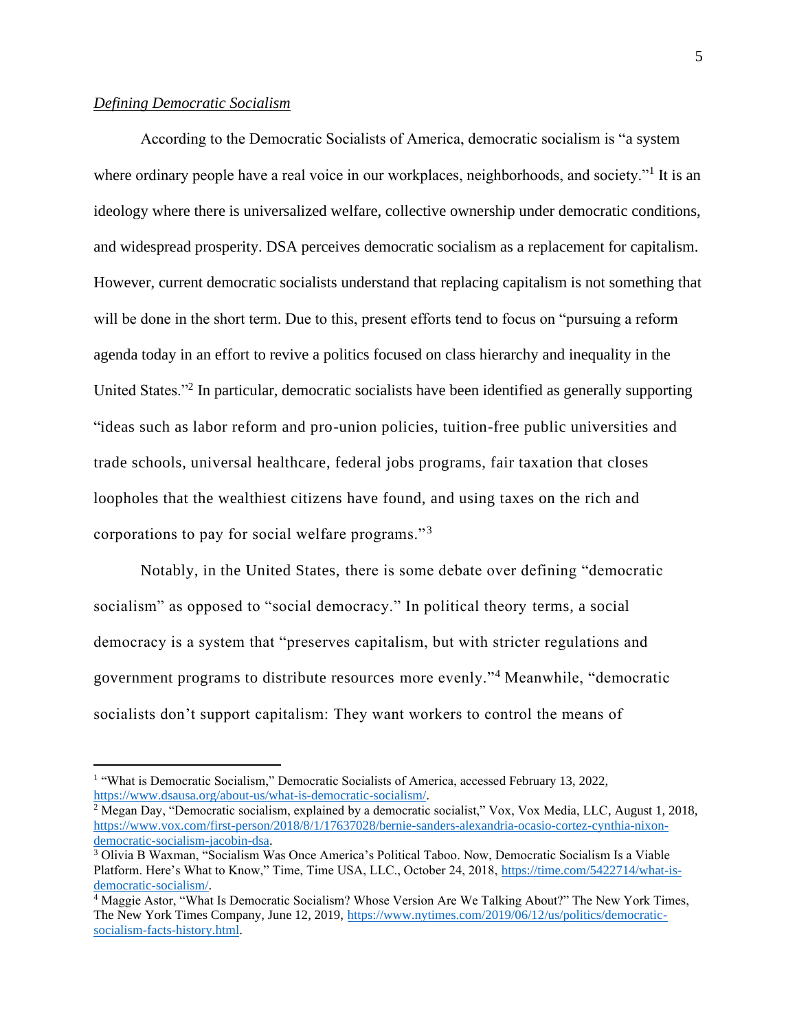*Defining Democratic Socialism*

According to the Democratic Socialists of America, democratic socialism is "a system where ordinary people have a real voice in our workplaces, neighborhoods, and society."[1] It is an ideology where there is universalized welfare, collective ownership under democratic conditions, and widespread prosperity. DSA perceives democratic socialism as a replacement for capitalism. However, current democratic socialists understand that replacing capitalism is not something that will be done in the short term. Due to this, present efforts tend to focus on "pursuing a reform agenda today in an effort to revive a politics focused on class hierarchy and inequality in the United States."[2] In particular, democratic socialists have been identified as generally supporting "ideas such as labor reform and pro-union policies, tuition-free public universities and trade schools, universal healthcare, federal jobs programs, fair taxation that closes loopholes that the wealthiest citizens have found, and using taxes on the rich and corporations to pay for social welfare programs."[3]

Notably, in the United States, there is some debate over defining "democratic socialism" as opposed to "social democracy." In political theory terms, a social democracy is a system that "preserves capitalism, but with stricter regulations and government programs to distribute resources more evenly."[4] Meanwhile, "democratic socialists don't support capitalism: They want workers to control the means of

---

[1] "What is Democratic Socialism," Democratic Socialists of America, accessed February 13, 2022, https://www.dsausa.org/about-us/what-is-democratic-socialism/.

[2] Megan Day, "Democratic socialism, explained by a democratic socialist," Vox, Vox Media, LLC, August 1, 2018, https://www.vox.com/first-person/2018/8/1/17637028/bernie-sanders-alexandria-ocasio-cortez-cynthia-nixon-democratic-socialism-jacobin-dsa.

[3] Olivia B Waxman, "Socialism Was Once America's Political Taboo. Now, Democratic Socialism Is a Viable Platform. Here's What to Know," Time, Time USA, LLC., October 24, 2018, https://time.com/5422714/what-is-democratic-socialism/.

[4] Maggie Astor, "What Is Democratic Socialism? Whose Version Are We Talking About?" The New York Times, The New York Times Company, June 12, 2019, https://www.nytimes.com/2019/06/12/us/politics/democratic-socialism-facts-history.html.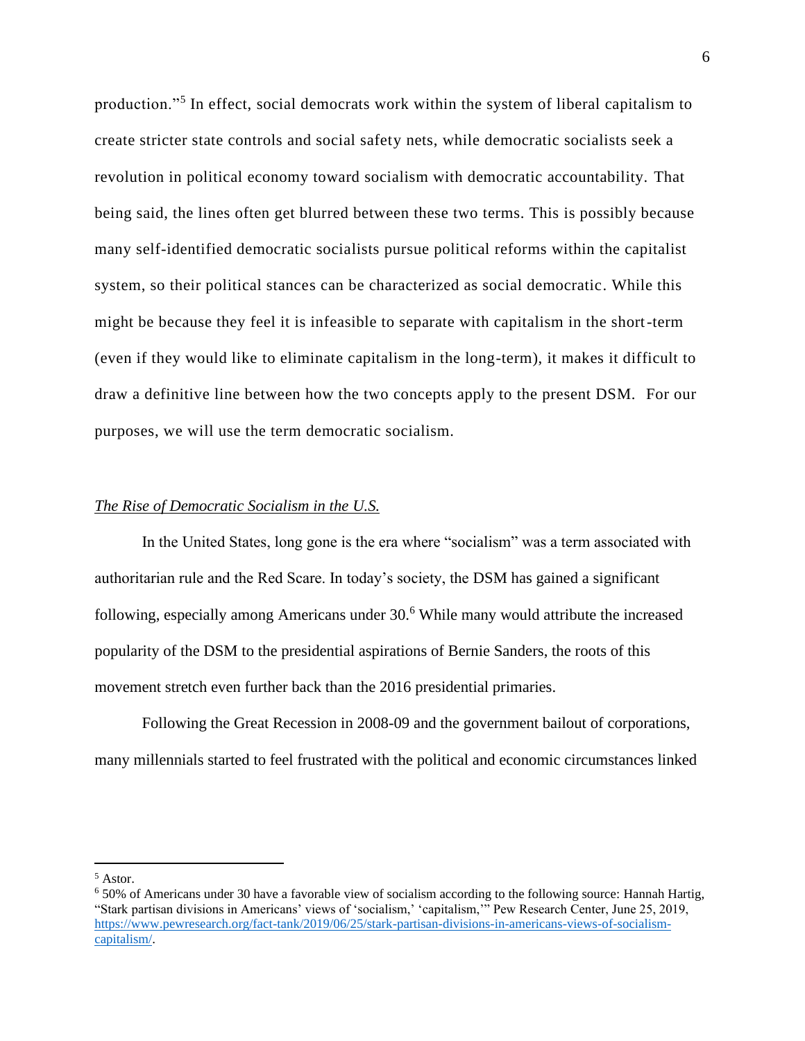production."[5] In effect, social democrats work within the system of liberal capitalism to create stricter state controls and social safety nets, while democratic socialists seek a revolution in political economy toward socialism with democratic accountability. That being said, the lines often get blurred between these two terms. This is possibly because many self-identified democratic socialists pursue political reforms within the capitalist system, so their political stances can be characterized as social democratic. While this might be because they feel it is infeasible to separate with capitalism in the short-term (even if they would like to eliminate capitalism in the long-term), it makes it difficult to draw a definitive line between how the two concepts apply to the present DSM. For our purposes, we will use the term democratic socialism.

*The Rise of Democratic Socialism in the U.S.*

In the United States, long gone is the era where "socialism" was a term associated with authoritarian rule and the Red Scare. In today's society, the DSM has gained a significant following, especially among Americans under 30.[6] While many would attribute the increased popularity of the DSM to the presidential aspirations of Bernie Sanders, the roots of this movement stretch even further back than the 2016 presidential primaries.

Following the Great Recession in 2008-09 and the government bailout of corporations, many millennials started to feel frustrated with the political and economic circumstances linked

---

[5] Astor.

[6] 50% of Americans under 30 have a favorable view of socialism according to the following source: Hannah Hartig, "Stark partisan divisions in Americans' views of 'socialism,' 'capitalism,'" Pew Research Center, June 25, 2019, https://www.pewresearch.org/fact-tank/2019/06/25/stark-partisan-divisions-in-americans-views-of-socialism-capitalism/.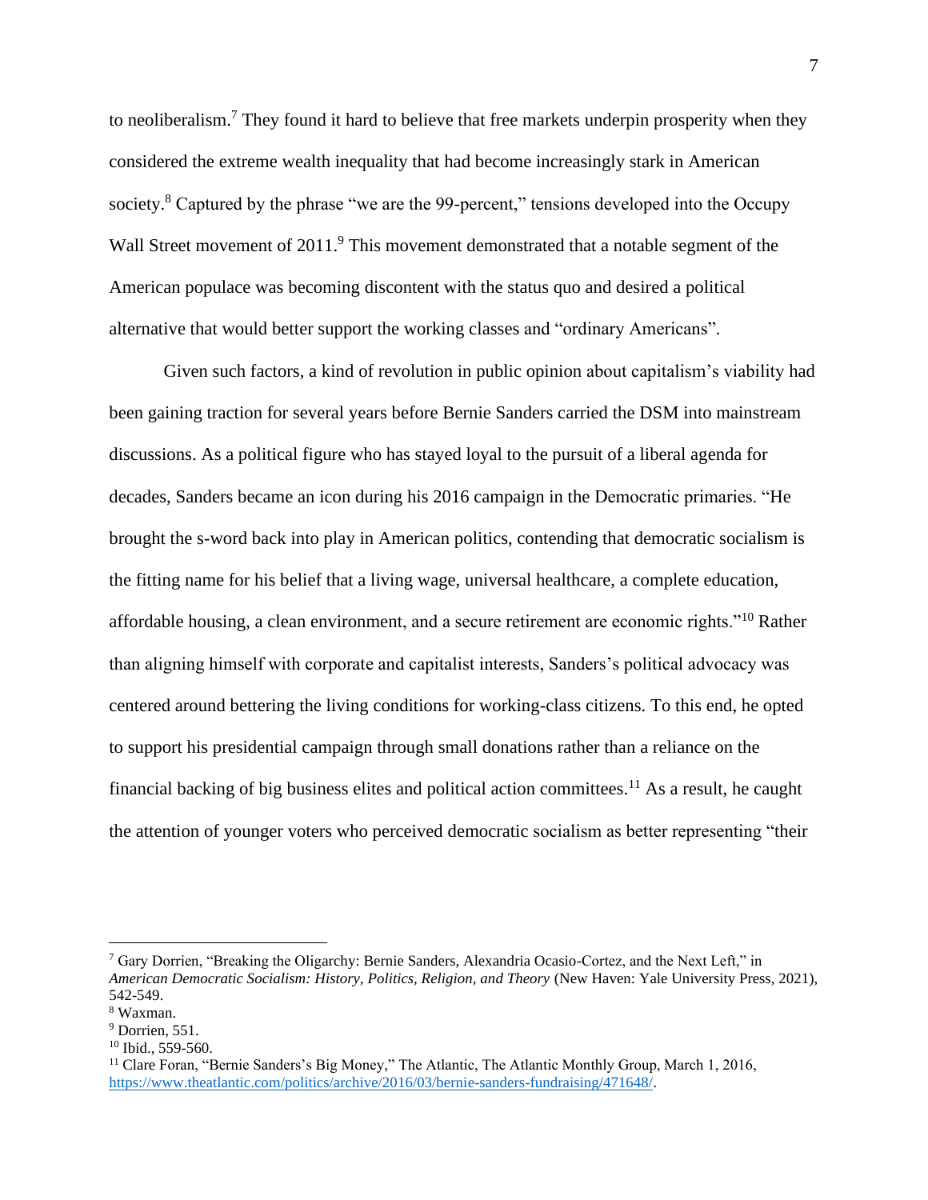to neoliberalism.[7] They found it hard to believe that free markets underpin prosperity when they considered the extreme wealth inequality that had become increasingly stark in American society.[8] Captured by the phrase "we are the 99-percent," tensions developed into the Occupy Wall Street movement of 2011.[9] This movement demonstrated that a notable segment of the American populace was becoming discontent with the status quo and desired a political alternative that would better support the working classes and "ordinary Americans".

Given such factors, a kind of revolution in public opinion about capitalism's viability had been gaining traction for several years before Bernie Sanders carried the DSM into mainstream discussions. As a political figure who has stayed loyal to the pursuit of a liberal agenda for decades, Sanders became an icon during his 2016 campaign in the Democratic primaries. "He brought the s-word back into play in American politics, contending that democratic socialism is the fitting name for his belief that a living wage, universal healthcare, a complete education, affordable housing, a clean environment, and a secure retirement are economic rights."[10] Rather than aligning himself with corporate and capitalist interests, Sanders's political advocacy was centered around bettering the living conditions for working-class citizens. To this end, he opted to support his presidential campaign through small donations rather than a reliance on the financial backing of big business elites and political action committees.[11] As a result, he caught the attention of younger voters who perceived democratic socialism as better representing "their

---

[7] Gary Dorrien, "Breaking the Oligarchy: Bernie Sanders, Alexandria Ocasio-Cortez, and the Next Left," in *American Democratic Socialism: History, Politics, Religion, and Theory* (New Haven: Yale University Press, 2021), 542-549.

[8] Waxman.

[9] Dorrien, 551.

[10] Ibid., 559-560.

[11] Clare Foran, "Bernie Sanders's Big Money," The Atlantic, The Atlantic Monthly Group, March 1, 2016, https://www.theatlantic.com/politics/archive/2016/03/bernie-sanders-fundraising/471648/.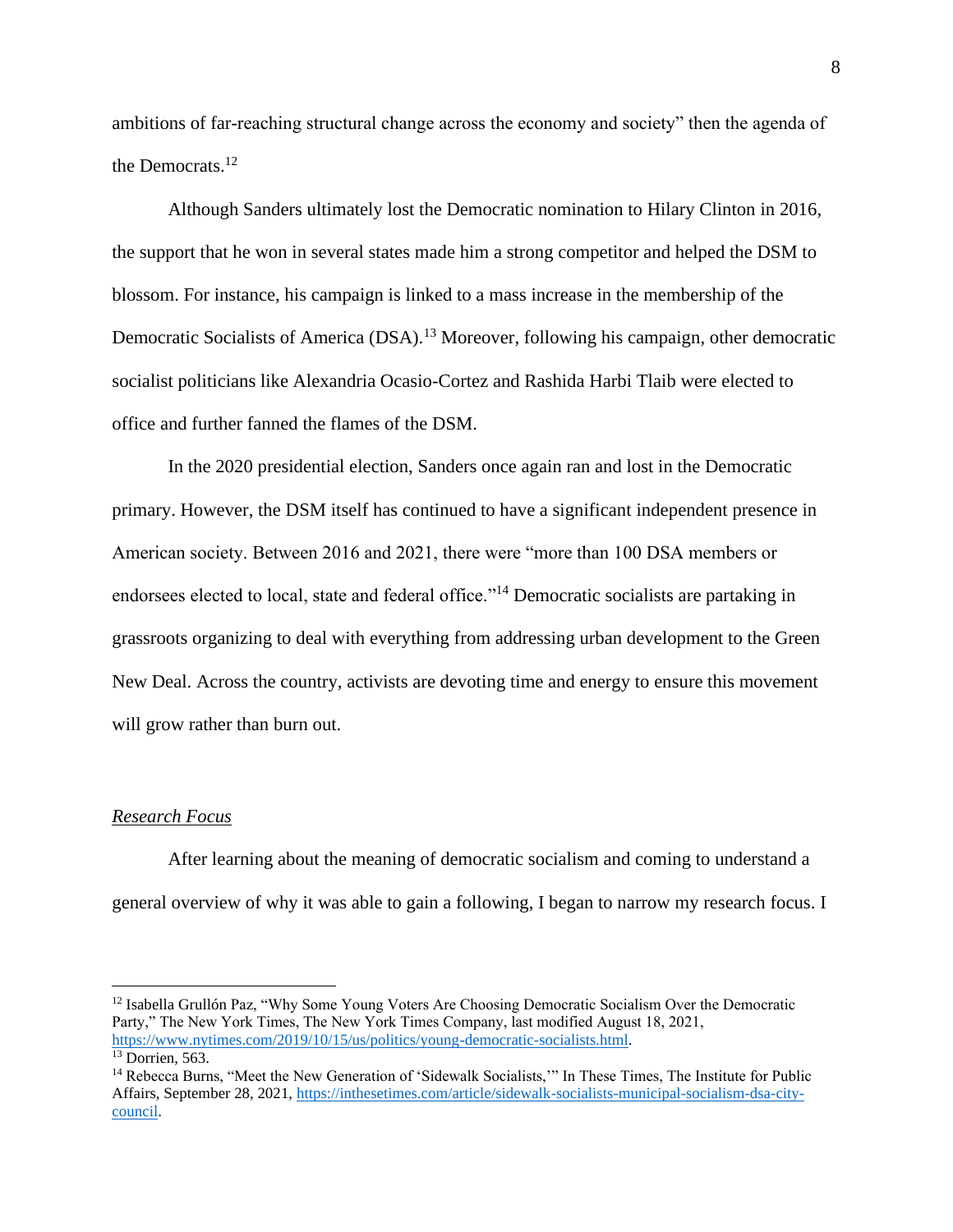ambitions of far-reaching structural change across the economy and society" then the agenda of the Democrats.[12]

Although Sanders ultimately lost the Democratic nomination to Hilary Clinton in 2016, the support that he won in several states made him a strong competitor and helped the DSM to blossom. For instance, his campaign is linked to a mass increase in the membership of the Democratic Socialists of America (DSA).[13] Moreover, following his campaign, other democratic socialist politicians like Alexandria Ocasio-Cortez and Rashida Harbi Tlaib were elected to office and further fanned the flames of the DSM.

In the 2020 presidential election, Sanders once again ran and lost in the Democratic primary. However, the DSM itself has continued to have a significant independent presence in American society. Between 2016 and 2021, there were "more than 100 DSA members or endorsees elected to local, state and federal office."[14] Democratic socialists are partaking in grassroots organizing to deal with everything from addressing urban development to the Green New Deal. Across the country, activists are devoting time and energy to ensure this movement will grow rather than burn out.

## *Research Focus*

After learning about the meaning of democratic socialism and coming to understand a general overview of why it was able to gain a following, I began to narrow my research focus. I

---

[12] Isabella Grullón Paz, "Why Some Young Voters Are Choosing Democratic Socialism Over the Democratic Party," The New York Times, The New York Times Company, last modified August 18, 2021, https://www.nytimes.com/2019/10/15/us/politics/young-democratic-socialists.html.

[13] Dorrien, 563.

[14] Rebecca Burns, "Meet the New Generation of 'Sidewalk Socialists,'" In These Times, The Institute for Public Affairs, September 28, 2021, https://inthesetimes.com/article/sidewalk-socialists-municipal-socialism-dsa-city-council.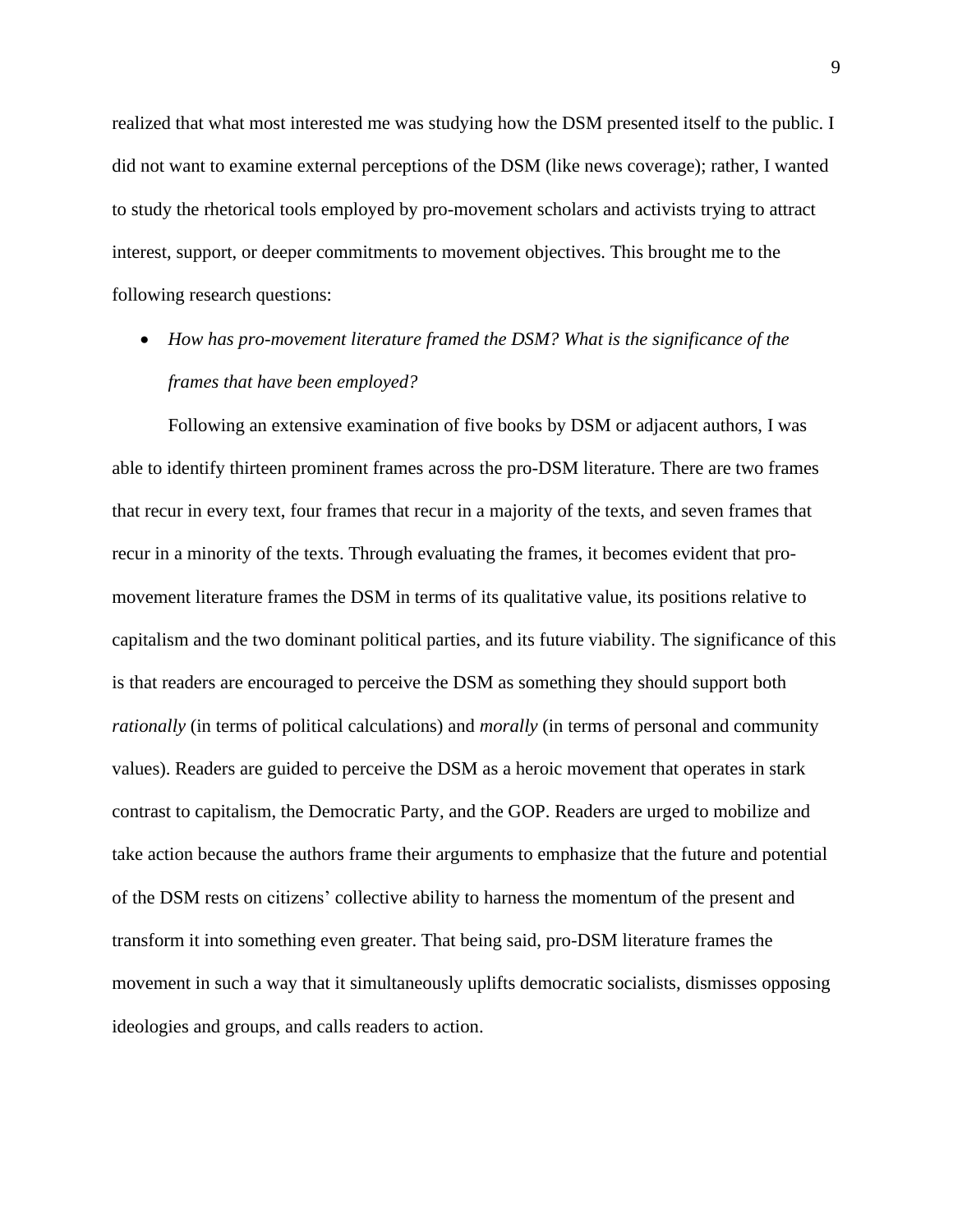realized that what most interested me was studying how the DSM presented itself to the public. I did not want to examine external perceptions of the DSM (like news coverage); rather, I wanted to study the rhetorical tools employed by pro-movement scholars and activists trying to attract interest, support, or deeper commitments to movement objectives. This brought me to the following research questions:

- *How has pro-movement literature framed the DSM? What is the significance of the frames that have been employed?*

Following an extensive examination of five books by DSM or adjacent authors, I was able to identify thirteen prominent frames across the pro-DSM literature. There are two frames that recur in every text, four frames that recur in a majority of the texts, and seven frames that recur in a minority of the texts. Through evaluating the frames, it becomes evident that pro-movement literature frames the DSM in terms of its qualitative value, its positions relative to capitalism and the two dominant political parties, and its future viability. The significance of this is that readers are encouraged to perceive the DSM as something they should support both *rationally* (in terms of political calculations) and *morally* (in terms of personal and community values). Readers are guided to perceive the DSM as a heroic movement that operates in stark contrast to capitalism, the Democratic Party, and the GOP. Readers are urged to mobilize and take action because the authors frame their arguments to emphasize that the future and potential of the DSM rests on citizens' collective ability to harness the momentum of the present and transform it into something even greater. That being said, pro-DSM literature frames the movement in such a way that it simultaneously uplifts democratic socialists, dismisses opposing ideologies and groups, and calls readers to action.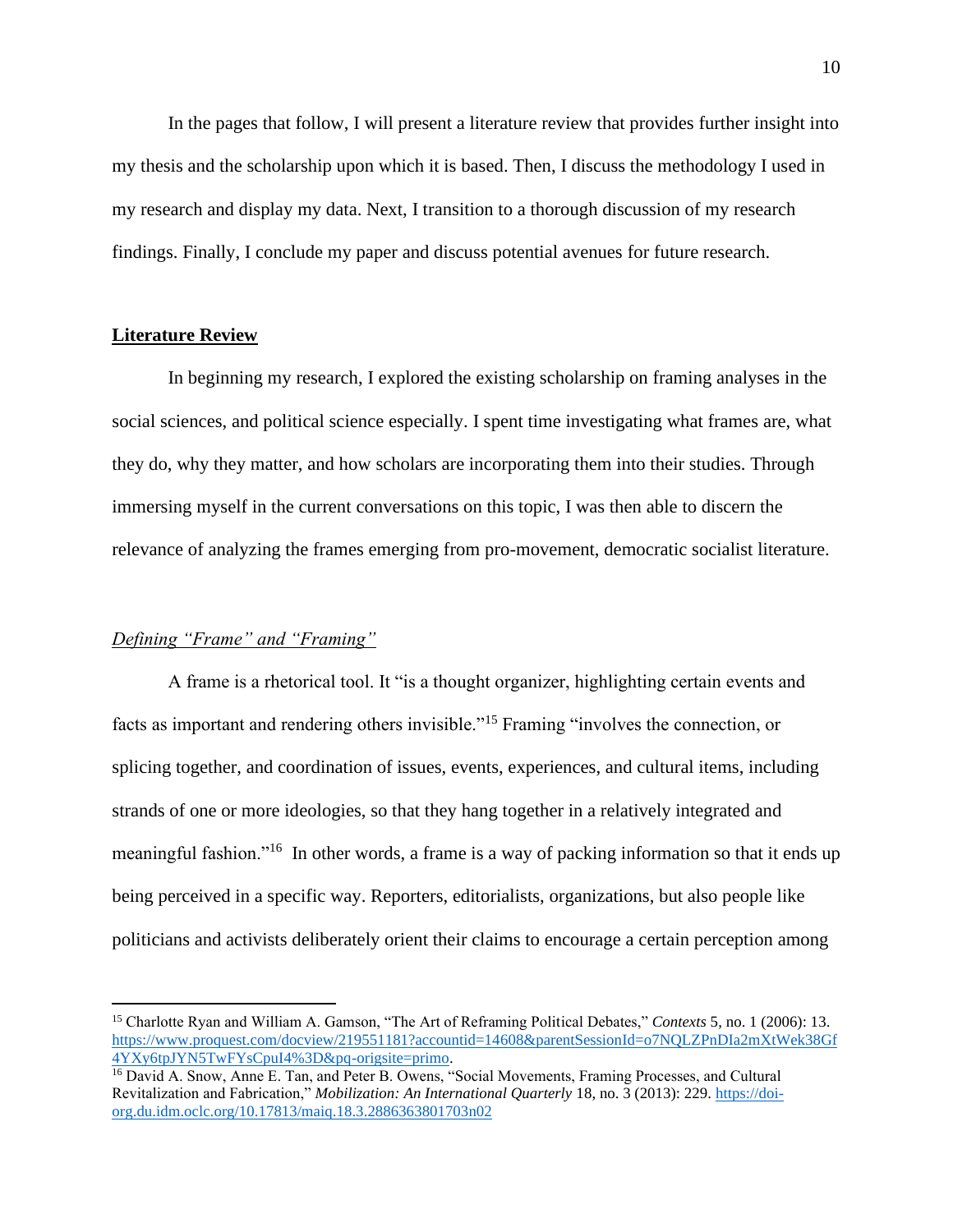In the pages that follow, I will present a literature review that provides further insight into my thesis and the scholarship upon which it is based. Then, I discuss the methodology I used in my research and display my data. Next, I transition to a thorough discussion of my research findings. Finally, I conclude my paper and discuss potential avenues for future research.

## **Literature Review**

In beginning my research, I explored the existing scholarship on framing analyses in the social sciences, and political science especially. I spent time investigating what frames are, what they do, why they matter, and how scholars are incorporating them into their studies. Through immersing myself in the current conversations on this topic, I was then able to discern the relevance of analyzing the frames emerging from pro-movement, democratic socialist literature.

### *Defining "Frame" and "Framing"*

A frame is a rhetorical tool. It "is a thought organizer, highlighting certain events and facts as important and rendering others invisible."[15] Framing "involves the connection, or splicing together, and coordination of issues, events, experiences, and cultural items, including strands of one or more ideologies, so that they hang together in a relatively integrated and meaningful fashion."[16] In other words, a frame is a way of packing information so that it ends up being perceived in a specific way. Reporters, editorialists, organizations, but also people like politicians and activists deliberately orient their claims to encourage a certain perception among

---

[15] Charlotte Ryan and William A. Gamson, "The Art of Reframing Political Debates," *Contexts* 5, no. 1 (2006): 13. https://www.proquest.com/docview/219551181?accountid=14608&parentSessionId=o7NQLZPnDIa2mXtWek38Gf4YXy6tpJYN5TwFYsCpuI4%3D&pq-origsite=primo.

[16] David A. Snow, Anne E. Tan, and Peter B. Owens, "Social Movements, Framing Processes, and Cultural Revitalization and Fabrication," *Mobilization: An International Quarterly* 18, no. 3 (2013): 229. https://doi-org.du.idm.oclc.org/10.17813/maiq.18.3.2886363801703n02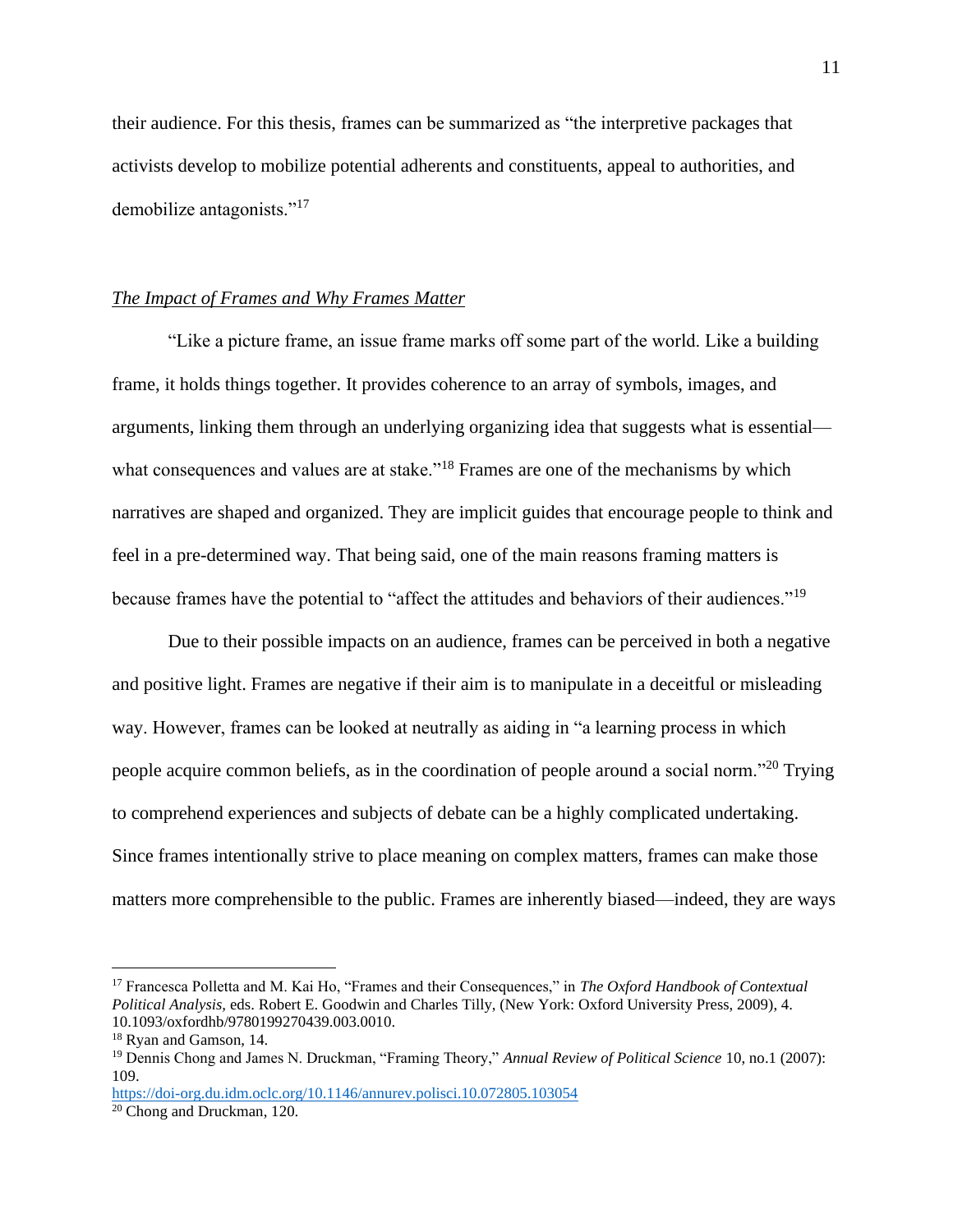their audience. For this thesis, frames can be summarized as "the interpretive packages that activists develop to mobilize potential adherents and constituents, appeal to authorities, and demobilize antagonists."[17]

*The Impact of Frames and Why Frames Matter*

"Like a picture frame, an issue frame marks off some part of the world. Like a building frame, it holds things together. It provides coherence to an array of symbols, images, and arguments, linking them through an underlying organizing idea that suggests what is essential—what consequences and values are at stake."[18] Frames are one of the mechanisms by which narratives are shaped and organized. They are implicit guides that encourage people to think and feel in a pre-determined way. That being said, one of the main reasons framing matters is because frames have the potential to "affect the attitudes and behaviors of their audiences."[19]

Due to their possible impacts on an audience, frames can be perceived in both a negative and positive light. Frames are negative if their aim is to manipulate in a deceitful or misleading way. However, frames can be looked at neutrally as aiding in "a learning process in which people acquire common beliefs, as in the coordination of people around a social norm."[20] Trying to comprehend experiences and subjects of debate can be a highly complicated undertaking. Since frames intentionally strive to place meaning on complex matters, frames can make those matters more comprehensible to the public. Frames are inherently biased—indeed, they are ways

---

[17] Francesca Polletta and M. Kai Ho, "Frames and their Consequences," in *The Oxford Handbook of Contextual Political Analysis,* eds. Robert E. Goodwin and Charles Tilly, (New York: Oxford University Press, 2009), 4. 10.1093/oxfordhb/9780199270439.003.0010.

[18] Ryan and Gamson, 14.

[19] Dennis Chong and James N. Druckman, "Framing Theory," *Annual Review of Political Science* 10, no.1 (2007): 109. https://doi-org.du.idm.oclc.org/10.1146/annurev.polisci.10.072805.103054

[20] Chong and Druckman, 120.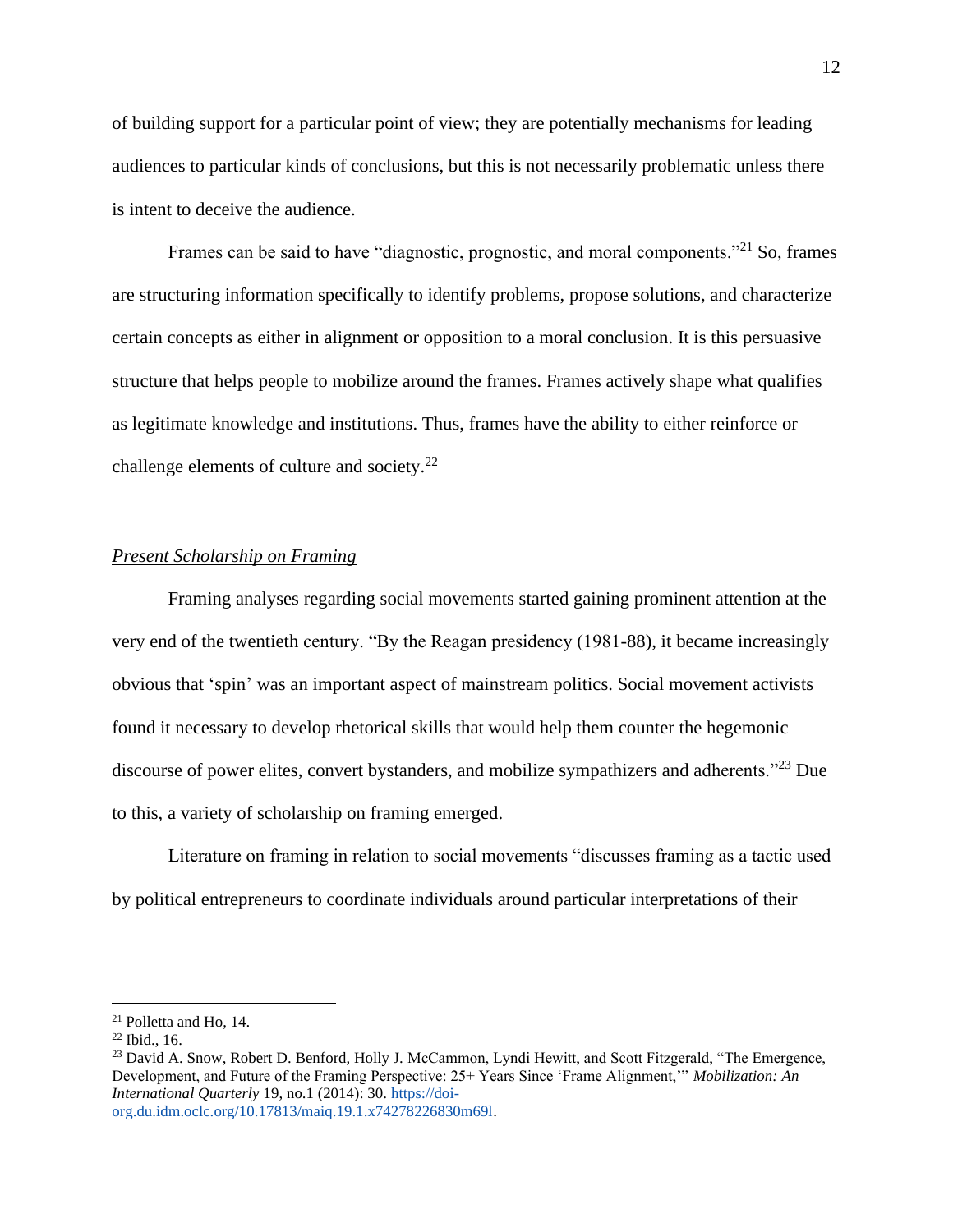of building support for a particular point of view; they are potentially mechanisms for leading audiences to particular kinds of conclusions, but this is not necessarily problematic unless there is intent to deceive the audience.

Frames can be said to have "diagnostic, prognostic, and moral components."[21] So, frames are structuring information specifically to identify problems, propose solutions, and characterize certain concepts as either in alignment or opposition to a moral conclusion. It is this persuasive structure that helps people to mobilize around the frames. Frames actively shape what qualifies as legitimate knowledge and institutions. Thus, frames have the ability to either reinforce or challenge elements of culture and society.[22]

*Present Scholarship on Framing*

Framing analyses regarding social movements started gaining prominent attention at the very end of the twentieth century. "By the Reagan presidency (1981-88), it became increasingly obvious that 'spin' was an important aspect of mainstream politics. Social movement activists found it necessary to develop rhetorical skills that would help them counter the hegemonic discourse of power elites, convert bystanders, and mobilize sympathizers and adherents."[23] Due to this, a variety of scholarship on framing emerged.

Literature on framing in relation to social movements "discusses framing as a tactic used by political entrepreneurs to coordinate individuals around particular interpretations of their

---

[21] Polletta and Ho, 14.

[22] Ibid., 16.

[23] David A. Snow, Robert D. Benford, Holly J. McCammon, Lyndi Hewitt, and Scott Fitzgerald, "The Emergence, Development, and Future of the Framing Perspective: 25+ Years Since 'Frame Alignment,'" *Mobilization: An International Quarterly* 19, no.1 (2014): 30. https://doi-org.du.idm.oclc.org/10.17813/maiq.19.1.x74278226830m69l.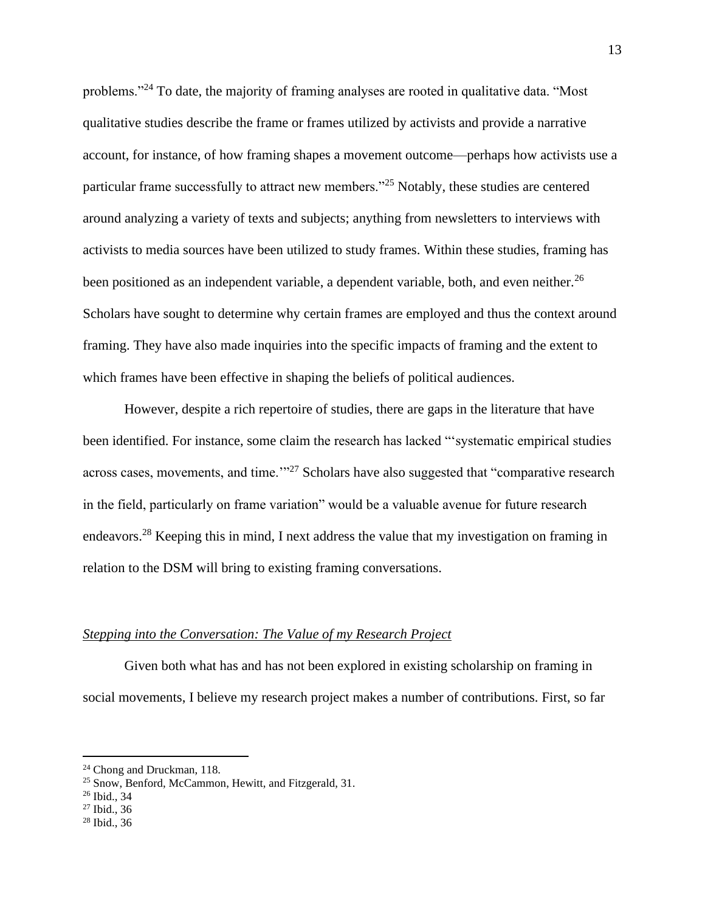problems."[24] To date, the majority of framing analyses are rooted in qualitative data. "Most qualitative studies describe the frame or frames utilized by activists and provide a narrative account, for instance, of how framing shapes a movement outcome—perhaps how activists use a particular frame successfully to attract new members."[25] Notably, these studies are centered around analyzing a variety of texts and subjects; anything from newsletters to interviews with activists to media sources have been utilized to study frames. Within these studies, framing has been positioned as an independent variable, a dependent variable, both, and even neither.[26] Scholars have sought to determine why certain frames are employed and thus the context around framing. They have also made inquiries into the specific impacts of framing and the extent to which frames have been effective in shaping the beliefs of political audiences.

However, despite a rich repertoire of studies, there are gaps in the literature that have been identified. For instance, some claim the research has lacked "'systematic empirical studies across cases, movements, and time.'"[27] Scholars have also suggested that "comparative research in the field, particularly on frame variation" would be a valuable avenue for future research endeavors.[28] Keeping this in mind, I next address the value that my investigation on framing in relation to the DSM will bring to existing framing conversations.

### *Stepping into the Conversation: The Value of my Research Project*

Given both what has and has not been explored in existing scholarship on framing in social movements, I believe my research project makes a number of contributions. First, so far

---

[24] Chong and Druckman, 118.
[25] Snow, Benford, McCammon, Hewitt, and Fitzgerald, 31.
[26] Ibid., 34
[27] Ibid., 36
[28] Ibid., 36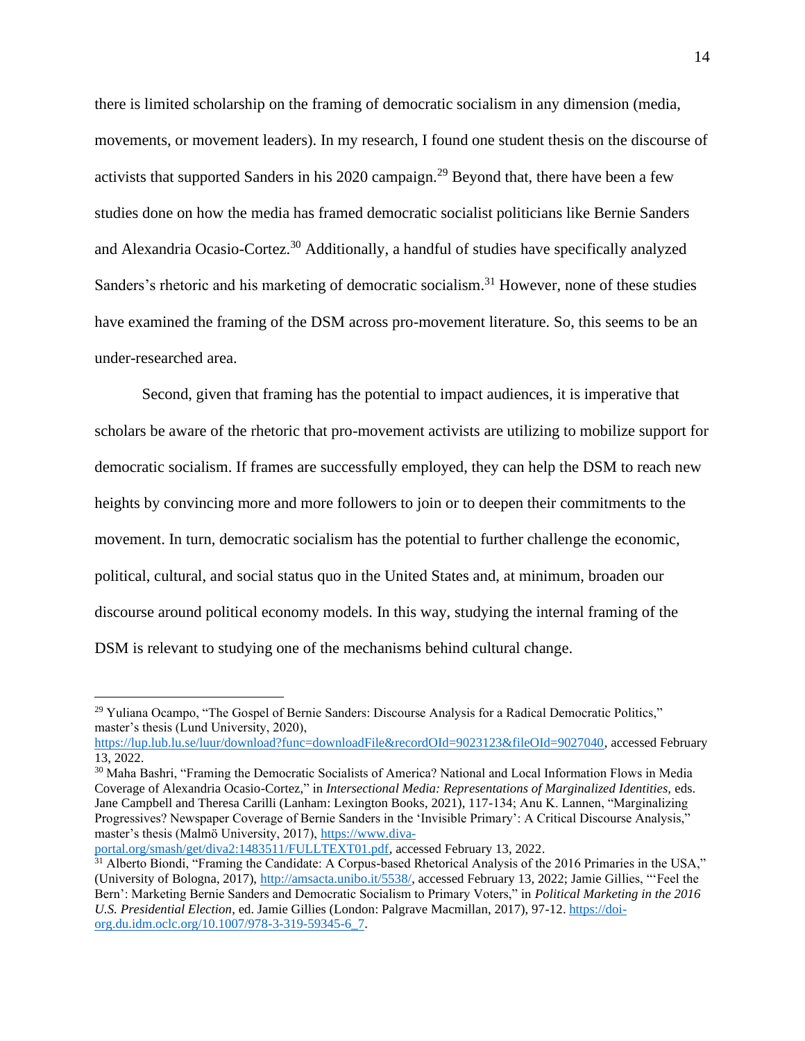there is limited scholarship on the framing of democratic socialism in any dimension (media, movements, or movement leaders). In my research, I found one student thesis on the discourse of activists that supported Sanders in his 2020 campaign.[29] Beyond that, there have been a few studies done on how the media has framed democratic socialist politicians like Bernie Sanders and Alexandria Ocasio-Cortez.[30] Additionally, a handful of studies have specifically analyzed Sanders's rhetoric and his marketing of democratic socialism.[31] However, none of these studies have examined the framing of the DSM across pro-movement literature. So, this seems to be an under-researched area.

Second, given that framing has the potential to impact audiences, it is imperative that scholars be aware of the rhetoric that pro-movement activists are utilizing to mobilize support for democratic socialism. If frames are successfully employed, they can help the DSM to reach new heights by convincing more and more followers to join or to deepen their commitments to the movement. In turn, democratic socialism has the potential to further challenge the economic, political, cultural, and social status quo in the United States and, at minimum, broaden our discourse around political economy models. In this way, studying the internal framing of the DSM is relevant to studying one of the mechanisms behind cultural change.

---

[29] Yuliana Ocampo, "The Gospel of Bernie Sanders: Discourse Analysis for a Radical Democratic Politics," master's thesis (Lund University, 2020), https://lup.lub.lu.se/luur/download?func=downloadFile&recordOId=9023123&fileOId=9027040, accessed February 13, 2022.

[30] Maha Bashri, "Framing the Democratic Socialists of America? National and Local Information Flows in Media Coverage of Alexandria Ocasio-Cortez," in *Intersectional Media: Representations of Marginalized Identities,* eds. Jane Campbell and Theresa Carilli (Lanham: Lexington Books, 2021), 117-134; Anu K. Lannen, "Marginalizing Progressives? Newspaper Coverage of Bernie Sanders in the 'Invisible Primary': A Critical Discourse Analysis," master's thesis (Malmö University, 2017), https://www.diva-portal.org/smash/get/diva2:1483511/FULLTEXT01.pdf, accessed February 13, 2022.

[31] Alberto Biondi, "Framing the Candidate: A Corpus-based Rhetorical Analysis of the 2016 Primaries in the USA," (University of Bologna, 2017), http://amsacta.unibo.it/5538/, accessed February 13, 2022; Jamie Gillies, "'Feel the Bern': Marketing Bernie Sanders and Democratic Socialism to Primary Voters," in *Political Marketing in the 2016 U.S. Presidential Election,* ed. Jamie Gillies (London: Palgrave Macmillan, 2017), 97-12. https://doi-org.du.idm.oclc.org/10.1007/978-3-319-59345-6_7.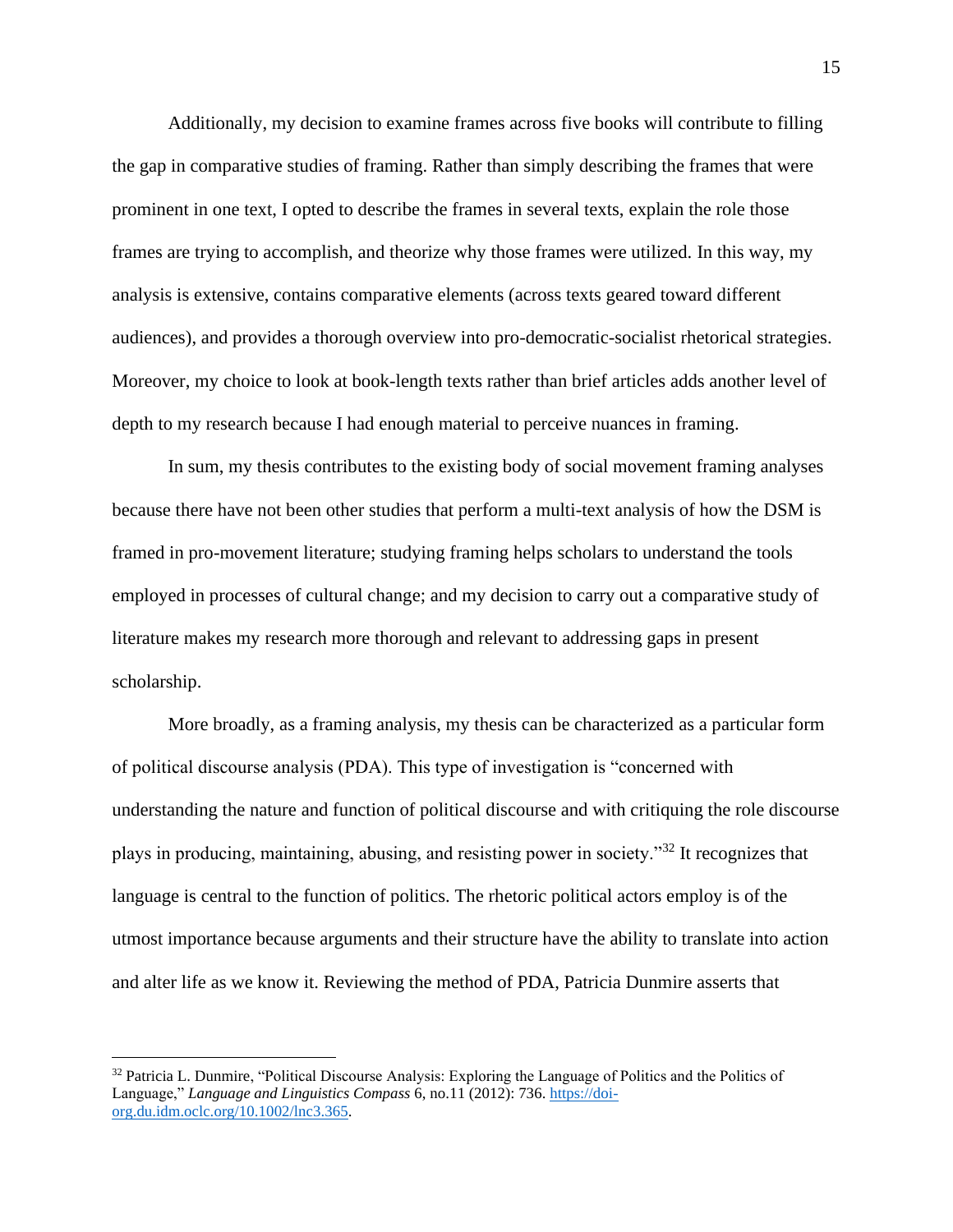Additionally, my decision to examine frames across five books will contribute to filling the gap in comparative studies of framing. Rather than simply describing the frames that were prominent in one text, I opted to describe the frames in several texts, explain the role those frames are trying to accomplish, and theorize why those frames were utilized. In this way, my analysis is extensive, contains comparative elements (across texts geared toward different audiences), and provides a thorough overview into pro-democratic-socialist rhetorical strategies. Moreover, my choice to look at book-length texts rather than brief articles adds another level of depth to my research because I had enough material to perceive nuances in framing.

In sum, my thesis contributes to the existing body of social movement framing analyses because there have not been other studies that perform a multi-text analysis of how the DSM is framed in pro-movement literature; studying framing helps scholars to understand the tools employed in processes of cultural change; and my decision to carry out a comparative study of literature makes my research more thorough and relevant to addressing gaps in present scholarship.

More broadly, as a framing analysis, my thesis can be characterized as a particular form of political discourse analysis (PDA). This type of investigation is "concerned with understanding the nature and function of political discourse and with critiquing the role discourse plays in producing, maintaining, abusing, and resisting power in society."[32] It recognizes that language is central to the function of politics. The rhetoric political actors employ is of the utmost importance because arguments and their structure have the ability to translate into action and alter life as we know it. Reviewing the method of PDA, Patricia Dunmire asserts that

---

[32] Patricia L. Dunmire, "Political Discourse Analysis: Exploring the Language of Politics and the Politics of Language," *Language and Linguistics Compass* 6, no.11 (2012): 736. https://doi-org.du.idm.oclc.org/10.1002/lnc3.365.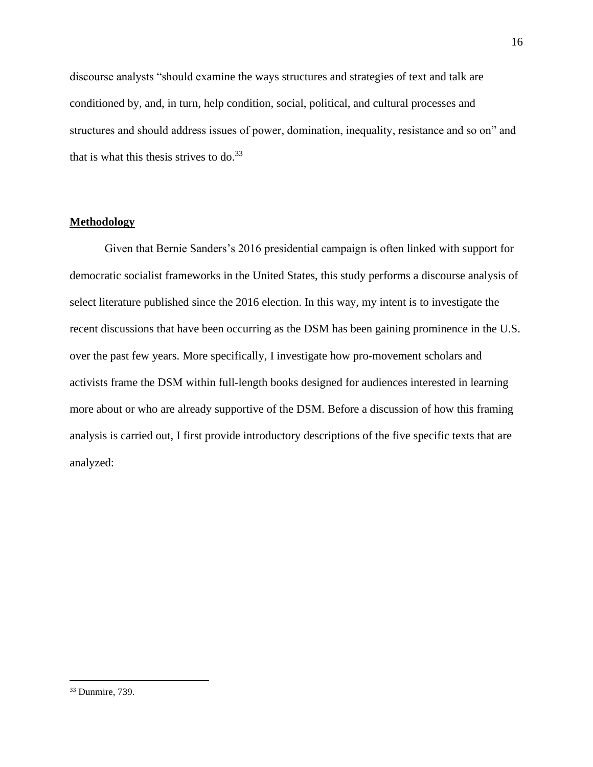discourse analysts "should examine the ways structures and strategies of text and talk are conditioned by, and, in turn, help condition, social, political, and cultural processes and structures and should address issues of power, domination, inequality, resistance and so on" and that is what this thesis strives to do.[33]

## **Methodology**

Given that Bernie Sanders's 2016 presidential campaign is often linked with support for democratic socialist frameworks in the United States, this study performs a discourse analysis of select literature published since the 2016 election. In this way, my intent is to investigate the recent discussions that have been occurring as the DSM has been gaining prominence in the U.S. over the past few years. More specifically, I investigate how pro-movement scholars and activists frame the DSM within full-length books designed for audiences interested in learning more about or who are already supportive of the DSM. Before a discussion of how this framing analysis is carried out, I first provide introductory descriptions of the five specific texts that are analyzed:

---

[33] Dunmire, 739.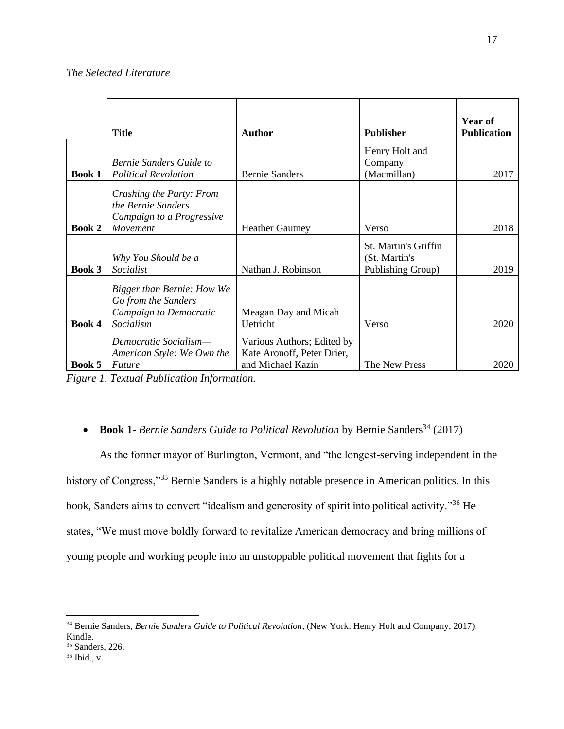*The Selected Literature*

| | Title | Author | Publisher | Year of Publication |
|---|---|---|---|---|
| **Book 1** | *Bernie Sanders Guide to Political Revolution* | Bernie Sanders | Henry Holt and Company (Macmillan) | 2017 |
| **Book 2** | *Crashing the Party: From the Bernie Sanders Campaign to a Progressive Movement* | Heather Gautney | Verso | 2018 |
| **Book 3** | *Why You Should be a Socialist* | Nathan J. Robinson | St. Martin's Griffin (St. Martin's Publishing Group) | 2019 |
| **Book 4** | *Bigger than Bernie: How We Go from the Sanders Campaign to Democratic Socialism* | Meagan Day and Micah Uetricht | Verso | 2020 |
| **Book 5** | *Democratic Socialism—American Style: We Own the Future* | Various Authors; Edited by Kate Aronoff, Peter Drier, and Michael Kazin | The New Press | 2020 |

*Figure 1. Textual Publication Information.*

- **Book 1**- *Bernie Sanders Guide to Political Revolution* by Bernie Sanders[34] (2017)

As the former mayor of Burlington, Vermont, and "the longest-serving independent in the history of Congress,"[35] Bernie Sanders is a highly notable presence in American politics. In this book, Sanders aims to convert "idealism and generosity of spirit into political activity."[36] He states, "We must move boldly forward to revitalize American democracy and bring millions of young people and working people into an unstoppable political movement that fights for a

---

[34] Bernie Sanders, *Bernie Sanders Guide to Political Revolution*, (New York: Henry Holt and Company, 2017), Kindle.

[35] Sanders, 226.

[36] Ibid., v.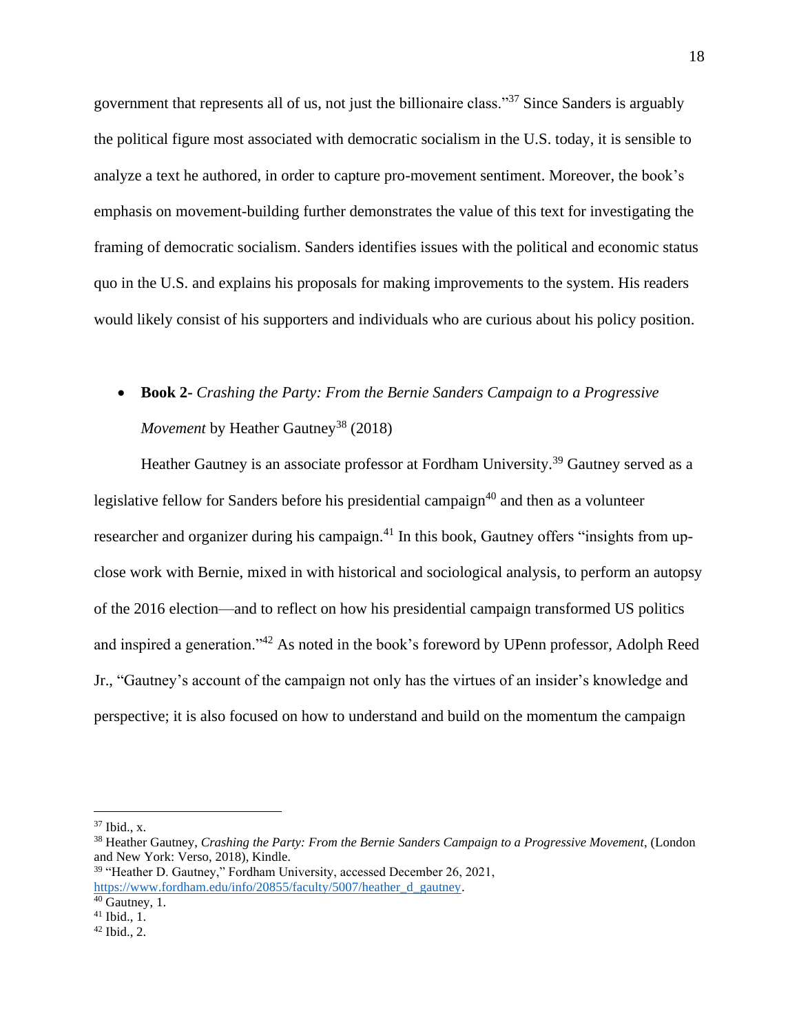government that represents all of us, not just the billionaire class."[37] Since Sanders is arguably the political figure most associated with democratic socialism in the U.S. today, it is sensible to analyze a text he authored, in order to capture pro-movement sentiment. Moreover, the book's emphasis on movement-building further demonstrates the value of this text for investigating the framing of democratic socialism. Sanders identifies issues with the political and economic status quo in the U.S. and explains his proposals for making improvements to the system. His readers would likely consist of his supporters and individuals who are curious about his policy position.

- **Book 2-** *Crashing the Party: From the Bernie Sanders Campaign to a Progressive Movement* by Heather Gautney[38] (2018)

Heather Gautney is an associate professor at Fordham University.[39] Gautney served as a legislative fellow for Sanders before his presidential campaign[40] and then as a volunteer researcher and organizer during his campaign.[41] In this book, Gautney offers "insights from up-close work with Bernie, mixed in with historical and sociological analysis, to perform an autopsy of the 2016 election—and to reflect on how his presidential campaign transformed US politics and inspired a generation."[42] As noted in the book's foreword by UPenn professor, Adolph Reed Jr., "Gautney's account of the campaign not only has the virtues of an insider's knowledge and perspective; it is also focused on how to understand and build on the momentum the campaign

---

[37] Ibid., x.

[38] Heather Gautney, *Crashing the Party: From the Bernie Sanders Campaign to a Progressive Movement*, (London and New York: Verso, 2018), Kindle.

[39] "Heather D. Gautney," Fordham University, accessed December 26, 2021, https://www.fordham.edu/info/20855/faculty/5007/heather_d_gautney.

[40] Gautney, 1.

[41] Ibid., 1.

[42] Ibid., 2.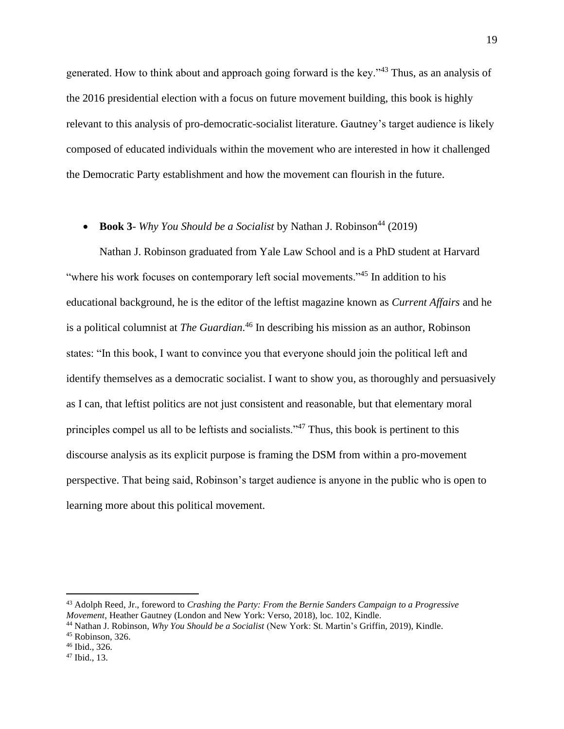generated. How to think about and approach going forward is the key."[43] Thus, as an analysis of the 2016 presidential election with a focus on future movement building, this book is highly relevant to this analysis of pro-democratic-socialist literature. Gautney's target audience is likely composed of educated individuals within the movement who are interested in how it challenged the Democratic Party establishment and how the movement can flourish in the future.

- **Book 3**- *Why You Should be a Socialist* by Nathan J. Robinson[44] (2019)

Nathan J. Robinson graduated from Yale Law School and is a PhD student at Harvard "where his work focuses on contemporary left social movements."[45] In addition to his educational background, he is the editor of the leftist magazine known as *Current Affairs* and he is a political columnist at *The Guardian*.[46] In describing his mission as an author, Robinson states: "In this book, I want to convince you that everyone should join the political left and identify themselves as a democratic socialist. I want to show you, as thoroughly and persuasively as I can, that leftist politics are not just consistent and reasonable, but that elementary moral principles compel us all to be leftists and socialists."[47] Thus, this book is pertinent to this discourse analysis as its explicit purpose is framing the DSM from within a pro-movement perspective. That being said, Robinson's target audience is anyone in the public who is open to learning more about this political movement.

---

[43] Adolph Reed, Jr., foreword to *Crashing the Party: From the Bernie Sanders Campaign to a Progressive Movement*, Heather Gautney (London and New York: Verso, 2018), loc. 102, Kindle.

[44] Nathan J. Robinson, *Why You Should be a Socialist* (New York: St. Martin's Griffin, 2019), Kindle.

[45] Robinson, 326.

[46] Ibid., 326.

[47] Ibid., 13.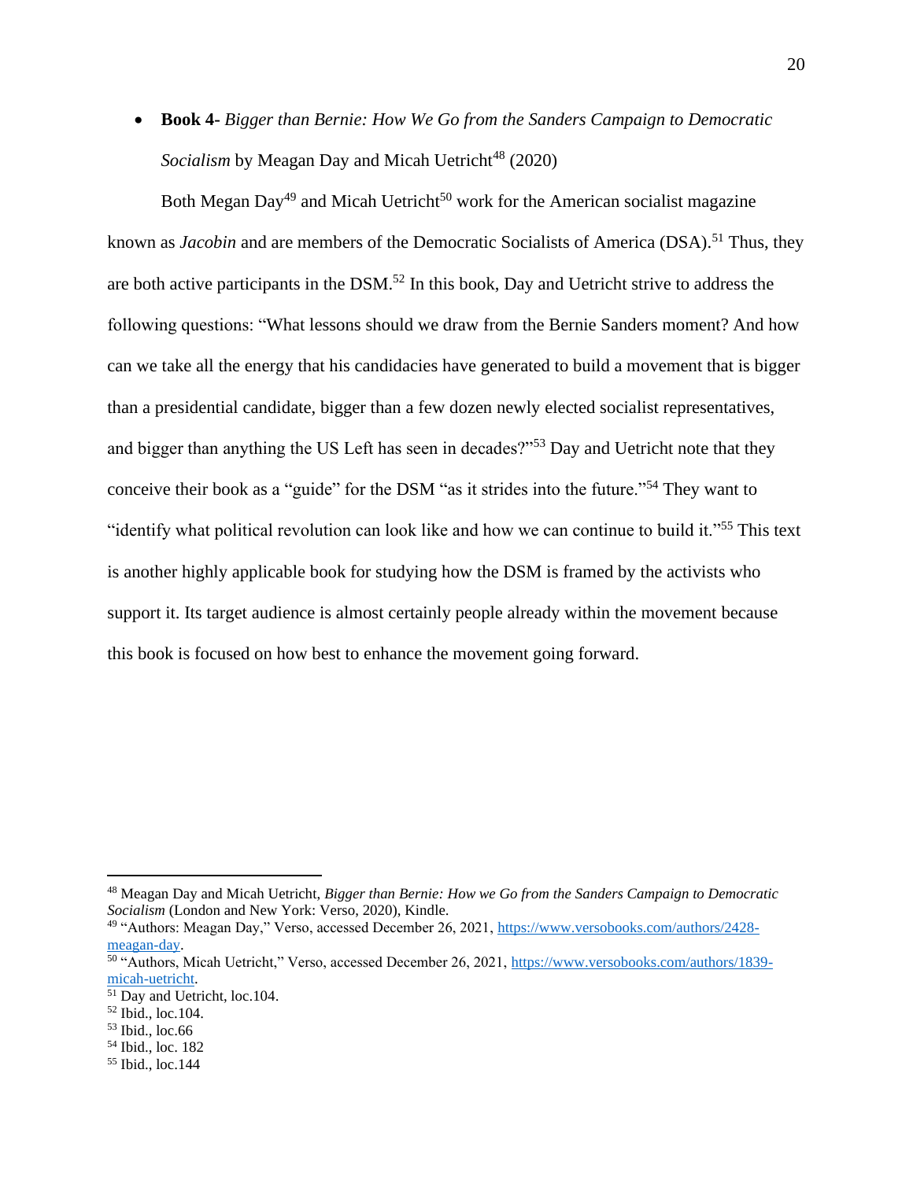- **Book 4-** *Bigger than Bernie: How We Go from the Sanders Campaign to Democratic Socialism* by Meagan Day and Micah Uetricht[48] (2020)

Both Megan Day[49] and Micah Uetricht[50] work for the American socialist magazine known as *Jacobin* and are members of the Democratic Socialists of America (DSA).[51] Thus, they are both active participants in the DSM.[52] In this book, Day and Uetricht strive to address the following questions: "What lessons should we draw from the Bernie Sanders moment? And how can we take all the energy that his candidacies have generated to build a movement that is bigger than a presidential candidate, bigger than a few dozen newly elected socialist representatives, and bigger than anything the US Left has seen in decades?"[53] Day and Uetricht note that they conceive their book as a "guide" for the DSM "as it strides into the future."[54] They want to "identify what political revolution can look like and how we can continue to build it."[55] This text is another highly applicable book for studying how the DSM is framed by the activists who support it. Its target audience is almost certainly people already within the movement because this book is focused on how best to enhance the movement going forward.

---

[48] Meagan Day and Micah Uetricht, *Bigger than Bernie: How we Go from the Sanders Campaign to Democratic Socialism* (London and New York: Verso, 2020), Kindle.

[49] "Authors: Meagan Day," Verso, accessed December 26, 2021, https://www.versobooks.com/authors/2428-meagan-day.

[50] "Authors, Micah Uetricht," Verso, accessed December 26, 2021, https://www.versobooks.com/authors/1839-micah-uetricht.

[51] Day and Uetricht, loc.104.

[52] Ibid., loc.104.

[53] Ibid., loc.66

[54] Ibid., loc. 182

[55] Ibid., loc.144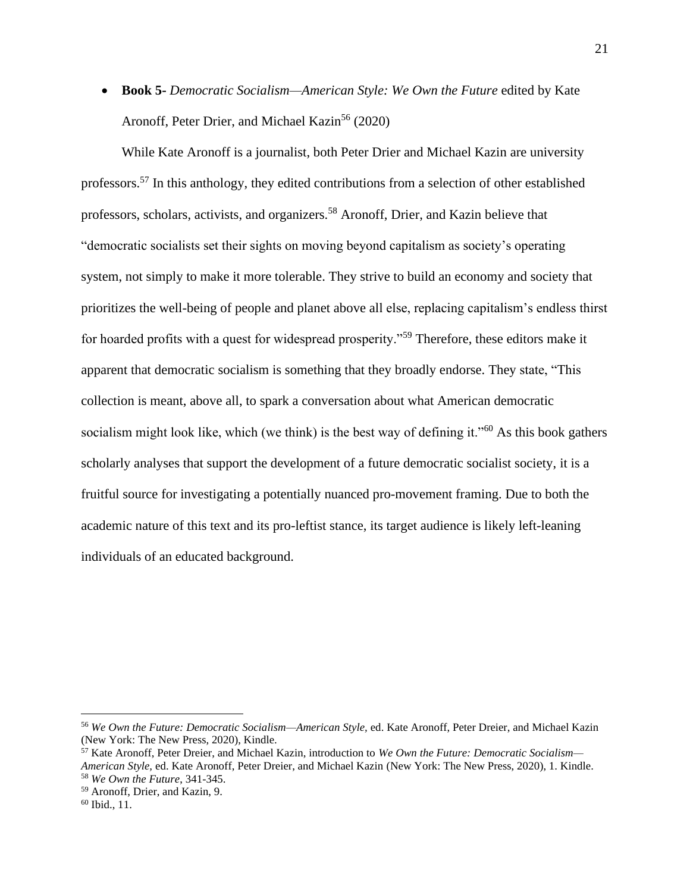- **Book 5-** *Democratic Socialism—American Style: We Own the Future* edited by Kate Aronoff, Peter Drier, and Michael Kazin[56] (2020)

While Kate Aronoff is a journalist, both Peter Drier and Michael Kazin are university professors.[57] In this anthology, they edited contributions from a selection of other established professors, scholars, activists, and organizers.[58] Aronoff, Drier, and Kazin believe that "democratic socialists set their sights on moving beyond capitalism as society's operating system, not simply to make it more tolerable. They strive to build an economy and society that prioritizes the well-being of people and planet above all else, replacing capitalism's endless thirst for hoarded profits with a quest for widespread prosperity."[59] Therefore, these editors make it apparent that democratic socialism is something that they broadly endorse. They state, "This collection is meant, above all, to spark a conversation about what American democratic socialism might look like, which (we think) is the best way of defining it."[60] As this book gathers scholarly analyses that support the development of a future democratic socialist society, it is a fruitful source for investigating a potentially nuanced pro-movement framing. Due to both the academic nature of this text and its pro-leftist stance, its target audience is likely left-leaning individuals of an educated background.

---

[56] *We Own the Future: Democratic Socialism—American Style*, ed. Kate Aronoff, Peter Dreier, and Michael Kazin (New York: The New Press, 2020), Kindle.

[57] Kate Aronoff, Peter Dreier, and Michael Kazin, introduction to *We Own the Future: Democratic Socialism—American Style*, ed. Kate Aronoff, Peter Dreier, and Michael Kazin (New York: The New Press, 2020), 1. Kindle.

[58] *We Own the Future*, 341-345.

[59] Aronoff, Drier, and Kazin, 9.

[60] Ibid., 11.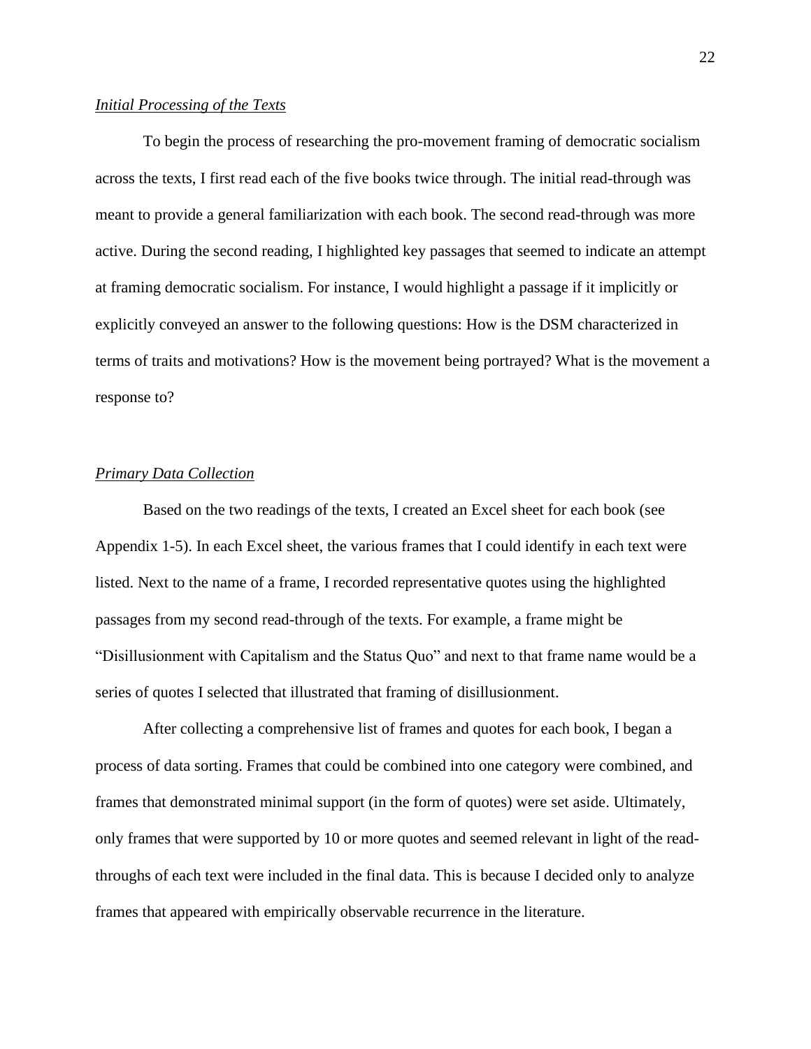*Initial Processing of the Texts*

To begin the process of researching the pro-movement framing of democratic socialism across the texts, I first read each of the five books twice through. The initial read-through was meant to provide a general familiarization with each book. The second read-through was more active. During the second reading, I highlighted key passages that seemed to indicate an attempt at framing democratic socialism. For instance, I would highlight a passage if it implicitly or explicitly conveyed an answer to the following questions: How is the DSM characterized in terms of traits and motivations? How is the movement being portrayed? What is the movement a response to?

*Primary Data Collection*

Based on the two readings of the texts, I created an Excel sheet for each book (see Appendix 1-5). In each Excel sheet, the various frames that I could identify in each text were listed. Next to the name of a frame, I recorded representative quotes using the highlighted passages from my second read-through of the texts. For example, a frame might be "Disillusionment with Capitalism and the Status Quo" and next to that frame name would be a series of quotes I selected that illustrated that framing of disillusionment.

After collecting a comprehensive list of frames and quotes for each book, I began a process of data sorting. Frames that could be combined into one category were combined, and frames that demonstrated minimal support (in the form of quotes) were set aside. Ultimately, only frames that were supported by 10 or more quotes and seemed relevant in light of the read-throughs of each text were included in the final data. This is because I decided only to analyze frames that appeared with empirically observable recurrence in the literature.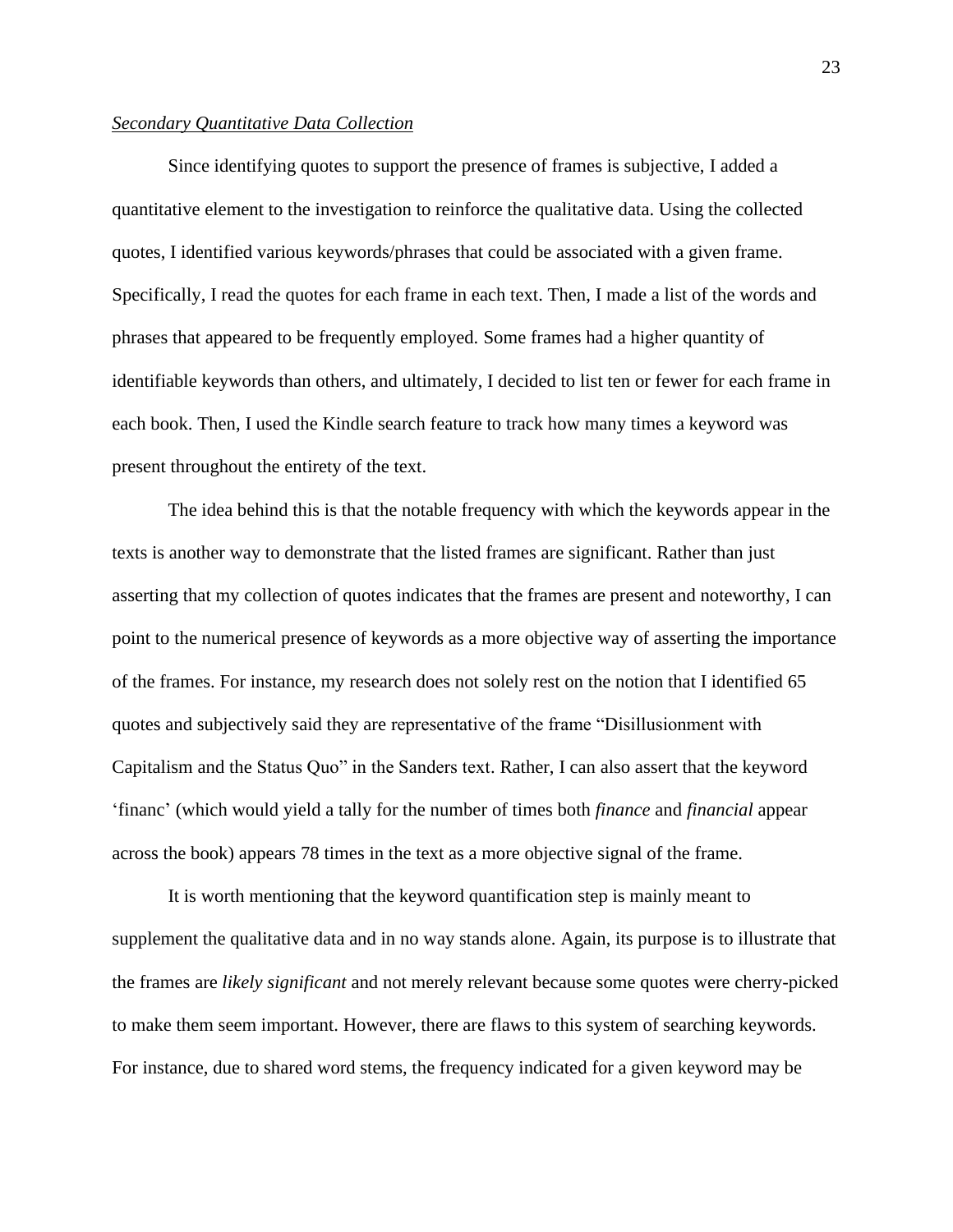*<u>Secondary Quantitative Data Collection</u>*

Since identifying quotes to support the presence of frames is subjective, I added a quantitative element to the investigation to reinforce the qualitative data. Using the collected quotes, I identified various keywords/phrases that could be associated with a given frame. Specifically, I read the quotes for each frame in each text. Then, I made a list of the words and phrases that appeared to be frequently employed. Some frames had a higher quantity of identifiable keywords than others, and ultimately, I decided to list ten or fewer for each frame in each book. Then, I used the Kindle search feature to track how many times a keyword was present throughout the entirety of the text.

The idea behind this is that the notable frequency with which the keywords appear in the texts is another way to demonstrate that the listed frames are significant. Rather than just asserting that my collection of quotes indicates that the frames are present and noteworthy, I can point to the numerical presence of keywords as a more objective way of asserting the importance of the frames. For instance, my research does not solely rest on the notion that I identified 65 quotes and subjectively said they are representative of the frame "Disillusionment with Capitalism and the Status Quo" in the Sanders text. Rather, I can also assert that the keyword 'financ' (which would yield a tally for the number of times both *finance* and *financial* appear across the book) appears 78 times in the text as a more objective signal of the frame.

It is worth mentioning that the keyword quantification step is mainly meant to supplement the qualitative data and in no way stands alone. Again, its purpose is to illustrate that the frames are *likely significant* and not merely relevant because some quotes were cherry-picked to make them seem important. However, there are flaws to this system of searching keywords. For instance, due to shared word stems, the frequency indicated for a given keyword may be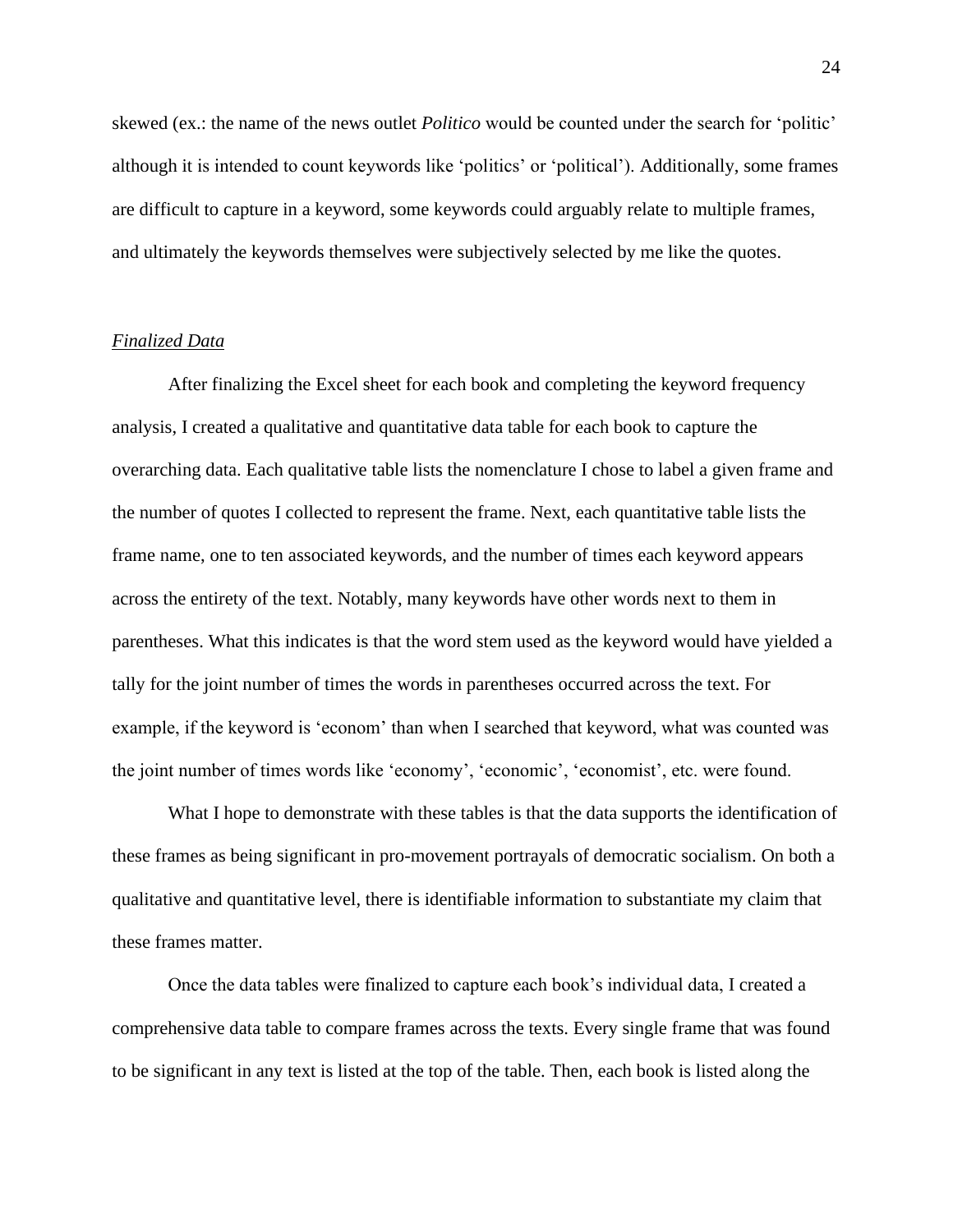skewed (ex.: the name of the news outlet *Politico* would be counted under the search for 'politic' although it is intended to count keywords like 'politics' or 'political'). Additionally, some frames are difficult to capture in a keyword, some keywords could arguably relate to multiple frames, and ultimately the keywords themselves were subjectively selected by me like the quotes.

### *Finalized Data*

After finalizing the Excel sheet for each book and completing the keyword frequency analysis, I created a qualitative and quantitative data table for each book to capture the overarching data. Each qualitative table lists the nomenclature I chose to label a given frame and the number of quotes I collected to represent the frame. Next, each quantitative table lists the frame name, one to ten associated keywords, and the number of times each keyword appears across the entirety of the text. Notably, many keywords have other words next to them in parentheses. What this indicates is that the word stem used as the keyword would have yielded a tally for the joint number of times the words in parentheses occurred across the text. For example, if the keyword is 'econom' than when I searched that keyword, what was counted was the joint number of times words like 'economy', 'economic', 'economist', etc. were found.

What I hope to demonstrate with these tables is that the data supports the identification of these frames as being significant in pro-movement portrayals of democratic socialism. On both a qualitative and quantitative level, there is identifiable information to substantiate my claim that these frames matter.

Once the data tables were finalized to capture each book's individual data, I created a comprehensive data table to compare frames across the texts. Every single frame that was found to be significant in any text is listed at the top of the table. Then, each book is listed along the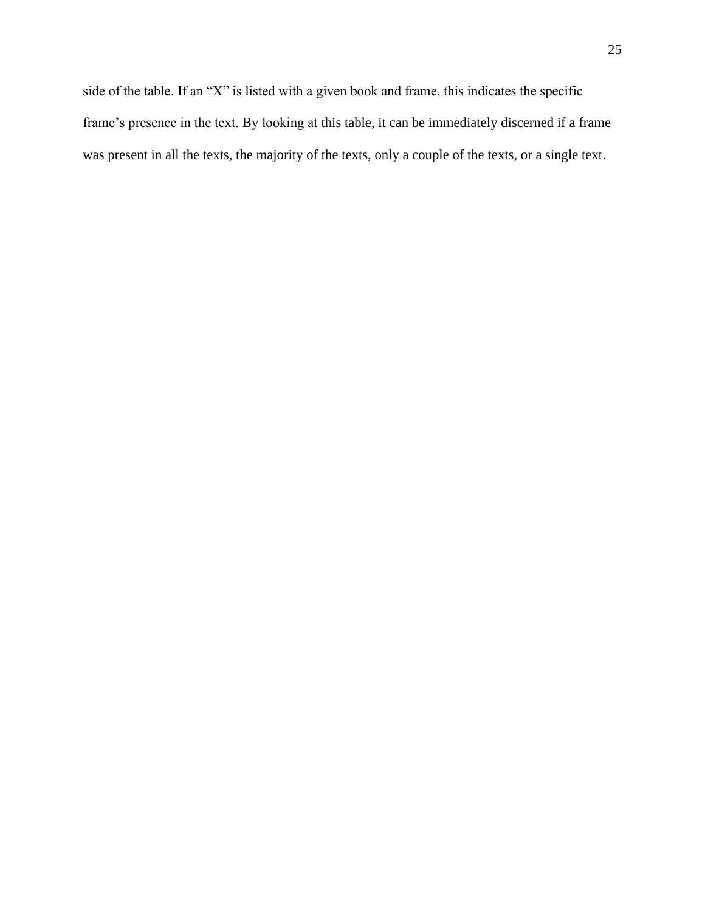side of the table. If an “X” is listed with a given book and frame, this indicates the specific frame’s presence in the text. By looking at this table, it can be immediately discerned if a frame was present in all the texts, the majority of the texts, only a couple of the texts, or a single text.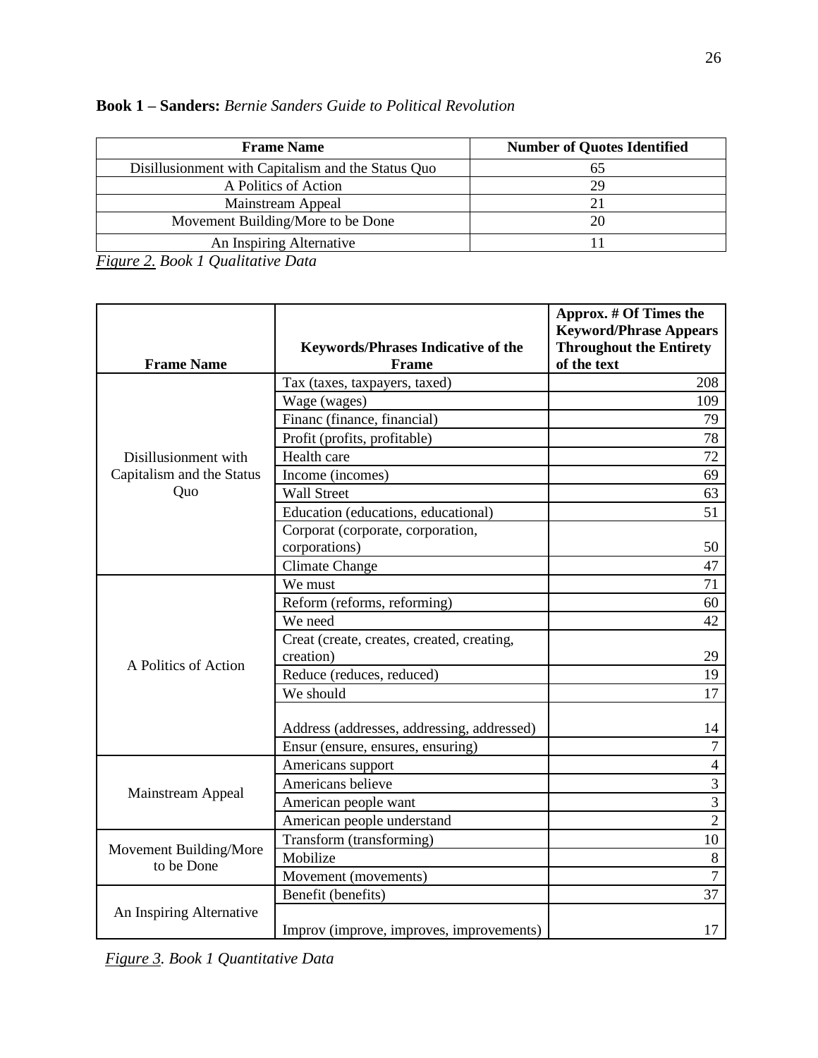**Book 1 – Sanders:** *Bernie Sanders Guide to Political Revolution*

| Frame Name | Number of Quotes Identified |
|---|---|
| Disillusionment with Capitalism and the Status Quo | 65 |
| A Politics of Action | 29 |
| Mainstream Appeal | 21 |
| Movement Building/More to be Done | 20 |
| An Inspiring Alternative | 11 |

*Figure 2. Book 1 Qualitative Data*

| Frame Name | Keywords/Phrases Indicative of the Frame | Approx. # Of Times the Keyword/Phrase Appears Throughout the Entirety of the text |
|---|---|---|
| Disillusionment with Capitalism and the Status Quo | Tax (taxes, taxpayers, taxed) | 208 |
| | Wage (wages) | 109 |
| | Financ (finance, financial) | 79 |
| | Profit (profits, profitable) | 78 |
| | Health care | 72 |
| | Income (incomes) | 69 |
| | Wall Street | 63 |
| | Education (educations, educational) | 51 |
| | Corporat (corporate, corporation, corporations) | 50 |
| | Climate Change | 47 |
| A Politics of Action | We must | 71 |
| | Reform (reforms, reforming) | 60 |
| | We need | 42 |
| | Creat (create, creates, created, creating, creation) | 29 |
| | Reduce (reduces, reduced) | 19 |
| | We should | 17 |
| | Address (addresses, addressing, addressed) | 14 |
| | Ensur (ensure, ensures, ensuring) | 7 |
| Mainstream Appeal | Americans support | 4 |
| | Americans believe | 3 |
| | American people want | 3 |
| | American people understand | 2 |
| Movement Building/More to be Done | Transform (transforming) | 10 |
| | Mobilize | 8 |
| | Movement (movements) | 7 |
| An Inspiring Alternative | Benefit (benefits) | 37 |
| | Improv (improve, improves, improvements) | 17 |

*Figure 3. Book 1 Quantitative Data*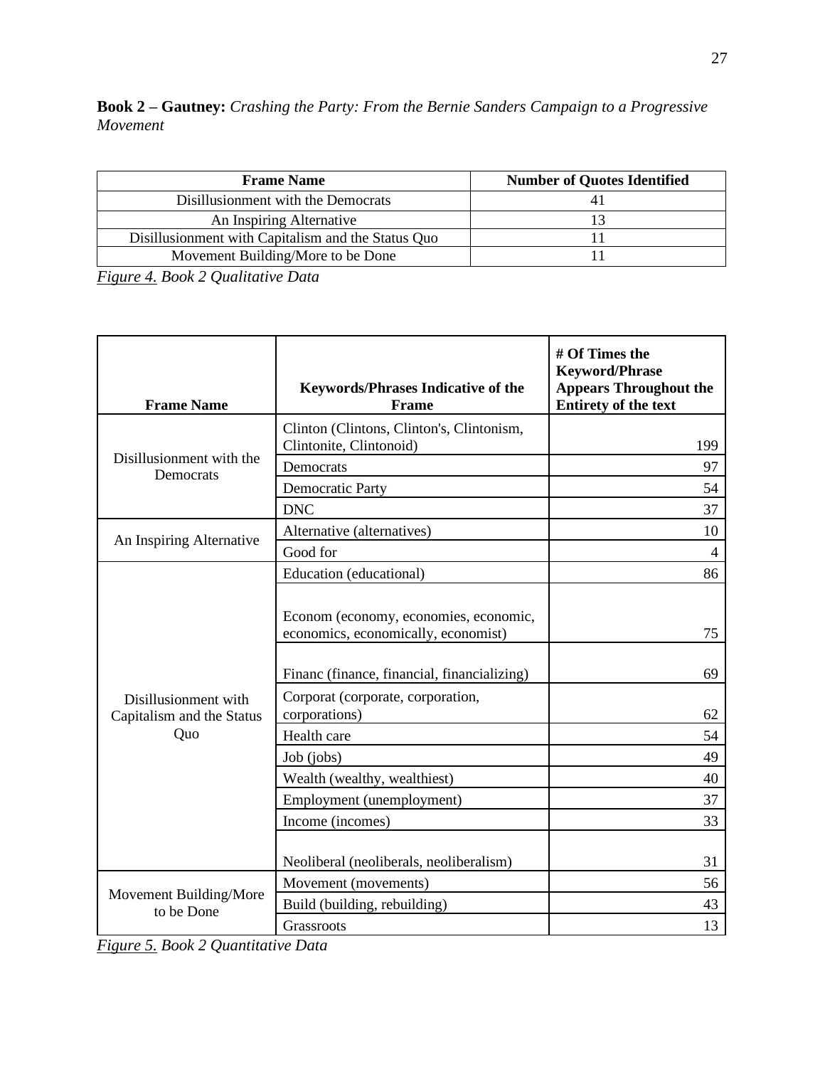**Book 2 – Gautney:** *Crashing the Party: From the Bernie Sanders Campaign to a Progressive Movement*

| Frame Name | Number of Quotes Identified |
|---|---|
| Disillusionment with the Democrats | 41 |
| An Inspiring Alternative | 13 |
| Disillusionment with Capitalism and the Status Quo | 11 |
| Movement Building/More to be Done | 11 |

*Figure 4. Book 2 Qualitative Data*

| Frame Name | Keywords/Phrases Indicative of the Frame | # Of Times the Keyword/Phrase Appears Throughout the Entirety of the text |
|---|---|---|
| Disillusionment with the Democrats | Clinton (Clintons, Clinton's, Clintonism, Clintonite, Clintonoid) | 199 |
| | Democrats | 97 |
| | Democratic Party | 54 |
| | DNC | 37 |
| An Inspiring Alternative | Alternative (alternatives) | 10 |
| | Good for | 4 |
| Disillusionment with Capitalism and the Status Quo | Education (educational) | 86 |
| | Econom (economy, economies, economic, economics, economically, economist) | 75 |
| | Financ (finance, financial, financializing) | 69 |
| | Corporat (corporate, corporation, corporations) | 62 |
| | Health care | 54 |
| | Job (jobs) | 49 |
| | Wealth (wealthy, wealthiest) | 40 |
| | Employment (unemployment) | 37 |
| | Income (incomes) | 33 |
| | Neoliberal (neoliberals, neoliberalism) | 31 |
| Movement Building/More to be Done | Movement (movements) | 56 |
| | Build (building, rebuilding) | 43 |
| | Grassroots | 13 |

*Figure 5. Book 2 Quantitative Data*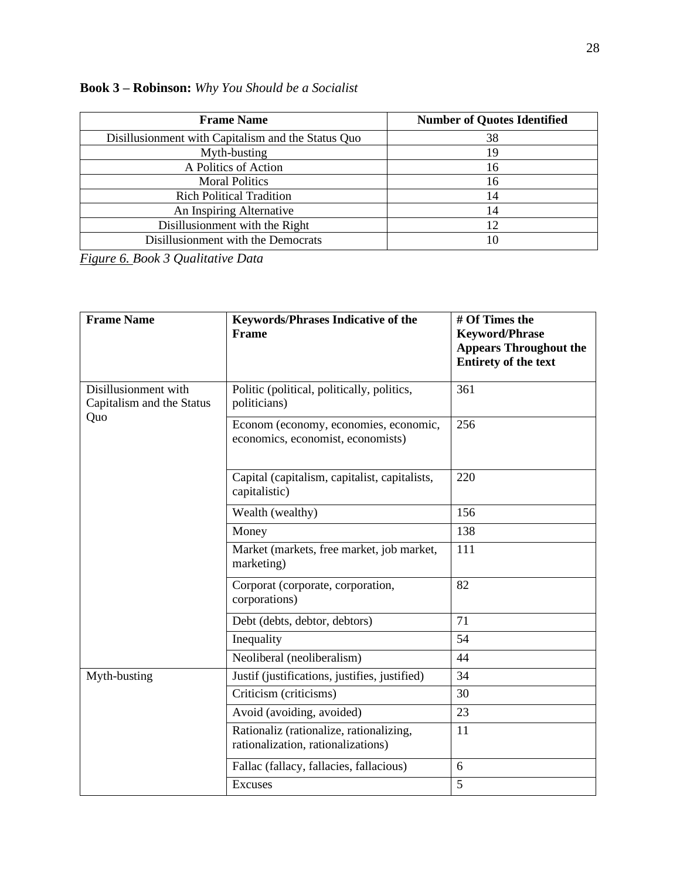**Book 3 – Robinson:** *Why You Should be a Socialist*

| Frame Name | Number of Quotes Identified |
|---|---|
| Disillusionment with Capitalism and the Status Quo | 38 |
| Myth-busting | 19 |
| A Politics of Action | 16 |
| Moral Politics | 16 |
| Rich Political Tradition | 14 |
| An Inspiring Alternative | 14 |
| Disillusionment with the Right | 12 |
| Disillusionment with the Democrats | 10 |

*Figure 6. Book 3 Qualitative Data*

| Frame Name | Keywords/Phrases Indicative of the Frame | # Of Times the Keyword/Phrase Appears Throughout the Entirety of the text |
|---|---|---|
| Disillusionment with Capitalism and the Status Quo | Politic (political, politically, politics, politicians) | 361 |
| | Econom (economy, economies, economic, economics, economist, economists) | 256 |
| | Capital (capitalism, capitalist, capitalists, capitalistic) | 220 |
| | Wealth (wealthy) | 156 |
| | Money | 138 |
| | Market (markets, free market, job market, marketing) | 111 |
| | Corporat (corporate, corporation, corporations) | 82 |
| | Debt (debts, debtor, debtors) | 71 |
| | Inequality | 54 |
| | Neoliberal (neoliberalism) | 44 |
| Myth-busting | Justif (justifications, justifies, justified) | 34 |
| | Criticism (criticisms) | 30 |
| | Avoid (avoiding, avoided) | 23 |
| | Rationaliz (rationalize, rationalizing, rationalization, rationalizations) | 11 |
| | Fallac (fallacy, fallacies, fallacious) | 6 |
| | Excuses | 5 |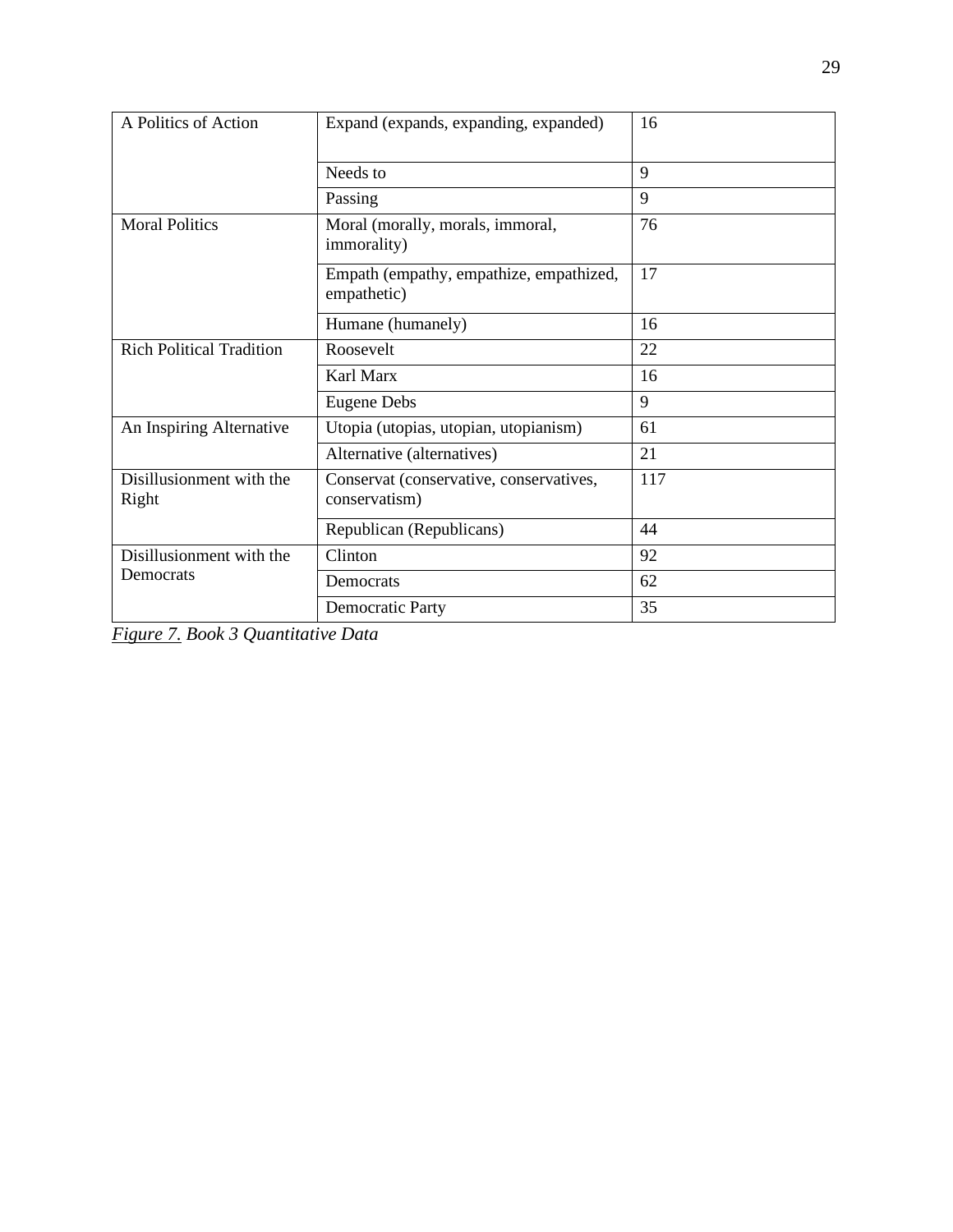| A Politics of Action | Expand (expands, expanding, expanded) | 16 |
|---|---|---|
| | Needs to | 9 |
| | Passing | 9 |
| Moral Politics | Moral (morally, morals, immoral, immorality) | 76 |
| | Empath (empathy, empathize, empathized, empathetic) | 17 |
| | Humane (humanely) | 16 |
| Rich Political Tradition | Roosevelt | 22 |
| | Karl Marx | 16 |
| | Eugene Debs | 9 |
| An Inspiring Alternative | Utopia (utopias, utopian, utopianism) | 61 |
| | Alternative (alternatives) | 21 |
| Disillusionment with the Right | Conservat (conservative, conservatives, conservatism) | 117 |
| | Republican (Republicans) | 44 |
| Disillusionment with the Democrats | Clinton | 92 |
| | Democrats | 62 |
| | Democratic Party | 35 |

*Figure 7. Book 3 Quantitative Data*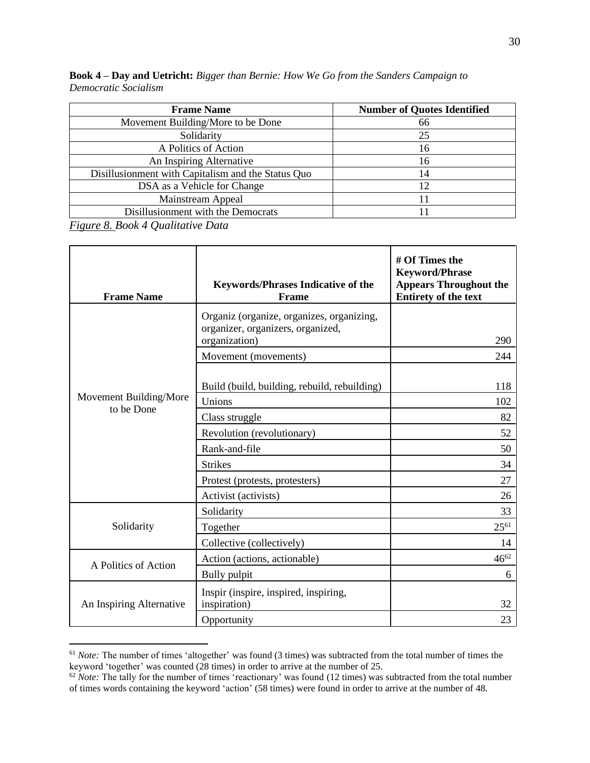**Book 4 – Day and Uetricht:** *Bigger than Bernie: How We Go from the Sanders Campaign to Democratic Socialism*

| Frame Name | Number of Quotes Identified |
|---|---|
| Movement Building/More to be Done | 66 |
| Solidarity | 25 |
| A Politics of Action | 16 |
| An Inspiring Alternative | 16 |
| Disillusionment with Capitalism and the Status Quo | 14 |
| DSA as a Vehicle for Change | 12 |
| Mainstream Appeal | 11 |
| Disillusionment with the Democrats | 11 |

*Figure 8. Book 4 Qualitative Data*

| Frame Name | Keywords/Phrases Indicative of the Frame | # Of Times the Keyword/Phrase Appears Throughout the Entirety of the text |
|---|---|---|
| Movement Building/More to be Done | Organiz (organize, organizes, organizing, organizer, organizers, organized, organization) | 290 |
| | Movement (movements) | 244 |
| | Build (build, building, rebuild, rebuilding) | 118 |
| | Unions | 102 |
| | Class struggle | 82 |
| | Revolution (revolutionary) | 52 |
| | Rank-and-file | 50 |
| | Strikes | 34 |
| | Protest (protests, protesters) | 27 |
| | Activist (activists) | 26 |
| Solidarity | Solidarity | 33 |
| | Together | 25[61] |
| | Collective (collectively) | 14 |
| A Politics of Action | Action (actions, actionable) | 46[62] |
| | Bully pulpit | 6 |
| An Inspiring Alternative | Inspir (inspire, inspired, inspiring, inspiration) | 32 |
| | Opportunity | 23 |

[61] *Note:* The number of times 'altogether' was found (3 times) was subtracted from the total number of times the keyword 'together' was counted (28 times) in order to arrive at the number of 25.

[62] *Note:* The tally for the number of times 'reactionary' was found (12 times) was subtracted from the total number of times words containing the keyword 'action' (58 times) were found in order to arrive at the number of 48.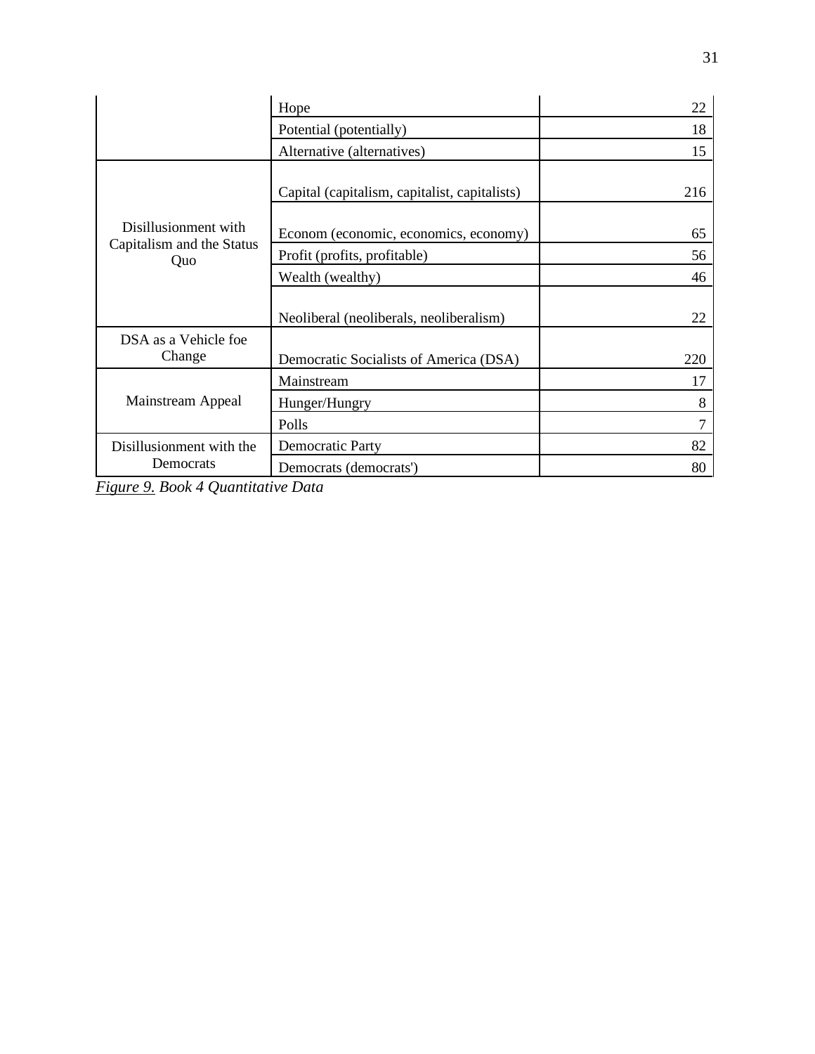| | | |
|---|---|---|
| | Hope | 22 |
| | Potential (potentially) | 18 |
| | Alternative (alternatives) | 15 |
| Disillusionment with Capitalism and the Status Quo | Capital (capitalism, capitalist, capitalists) | 216 |
| | Econom (economic, economics, economy) | 65 |
| | Profit (profits, profitable) | 56 |
| | Wealth (wealthy) | 46 |
| | Neoliberal (neoliberals, neoliberalism) | 22 |
| DSA as a Vehicle foe Change | Democratic Socialists of America (DSA) | 220 |
| Mainstream Appeal | Mainstream | 17 |
| | Hunger/Hungry | 8 |
| | Polls | 7 |
| Disillusionment with the Democrats | Democratic Party | 82 |
| | Democrats (democrats') | 80 |

*Figure 9. Book 4 Quantitative Data*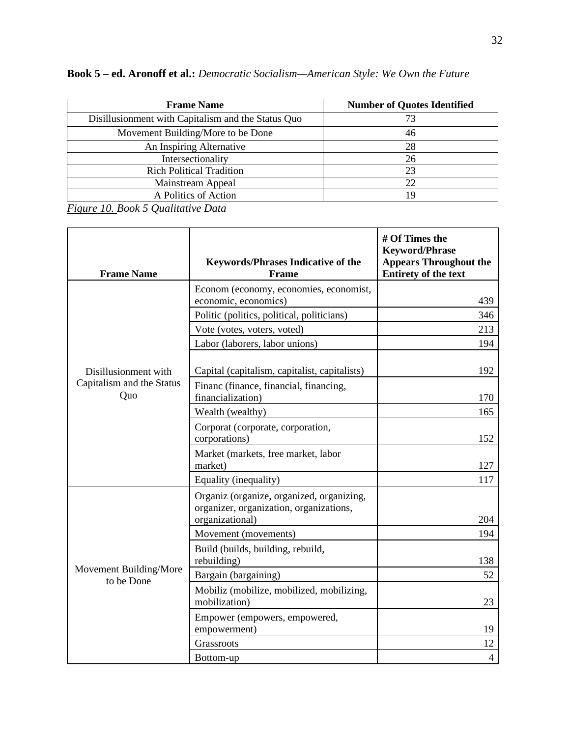**Book 5 – ed. Aronoff et al.:** *Democratic Socialism—American Style: We Own the Future*

| Frame Name | Number of Quotes Identified |
|---|---|
| Disillusionment with Capitalism and the Status Quo | 73 |
| Movement Building/More to be Done | 46 |
| An Inspiring Alternative | 28 |
| Intersectionality | 26 |
| Rich Political Tradition | 23 |
| Mainstream Appeal | 22 |
| A Politics of Action | 19 |

*Figure 10. Book 5 Qualitative Data*

| Frame Name | Keywords/Phrases Indicative of the Frame | # Of Times the Keyword/Phrase Appears Throughout the Entirety of the text |
|---|---|---|
| Disillusionment with Capitalism and the Status Quo | Econom (economy, economies, economist, economic, economics) | 439 |
| | Politic (politics, political, politicians) | 346 |
| | Vote (votes, voters, voted) | 213 |
| | Labor (laborers, labor unions) | 194 |
| | Capital (capitalism, capitalist, capitalists) | 192 |
| | Financ (finance, financial, financing, financialization) | 170 |
| | Wealth (wealthy) | 165 |
| | Corporat (corporate, corporation, corporations) | 152 |
| | Market (markets, free market, labor market) | 127 |
| | Equality (inequality) | 117 |
| Movement Building/More to be Done | Organiz (organize, organized, organizing, organizer, organization, organizations, organizational) | 204 |
| | Movement (movements) | 194 |
| | Build (builds, building, rebuild, rebuilding) | 138 |
| | Bargain (bargaining) | 52 |
| | Mobiliz (mobilize, mobilized, mobilizing, mobilization) | 23 |
| | Empower (empowers, empowered, empowerment) | 19 |
| | Grassroots | 12 |
| | Bottom-up | 4 |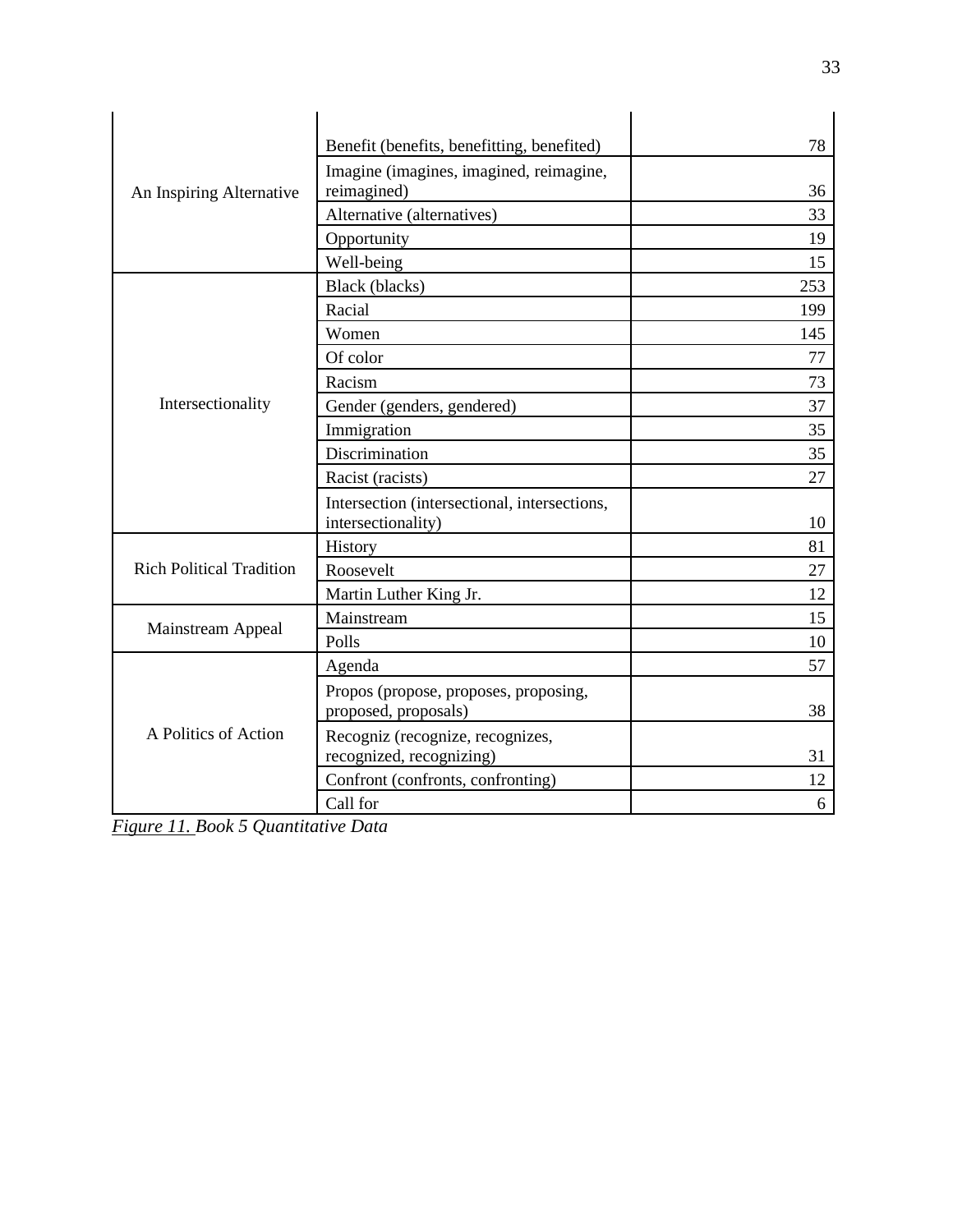| | | |
|---|---|---|
| An Inspiring Alternative | Benefit (benefits, benefitting, benefited) | 78 |
| | Imagine (imagines, imagined, reimagine, reimagined) | 36 |
| | Alternative (alternatives) | 33 |
| | Opportunity | 19 |
| | Well-being | 15 |
| Intersectionality | Black (blacks) | 253 |
| | Racial | 199 |
| | Women | 145 |
| | Of color | 77 |
| | Racism | 73 |
| | Gender (genders, gendered) | 37 |
| | Immigration | 35 |
| | Discrimination | 35 |
| | Racist (racists) | 27 |
| | Intersection (intersectional, intersections, intersectionality) | 10 |
| Rich Political Tradition | History | 81 |
| | Roosevelt | 27 |
| | Martin Luther King Jr. | 12 |
| Mainstream Appeal | Mainstream | 15 |
| | Polls | 10 |
| A Politics of Action | Agenda | 57 |
| | Propos (propose, proposes, proposing, proposed, proposals) | 38 |
| | Recogniz (recognize, recognizes, recognized, recognizing) | 31 |
| | Confront (confronts, confronting) | 12 |
| | Call for | 6 |

*Figure 11. Book 5 Quantitative Data*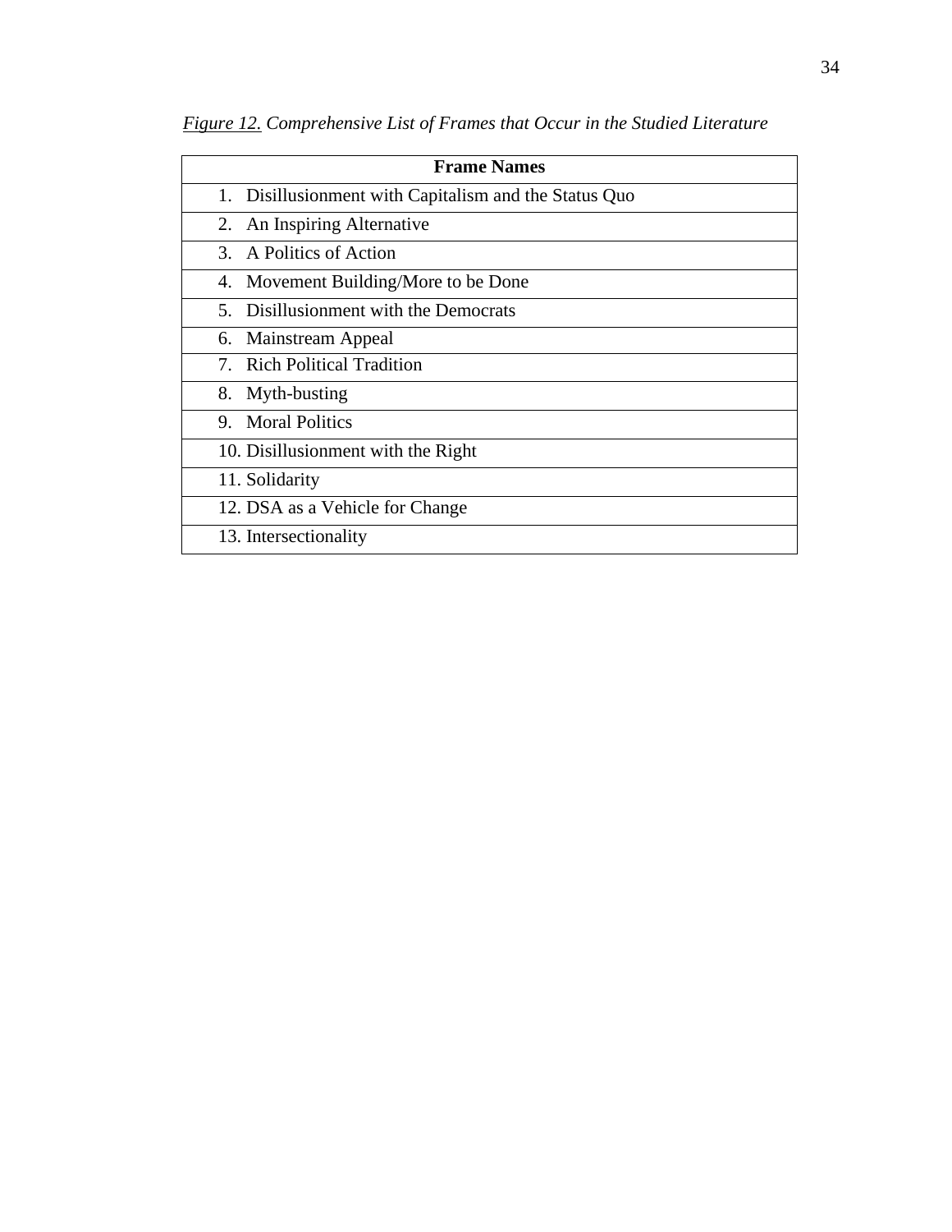*<u>Figure 12.</u> Comprehensive List of Frames that Occur in the Studied Literature*

| Frame Names |
|---|
| 1. Disillusionment with Capitalism and the Status Quo |
| 2. An Inspiring Alternative |
| 3. A Politics of Action |
| 4. Movement Building/More to be Done |
| 5. Disillusionment with the Democrats |
| 6. Mainstream Appeal |
| 7. Rich Political Tradition |
| 8. Myth-busting |
| 9. Moral Politics |
| 10. Disillusionment with the Right |
| 11. Solidarity |
| 12. DSA as a Vehicle for Change |
| 13. Intersectionality |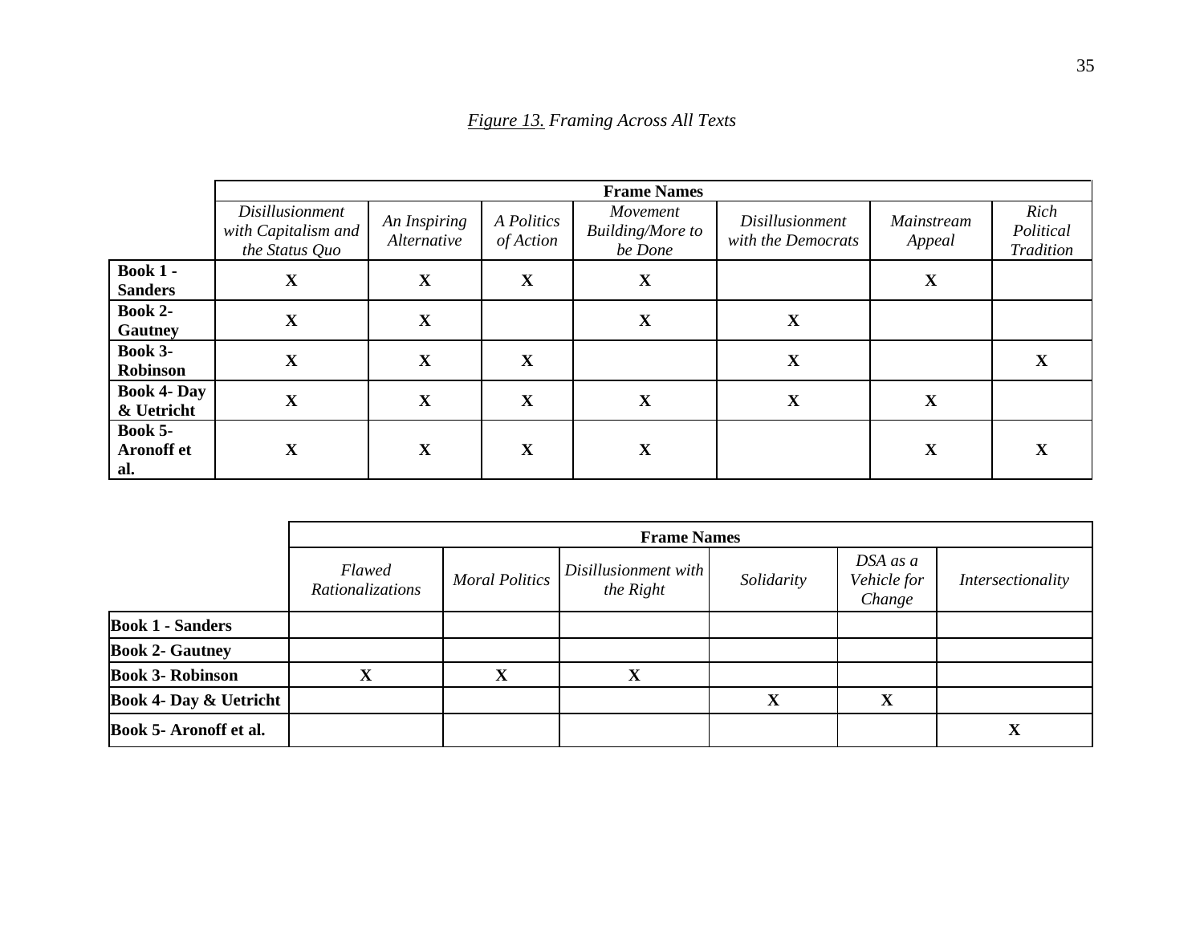*Figure 13. Framing Across All Texts*

| | Frame Names | | | | | | |
|---|---|---|---|---|---|---|---|
| | *Disillusionment with Capitalism and the Status Quo* | *An Inspiring Alternative* | *A Politics of Action* | *Movement Building/More to be Done* | *Disillusionment with the Democrats* | *Mainstream Appeal* | *Rich Political Tradition* |
| **Book 1 - Sanders** | **X** | **X** | **X** | **X** | | **X** | |
| **Book 2- Gautney** | **X** | **X** | | **X** | **X** | | |
| **Book 3- Robinson** | **X** | **X** | **X** | | **X** | | **X** |
| **Book 4- Day & Uetricht** | **X** | **X** | **X** | **X** | **X** | **X** | |
| **Book 5- Aronoff et al.** | **X** | **X** | **X** | **X** | | **X** | **X** |

| | Frame Names | | | | | |
|---|---|---|---|---|---|---|
| | *Flawed Rationalizations* | *Moral Politics* | *Disillusionment with the Right* | *Solidarity* | *DSA as a Vehicle for Change* | *Intersectionality* |
| **Book 1 - Sanders** | | | | | | |
| **Book 2- Gautney** | | | | | | |
| **Book 3- Robinson** | **X** | **X** | **X** | | | |
| **Book 4- Day & Uetricht** | | | | **X** | **X** | |
| **Book 5- Aronoff et al.** | | | | | | **X** |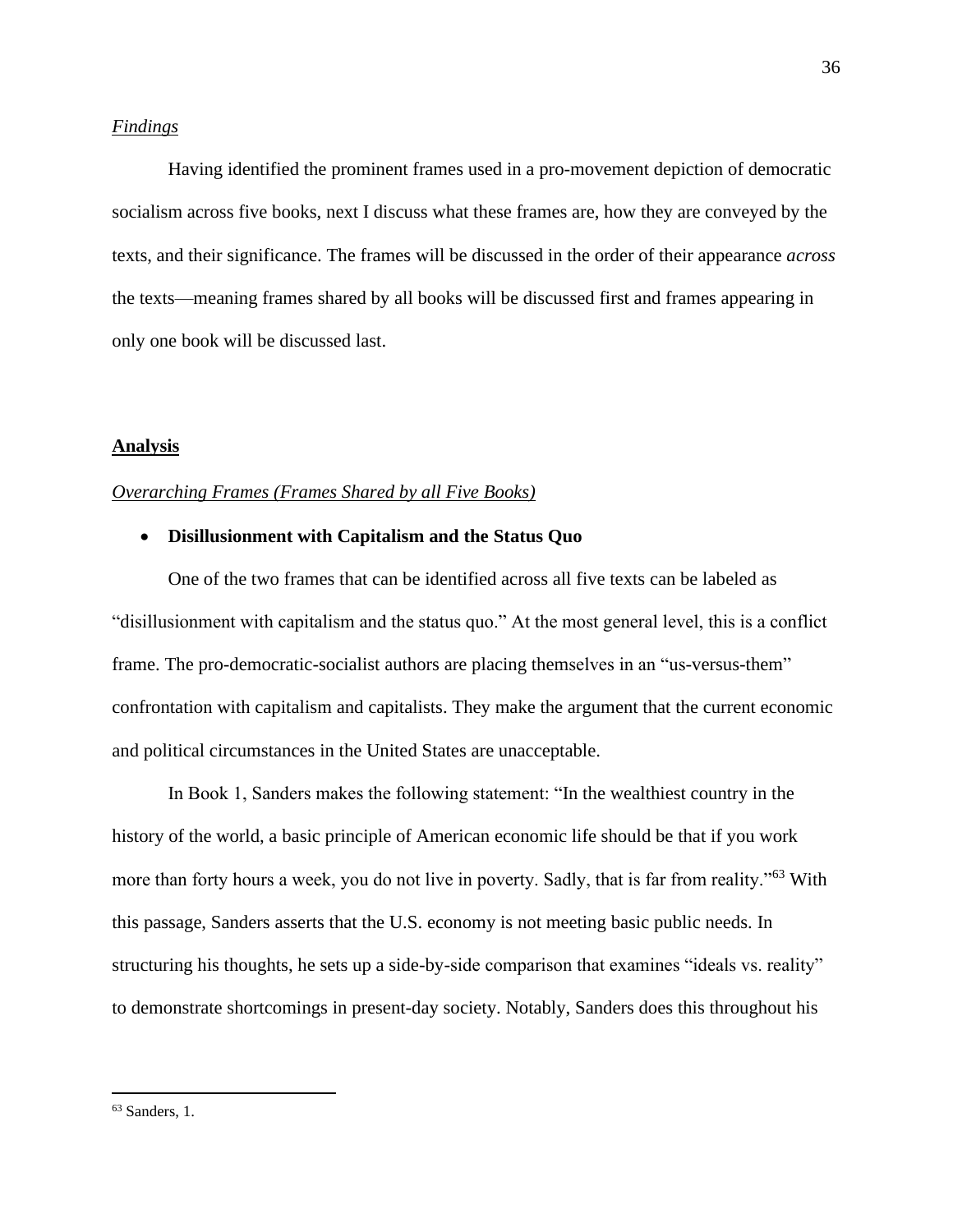*Findings*

Having identified the prominent frames used in a pro-movement depiction of democratic socialism across five books, next I discuss what these frames are, how they are conveyed by the texts, and their significance. The frames will be discussed in the order of their appearance *across* the texts—meaning frames shared by all books will be discussed first and frames appearing in only one book will be discussed last.

## Analysis

*Overarching Frames (Frames Shared by all Five Books)*

- **Disillusionment with Capitalism and the Status Quo**

One of the two frames that can be identified across all five texts can be labeled as "disillusionment with capitalism and the status quo." At the most general level, this is a conflict frame. The pro-democratic-socialist authors are placing themselves in an "us-versus-them" confrontation with capitalism and capitalists. They make the argument that the current economic and political circumstances in the United States are unacceptable.

In Book 1, Sanders makes the following statement: "In the wealthiest country in the history of the world, a basic principle of American economic life should be that if you work more than forty hours a week, you do not live in poverty. Sadly, that is far from reality."[63] With this passage, Sanders asserts that the U.S. economy is not meeting basic public needs. In structuring his thoughts, he sets up a side-by-side comparison that examines "ideals vs. reality" to demonstrate shortcomings in present-day society. Notably, Sanders does this throughout his

[63] Sanders, 1.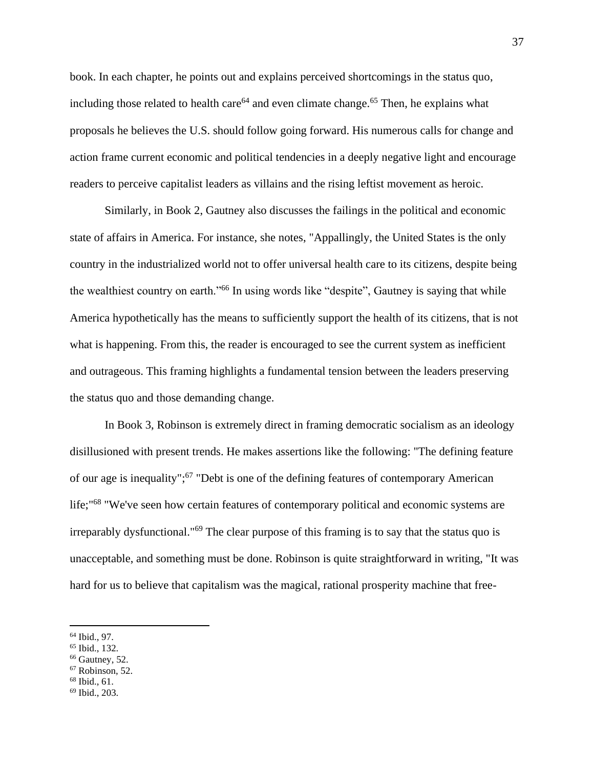book. In each chapter, he points out and explains perceived shortcomings in the status quo, including those related to health care[64] and even climate change.[65] Then, he explains what proposals he believes the U.S. should follow going forward. His numerous calls for change and action frame current economic and political tendencies in a deeply negative light and encourage readers to perceive capitalist leaders as villains and the rising leftist movement as heroic.

Similarly, in Book 2, Gautney also discusses the failings in the political and economic state of affairs in America. For instance, she notes, "Appallingly, the United States is the only country in the industrialized world not to offer universal health care to its citizens, despite being the wealthiest country on earth."[66] In using words like "despite", Gautney is saying that while America hypothetically has the means to sufficiently support the health of its citizens, that is not what is happening. From this, the reader is encouraged to see the current system as inefficient and outrageous. This framing highlights a fundamental tension between the leaders preserving the status quo and those demanding change.

In Book 3, Robinson is extremely direct in framing democratic socialism as an ideology disillusioned with present trends. He makes assertions like the following: "The defining feature of our age is inequality";[67] "Debt is one of the defining features of contemporary American life;"[68] "We've seen how certain features of contemporary political and economic systems are irreparably dysfunctional."[69] The clear purpose of this framing is to say that the status quo is unacceptable, and something must be done. Robinson is quite straightforward in writing, "It was hard for us to believe that capitalism was the magical, rational prosperity machine that free-

---

[64] Ibid., 97.
[65] Ibid., 132.
[66] Gautney, 52.
[67] Robinson, 52.
[68] Ibid., 61.
[69] Ibid., 203.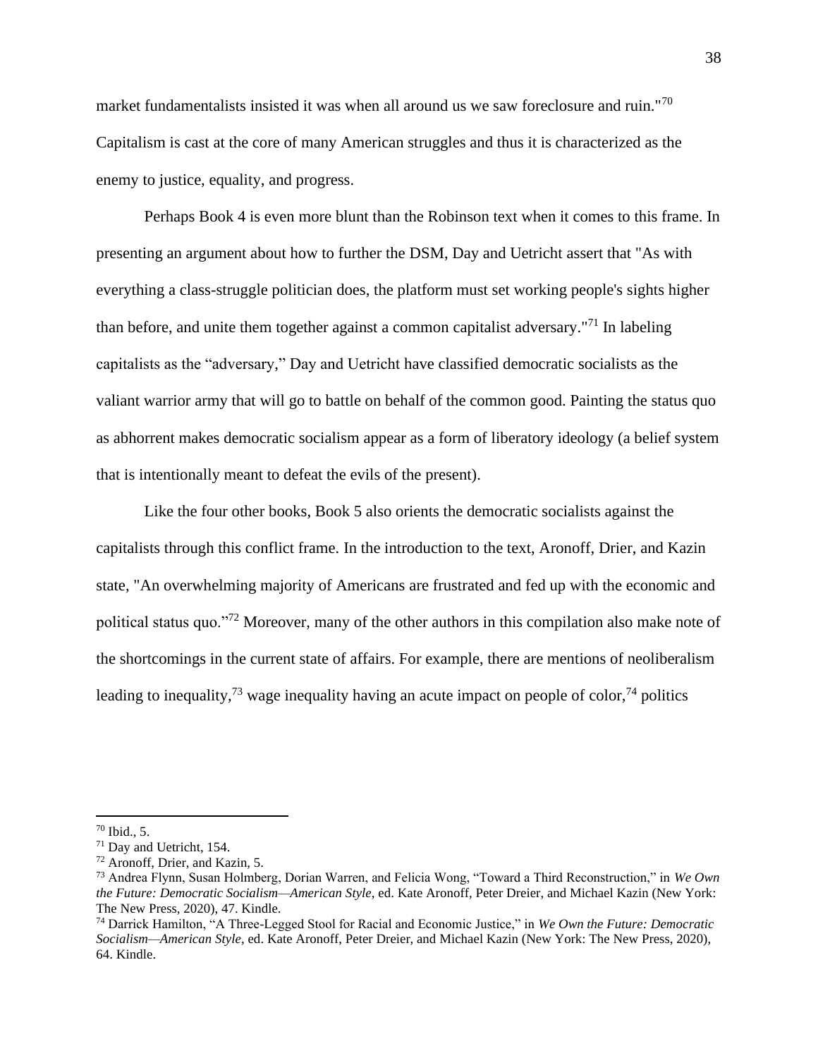market fundamentalists insisted it was when all around us we saw foreclosure and ruin."[70] Capitalism is cast at the core of many American struggles and thus it is characterized as the enemy to justice, equality, and progress.

Perhaps Book 4 is even more blunt than the Robinson text when it comes to this frame. In presenting an argument about how to further the DSM, Day and Uetricht assert that "As with everything a class-struggle politician does, the platform must set working people's sights higher than before, and unite them together against a common capitalist adversary."[71] In labeling capitalists as the "adversary," Day and Uetricht have classified democratic socialists as the valiant warrior army that will go to battle on behalf of the common good. Painting the status quo as abhorrent makes democratic socialism appear as a form of liberatory ideology (a belief system that is intentionally meant to defeat the evils of the present).

Like the four other books, Book 5 also orients the democratic socialists against the capitalists through this conflict frame. In the introduction to the text, Aronoff, Drier, and Kazin state, "An overwhelming majority of Americans are frustrated and fed up with the economic and political status quo."[72] Moreover, many of the other authors in this compilation also make note of the shortcomings in the current state of affairs. For example, there are mentions of neoliberalism leading to inequality,[73] wage inequality having an acute impact on people of color,[74] politics

---

[70] Ibid., 5.

[71] Day and Uetricht, 154.

[72] Aronoff, Drier, and Kazin, 5.

[73] Andrea Flynn, Susan Holmberg, Dorian Warren, and Felicia Wong, "Toward a Third Reconstruction," in *We Own the Future: Democratic Socialism—American Style*, ed. Kate Aronoff, Peter Dreier, and Michael Kazin (New York: The New Press, 2020), 47. Kindle.

[74] Darrick Hamilton, "A Three-Legged Stool for Racial and Economic Justice," in *We Own the Future: Democratic Socialism—American Style*, ed. Kate Aronoff, Peter Dreier, and Michael Kazin (New York: The New Press, 2020), 64. Kindle.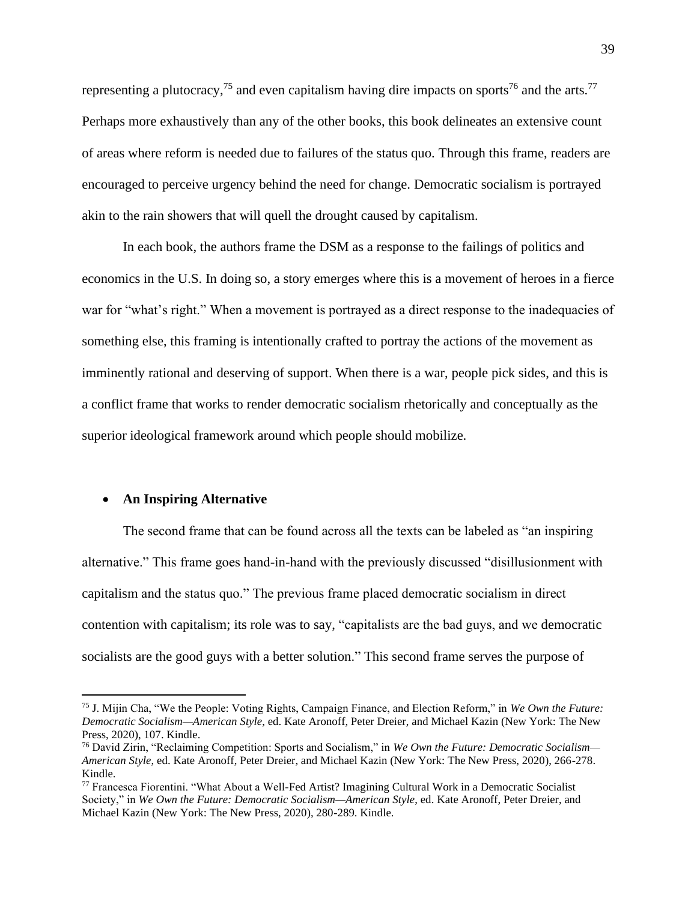representing a plutocracy,[75] and even capitalism having dire impacts on sports[76] and the arts.[77] Perhaps more exhaustively than any of the other books, this book delineates an extensive count of areas where reform is needed due to failures of the status quo. Through this frame, readers are encouraged to perceive urgency behind the need for change. Democratic socialism is portrayed akin to the rain showers that will quell the drought caused by capitalism.

In each book, the authors frame the DSM as a response to the failings of politics and economics in the U.S. In doing so, a story emerges where this is a movement of heroes in a fierce war for "what's right." When a movement is portrayed as a direct response to the inadequacies of something else, this framing is intentionally crafted to portray the actions of the movement as imminently rational and deserving of support. When there is a war, people pick sides, and this is a conflict frame that works to render democratic socialism rhetorically and conceptually as the superior ideological framework around which people should mobilize.

- **An Inspiring Alternative**

The second frame that can be found across all the texts can be labeled as "an inspiring alternative." This frame goes hand-in-hand with the previously discussed "disillusionment with capitalism and the status quo." The previous frame placed democratic socialism in direct contention with capitalism; its role was to say, "capitalists are the bad guys, and we democratic socialists are the good guys with a better solution." This second frame serves the purpose of

---

[75] J. Mijin Cha, "We the People: Voting Rights, Campaign Finance, and Election Reform," in *We Own the Future: Democratic Socialism—American Style*, ed. Kate Aronoff, Peter Dreier, and Michael Kazin (New York: The New Press, 2020), 107. Kindle.

[76] David Zirin, "Reclaiming Competition: Sports and Socialism," in *We Own the Future: Democratic Socialism—American Style*, ed. Kate Aronoff, Peter Dreier, and Michael Kazin (New York: The New Press, 2020), 266-278. Kindle.

[77] Francesca Fiorentini. "What About a Well-Fed Artist? Imagining Cultural Work in a Democratic Socialist Society," in *We Own the Future: Democratic Socialism—American Style*, ed. Kate Aronoff, Peter Dreier, and Michael Kazin (New York: The New Press, 2020), 280-289. Kindle.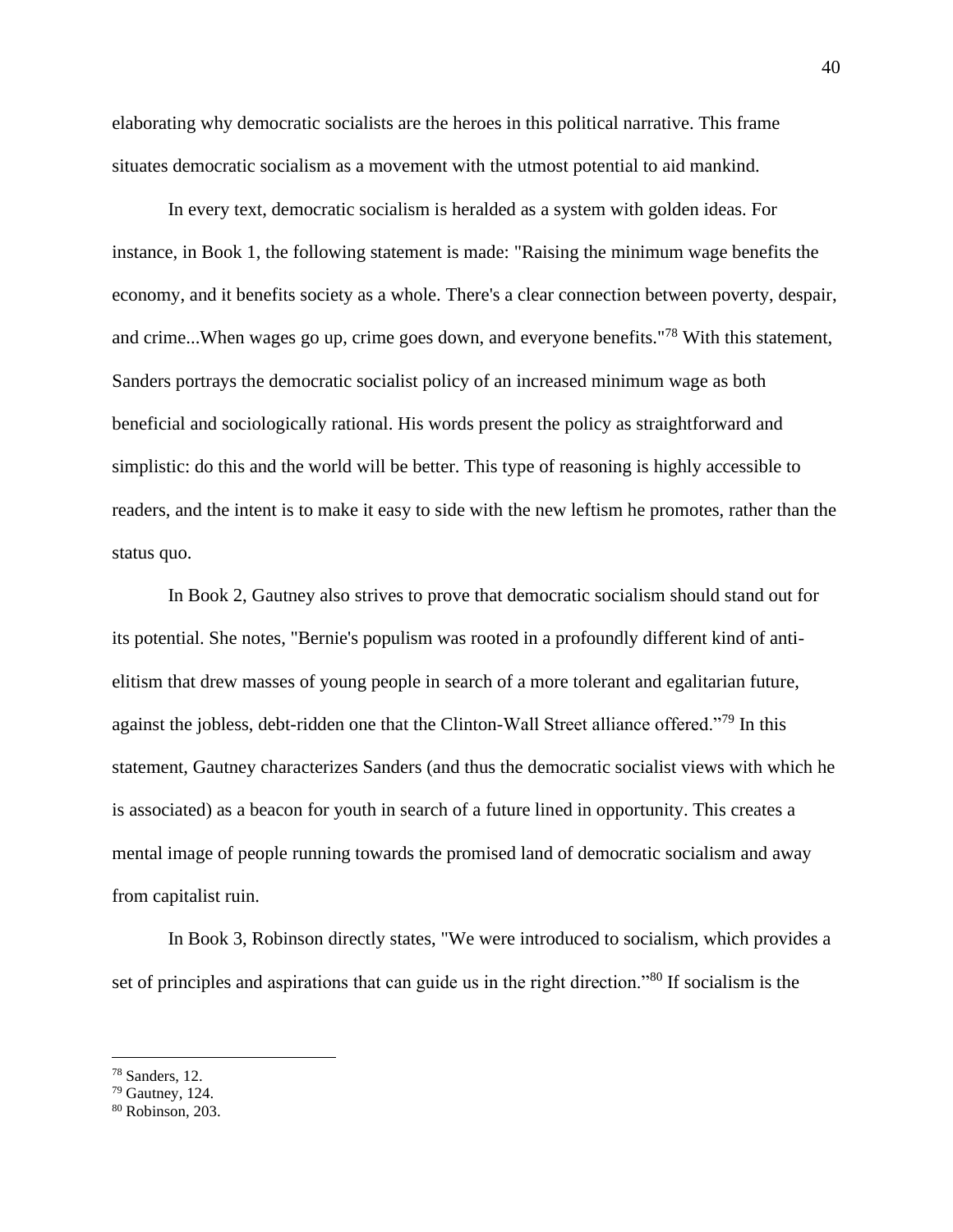elaborating why democratic socialists are the heroes in this political narrative. This frame situates democratic socialism as a movement with the utmost potential to aid mankind.

In every text, democratic socialism is heralded as a system with golden ideas. For instance, in Book 1, the following statement is made: "Raising the minimum wage benefits the economy, and it benefits society as a whole. There's a clear connection between poverty, despair, and crime...When wages go up, crime goes down, and everyone benefits."[78] With this statement, Sanders portrays the democratic socialist policy of an increased minimum wage as both beneficial and sociologically rational. His words present the policy as straightforward and simplistic: do this and the world will be better. This type of reasoning is highly accessible to readers, and the intent is to make it easy to side with the new leftism he promotes, rather than the status quo.

In Book 2, Gautney also strives to prove that democratic socialism should stand out for its potential. She notes, "Bernie's populism was rooted in a profoundly different kind of anti-elitism that drew masses of young people in search of a more tolerant and egalitarian future, against the jobless, debt-ridden one that the Clinton-Wall Street alliance offered."[79] In this statement, Gautney characterizes Sanders (and thus the democratic socialist views with which he is associated) as a beacon for youth in search of a future lined in opportunity. This creates a mental image of people running towards the promised land of democratic socialism and away from capitalist ruin.

In Book 3, Robinson directly states, "We were introduced to socialism, which provides a set of principles and aspirations that can guide us in the right direction."[80] If socialism is the

---

[78] Sanders, 12.
[79] Gautney, 124.
[80] Robinson, 203.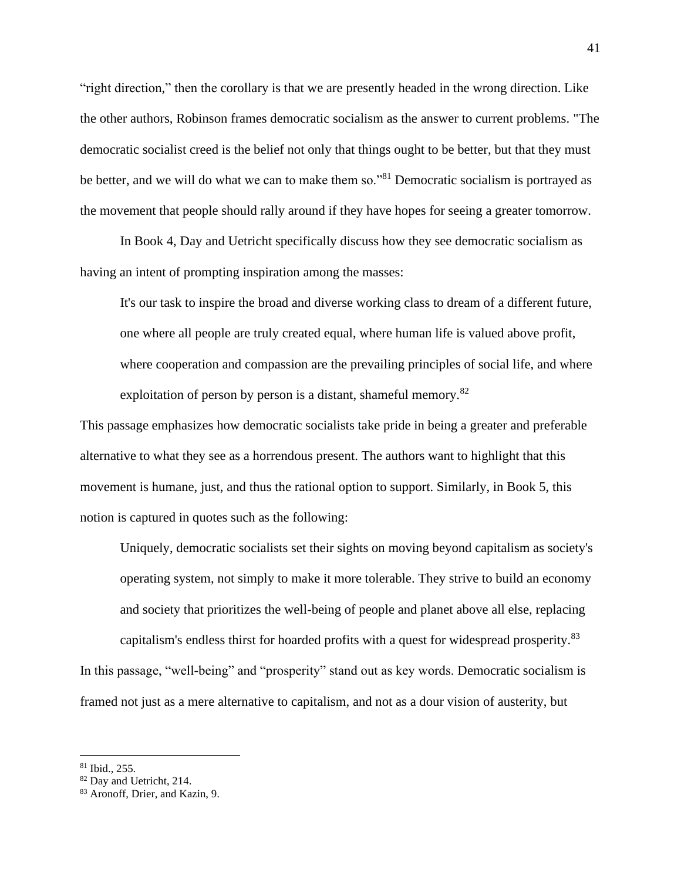"right direction," then the corollary is that we are presently headed in the wrong direction. Like the other authors, Robinson frames democratic socialism as the answer to current problems. "The democratic socialist creed is the belief not only that things ought to be better, but that they must be better, and we will do what we can to make them so."[81] Democratic socialism is portrayed as the movement that people should rally around if they have hopes for seeing a greater tomorrow.

In Book 4, Day and Uetricht specifically discuss how they see democratic socialism as having an intent of prompting inspiration among the masses:

> It's our task to inspire the broad and diverse working class to dream of a different future, one where all people are truly created equal, where human life is valued above profit, where cooperation and compassion are the prevailing principles of social life, and where exploitation of person by person is a distant, shameful memory.[82]

This passage emphasizes how democratic socialists take pride in being a greater and preferable alternative to what they see as a horrendous present. The authors want to highlight that this movement is humane, just, and thus the rational option to support. Similarly, in Book 5, this notion is captured in quotes such as the following:

> Uniquely, democratic socialists set their sights on moving beyond capitalism as society's operating system, not simply to make it more tolerable. They strive to build an economy and society that prioritizes the well-being of people and planet above all else, replacing capitalism's endless thirst for hoarded profits with a quest for widespread prosperity.[83]

In this passage, "well-being" and "prosperity" stand out as key words. Democratic socialism is framed not just as a mere alternative to capitalism, and not as a dour vision of austerity, but

---

[81] Ibid., 255.
[82] Day and Uetricht, 214.
[83] Aronoff, Drier, and Kazin, 9.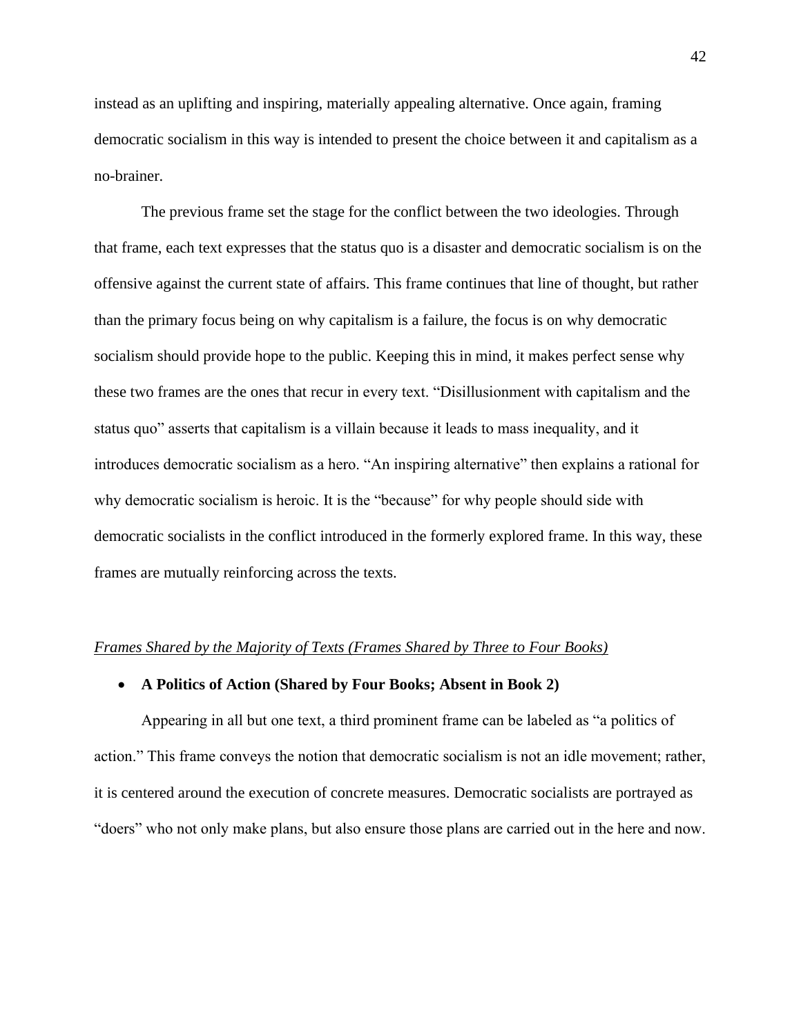instead as an uplifting and inspiring, materially appealing alternative. Once again, framing democratic socialism in this way is intended to present the choice between it and capitalism as a no-brainer.

The previous frame set the stage for the conflict between the two ideologies. Through that frame, each text expresses that the status quo is a disaster and democratic socialism is on the offensive against the current state of affairs. This frame continues that line of thought, but rather than the primary focus being on why capitalism is a failure, the focus is on why democratic socialism should provide hope to the public. Keeping this in mind, it makes perfect sense why these two frames are the ones that recur in every text. “Disillusionment with capitalism and the status quo” asserts that capitalism is a villain because it leads to mass inequality, and it introduces democratic socialism as a hero. “An inspiring alternative” then explains a rational for why democratic socialism is heroic. It is the “because” for why people should side with democratic socialists in the conflict introduced in the formerly explored frame. In this way, these frames are mutually reinforcing across the texts.

*Frames Shared by the Majority of Texts (Frames Shared by Three to Four Books)*

- **A Politics of Action (Shared by Four Books; Absent in Book 2)**

Appearing in all but one text, a third prominent frame can be labeled as “a politics of action.” This frame conveys the notion that democratic socialism is not an idle movement; rather, it is centered around the execution of concrete measures. Democratic socialists are portrayed as “doers” who not only make plans, but also ensure those plans are carried out in the here and now.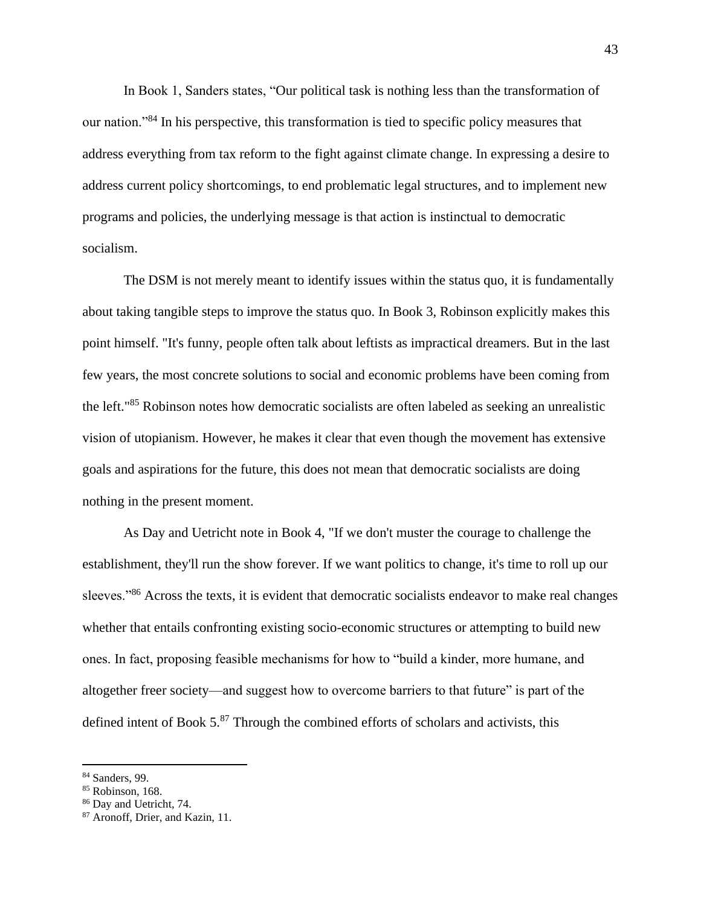In Book 1, Sanders states, "Our political task is nothing less than the transformation of our nation."[84] In his perspective, this transformation is tied to specific policy measures that address everything from tax reform to the fight against climate change. In expressing a desire to address current policy shortcomings, to end problematic legal structures, and to implement new programs and policies, the underlying message is that action is instinctual to democratic socialism.

The DSM is not merely meant to identify issues within the status quo, it is fundamentally about taking tangible steps to improve the status quo. In Book 3, Robinson explicitly makes this point himself. "It's funny, people often talk about leftists as impractical dreamers. But in the last few years, the most concrete solutions to social and economic problems have been coming from the left."[85] Robinson notes how democratic socialists are often labeled as seeking an unrealistic vision of utopianism. However, he makes it clear that even though the movement has extensive goals and aspirations for the future, this does not mean that democratic socialists are doing nothing in the present moment.

As Day and Uetricht note in Book 4, "If we don't muster the courage to challenge the establishment, they'll run the show forever. If we want politics to change, it's time to roll up our sleeves."[86] Across the texts, it is evident that democratic socialists endeavor to make real changes whether that entails confronting existing socio-economic structures or attempting to build new ones. In fact, proposing feasible mechanisms for how to "build a kinder, more humane, and altogether freer society—and suggest how to overcome barriers to that future" is part of the defined intent of Book 5.[87] Through the combined efforts of scholars and activists, this

---

[84] Sanders, 99.
[85] Robinson, 168.
[86] Day and Uetricht, 74.
[87] Aronoff, Drier, and Kazin, 11.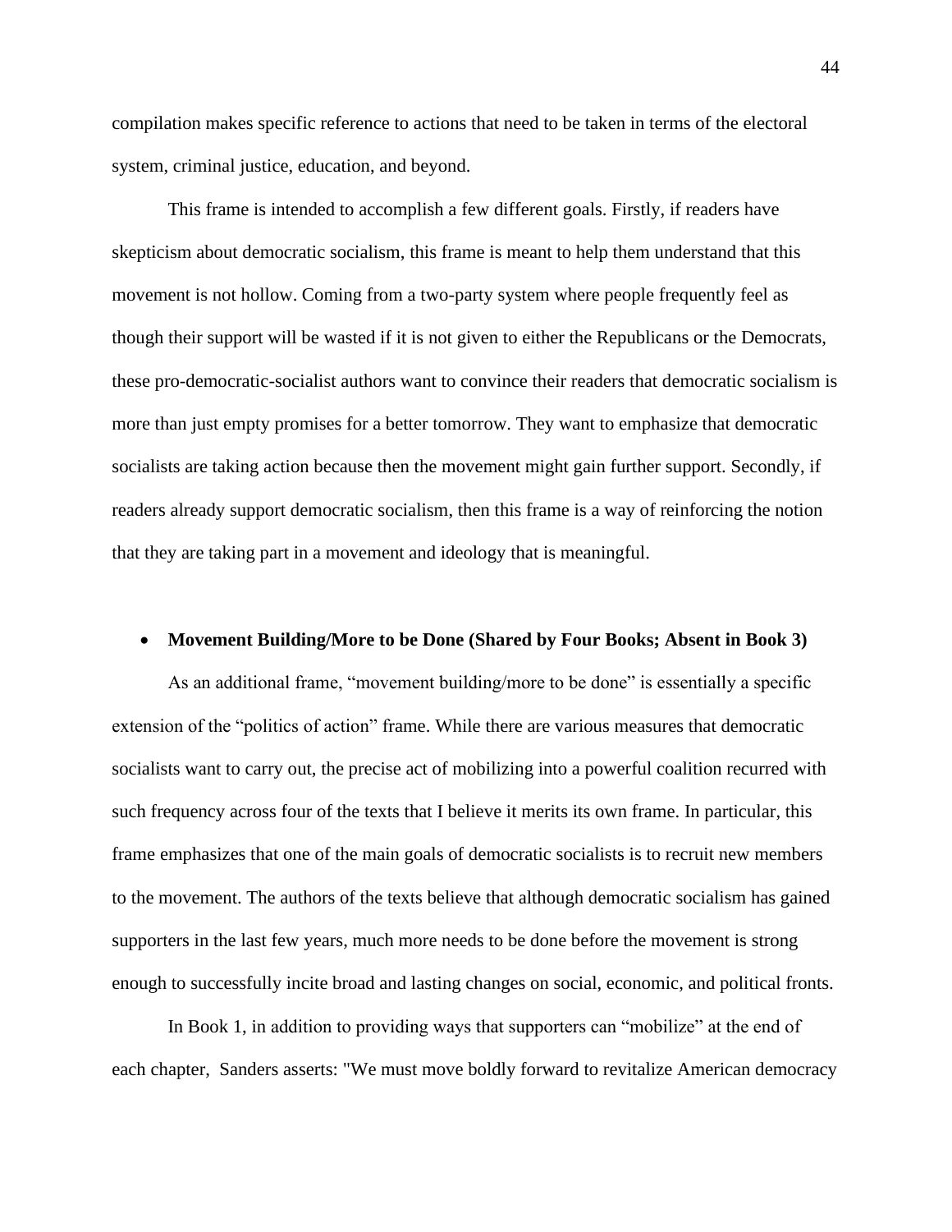compilation makes specific reference to actions that need to be taken in terms of the electoral system, criminal justice, education, and beyond.

This frame is intended to accomplish a few different goals. Firstly, if readers have skepticism about democratic socialism, this frame is meant to help them understand that this movement is not hollow. Coming from a two-party system where people frequently feel as though their support will be wasted if it is not given to either the Republicans or the Democrats, these pro-democratic-socialist authors want to convince their readers that democratic socialism is more than just empty promises for a better tomorrow. They want to emphasize that democratic socialists are taking action because then the movement might gain further support. Secondly, if readers already support democratic socialism, then this frame is a way of reinforcing the notion that they are taking part in a movement and ideology that is meaningful.

- **Movement Building/More to be Done (Shared by Four Books; Absent in Book 3)**

As an additional frame, "movement building/more to be done" is essentially a specific extension of the "politics of action" frame. While there are various measures that democratic socialists want to carry out, the precise act of mobilizing into a powerful coalition recurred with such frequency across four of the texts that I believe it merits its own frame. In particular, this frame emphasizes that one of the main goals of democratic socialists is to recruit new members to the movement. The authors of the texts believe that although democratic socialism has gained supporters in the last few years, much more needs to be done before the movement is strong enough to successfully incite broad and lasting changes on social, economic, and political fronts.

In Book 1, in addition to providing ways that supporters can "mobilize" at the end of each chapter, Sanders asserts: "We must move boldly forward to revitalize American democracy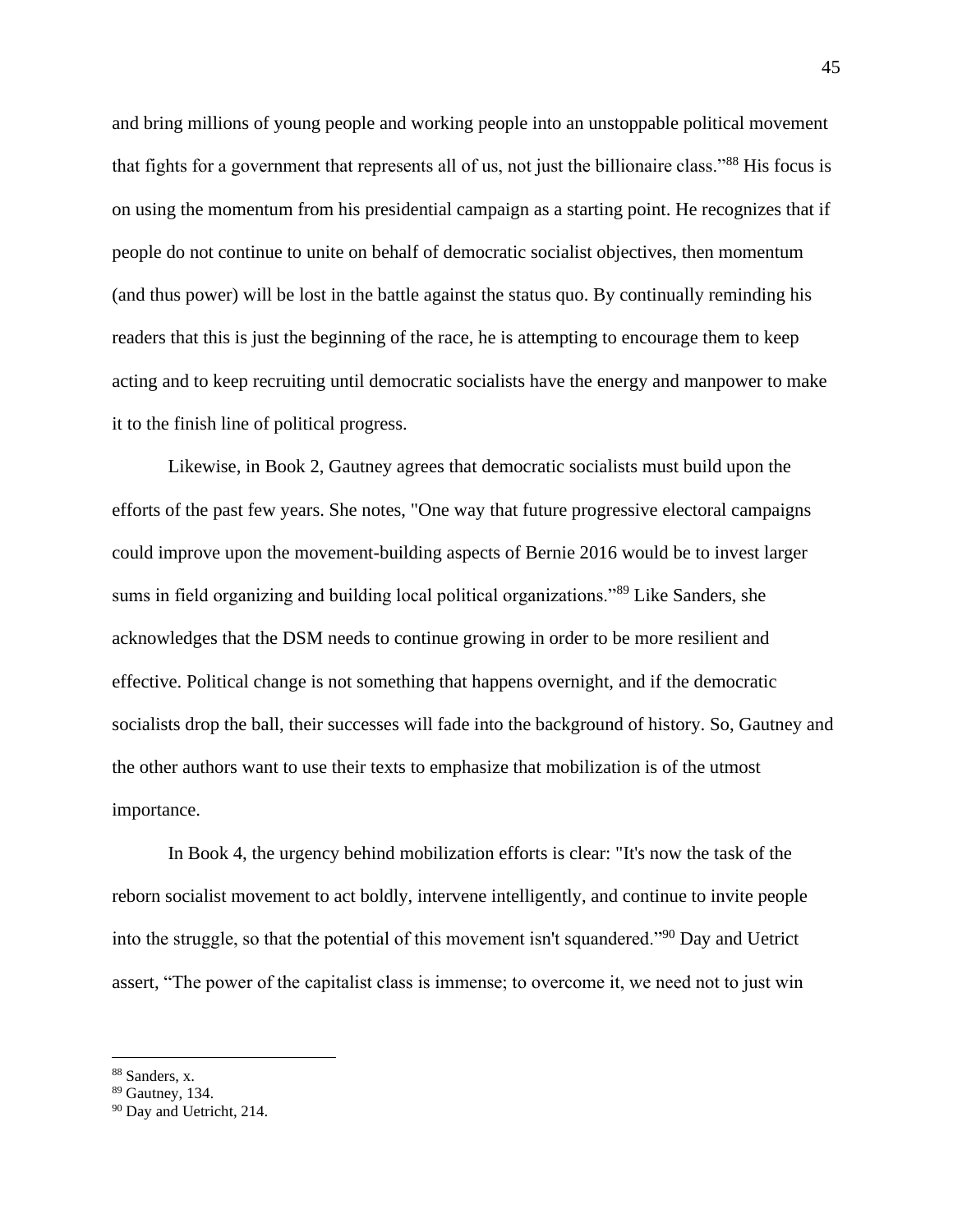and bring millions of young people and working people into an unstoppable political movement that fights for a government that represents all of us, not just the billionaire class."[88] His focus is on using the momentum from his presidential campaign as a starting point. He recognizes that if people do not continue to unite on behalf of democratic socialist objectives, then momentum (and thus power) will be lost in the battle against the status quo. By continually reminding his readers that this is just the beginning of the race, he is attempting to encourage them to keep acting and to keep recruiting until democratic socialists have the energy and manpower to make it to the finish line of political progress.

Likewise, in Book 2, Gautney agrees that democratic socialists must build upon the efforts of the past few years. She notes, "One way that future progressive electoral campaigns could improve upon the movement-building aspects of Bernie 2016 would be to invest larger sums in field organizing and building local political organizations."[89] Like Sanders, she acknowledges that the DSM needs to continue growing in order to be more resilient and effective. Political change is not something that happens overnight, and if the democratic socialists drop the ball, their successes will fade into the background of history. So, Gautney and the other authors want to use their texts to emphasize that mobilization is of the utmost importance.

In Book 4, the urgency behind mobilization efforts is clear: "It's now the task of the reborn socialist movement to act boldly, intervene intelligently, and continue to invite people into the struggle, so that the potential of this movement isn't squandered."[90] Day and Uetrict assert, "The power of the capitalist class is immense; to overcome it, we need not to just win

---

[88] Sanders, x.

[89] Gautney, 134.

[90] Day and Uetricht, 214.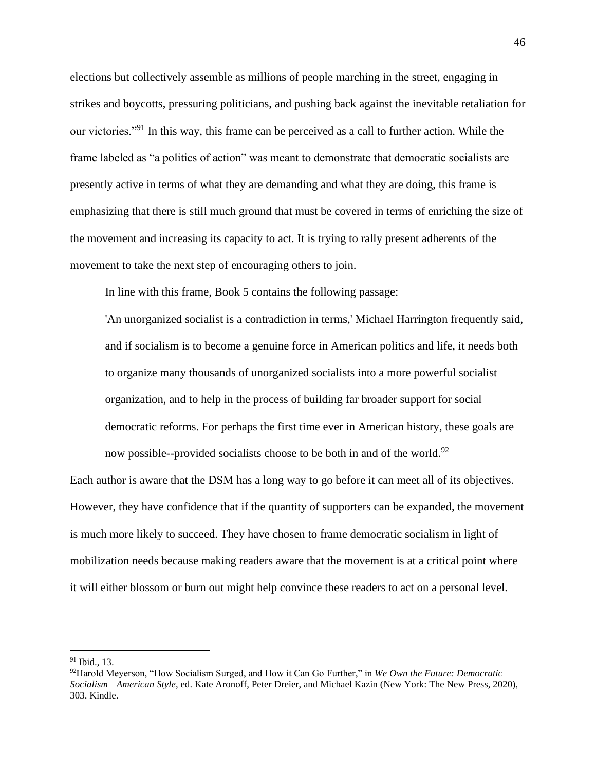elections but collectively assemble as millions of people marching in the street, engaging in strikes and boycotts, pressuring politicians, and pushing back against the inevitable retaliation for our victories."[91] In this way, this frame can be perceived as a call to further action. While the frame labeled as "a politics of action" was meant to demonstrate that democratic socialists are presently active in terms of what they are demanding and what they are doing, this frame is emphasizing that there is still much ground that must be covered in terms of enriching the size of the movement and increasing its capacity to act. It is trying to rally present adherents of the movement to take the next step of encouraging others to join.

In line with this frame, Book 5 contains the following passage:

> 'An unorganized socialist is a contradiction in terms,' Michael Harrington frequently said, and if socialism is to become a genuine force in American politics and life, it needs both to organize many thousands of unorganized socialists into a more powerful socialist organization, and to help in the process of building far broader support for social democratic reforms. For perhaps the first time ever in American history, these goals are now possible--provided socialists choose to be both in and of the world.[92]

Each author is aware that the DSM has a long way to go before it can meet all of its objectives. However, they have confidence that if the quantity of supporters can be expanded, the movement is much more likely to succeed. They have chosen to frame democratic socialism in light of mobilization needs because making readers aware that the movement is at a critical point where it will either blossom or burn out might help convince these readers to act on a personal level.

---

[91] Ibid., 13.

[92] Harold Meyerson, "How Socialism Surged, and How it Can Go Further," in *We Own the Future: Democratic Socialism—American Style*, ed. Kate Aronoff, Peter Dreier, and Michael Kazin (New York: The New Press, 2020), 303. Kindle.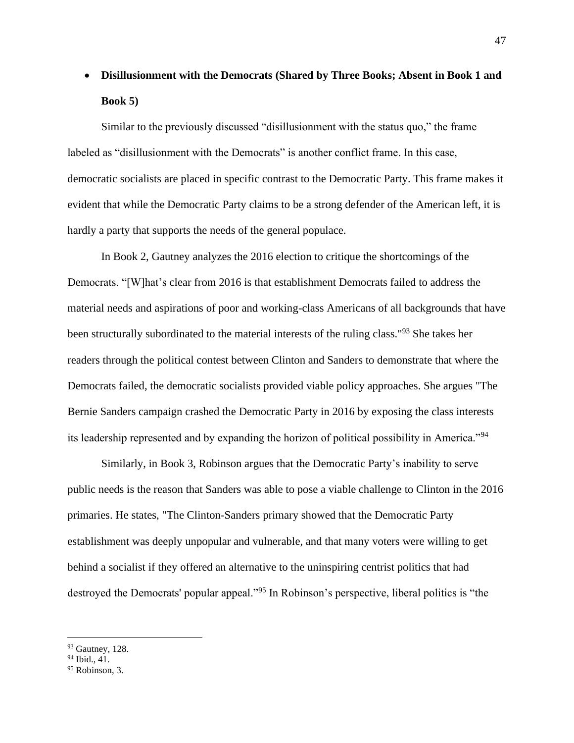- **Disillusionment with the Democrats (Shared by Three Books; Absent in Book 1 and Book 5)**

Similar to the previously discussed "disillusionment with the status quo," the frame labeled as "disillusionment with the Democrats" is another conflict frame. In this case, democratic socialists are placed in specific contrast to the Democratic Party. This frame makes it evident that while the Democratic Party claims to be a strong defender of the American left, it is hardly a party that supports the needs of the general populace.

In Book 2, Gautney analyzes the 2016 election to critique the shortcomings of the Democrats. "[W]hat's clear from 2016 is that establishment Democrats failed to address the material needs and aspirations of poor and working-class Americans of all backgrounds that have been structurally subordinated to the material interests of the ruling class."[93] She takes her readers through the political contest between Clinton and Sanders to demonstrate that where the Democrats failed, the democratic socialists provided viable policy approaches. She argues "The Bernie Sanders campaign crashed the Democratic Party in 2016 by exposing the class interests its leadership represented and by expanding the horizon of political possibility in America."[94]

Similarly, in Book 3, Robinson argues that the Democratic Party's inability to serve public needs is the reason that Sanders was able to pose a viable challenge to Clinton in the 2016 primaries. He states, "The Clinton-Sanders primary showed that the Democratic Party establishment was deeply unpopular and vulnerable, and that many voters were willing to get behind a socialist if they offered an alternative to the uninspiring centrist politics that had destroyed the Democrats' popular appeal."[95] In Robinson's perspective, liberal politics is "the

---

[93] Gautney, 128.
[94] Ibid., 41.
[95] Robinson, 3.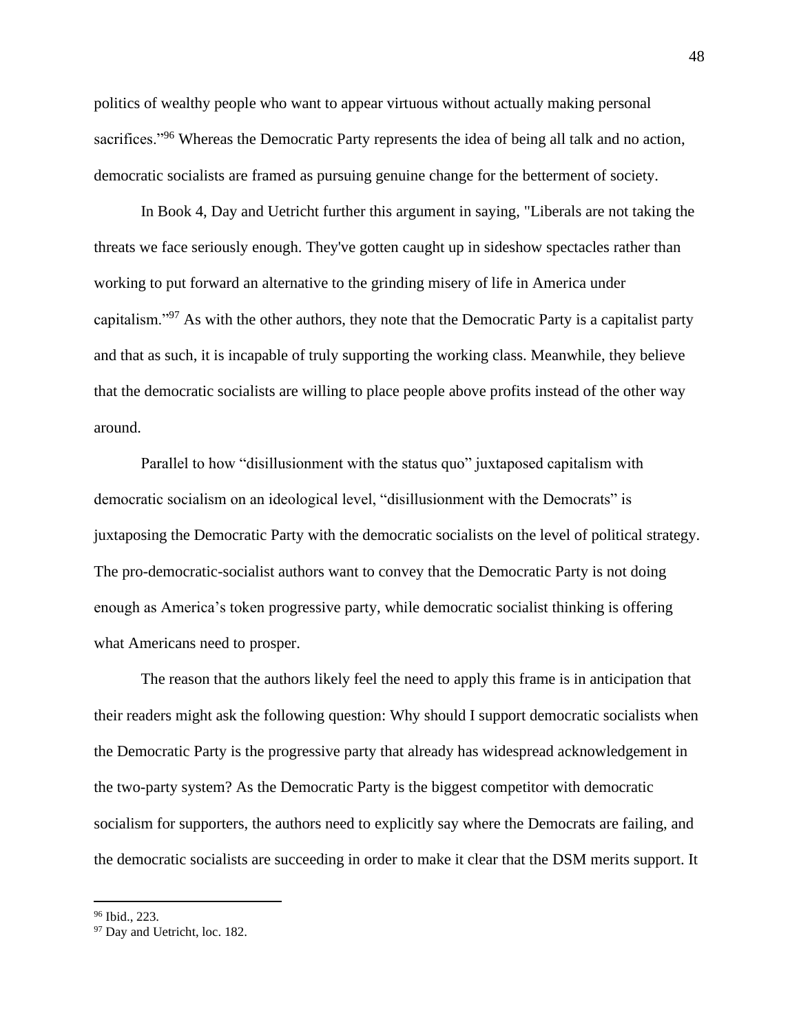politics of wealthy people who want to appear virtuous without actually making personal sacrifices."[96] Whereas the Democratic Party represents the idea of being all talk and no action, democratic socialists are framed as pursuing genuine change for the betterment of society.

In Book 4, Day and Uetricht further this argument in saying, "Liberals are not taking the threats we face seriously enough. They've gotten caught up in sideshow spectacles rather than working to put forward an alternative to the grinding misery of life in America under capitalism."[97] As with the other authors, they note that the Democratic Party is a capitalist party and that as such, it is incapable of truly supporting the working class. Meanwhile, they believe that the democratic socialists are willing to place people above profits instead of the other way around.

Parallel to how "disillusionment with the status quo" juxtaposed capitalism with democratic socialism on an ideological level, "disillusionment with the Democrats" is juxtaposing the Democratic Party with the democratic socialists on the level of political strategy. The pro-democratic-socialist authors want to convey that the Democratic Party is not doing enough as America's token progressive party, while democratic socialist thinking is offering what Americans need to prosper.

The reason that the authors likely feel the need to apply this frame is in anticipation that their readers might ask the following question: Why should I support democratic socialists when the Democratic Party is the progressive party that already has widespread acknowledgement in the two-party system? As the Democratic Party is the biggest competitor with democratic socialism for supporters, the authors need to explicitly say where the Democrats are failing, and the democratic socialists are succeeding in order to make it clear that the DSM merits support. It

---

[96] Ibid., 223.

[97] Day and Uetricht, loc. 182.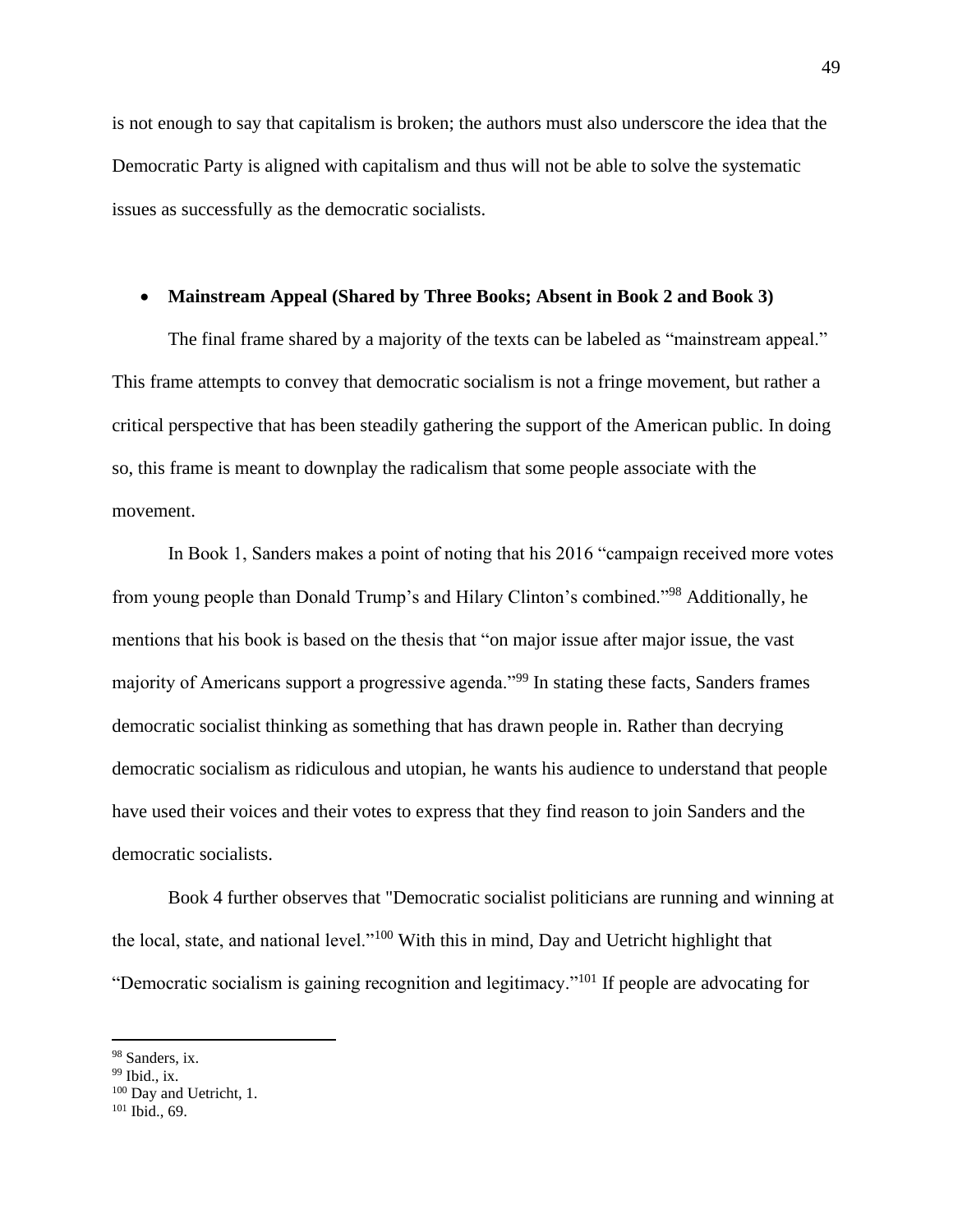is not enough to say that capitalism is broken; the authors must also underscore the idea that the Democratic Party is aligned with capitalism and thus will not be able to solve the systematic issues as successfully as the democratic socialists.

- **Mainstream Appeal (Shared by Three Books; Absent in Book 2 and Book 3)**

The final frame shared by a majority of the texts can be labeled as "mainstream appeal." This frame attempts to convey that democratic socialism is not a fringe movement, but rather a critical perspective that has been steadily gathering the support of the American public. In doing so, this frame is meant to downplay the radicalism that some people associate with the movement.

In Book 1, Sanders makes a point of noting that his 2016 "campaign received more votes from young people than Donald Trump's and Hilary Clinton's combined."[98] Additionally, he mentions that his book is based on the thesis that "on major issue after major issue, the vast majority of Americans support a progressive agenda."[99] In stating these facts, Sanders frames democratic socialist thinking as something that has drawn people in. Rather than decrying democratic socialism as ridiculous and utopian, he wants his audience to understand that people have used their voices and their votes to express that they find reason to join Sanders and the democratic socialists.

Book 4 further observes that "Democratic socialist politicians are running and winning at the local, state, and national level."[100] With this in mind, Day and Uetricht highlight that "Democratic socialism is gaining recognition and legitimacy."[101] If people are advocating for

---

[98] Sanders, ix.
[99] Ibid., ix.
[100] Day and Uetricht, 1.
[101] Ibid., 69.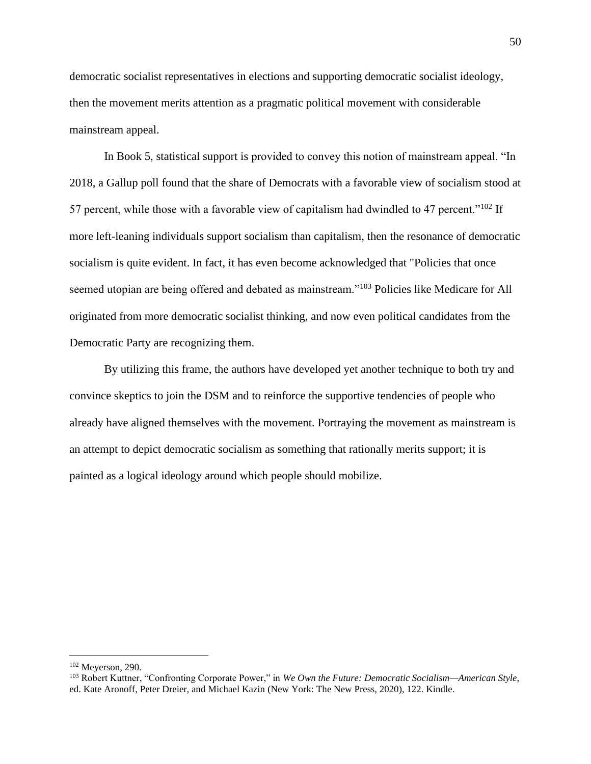democratic socialist representatives in elections and supporting democratic socialist ideology, then the movement merits attention as a pragmatic political movement with considerable mainstream appeal.

In Book 5, statistical support is provided to convey this notion of mainstream appeal. "In 2018, a Gallup poll found that the share of Democrats with a favorable view of socialism stood at 57 percent, while those with a favorable view of capitalism had dwindled to 47 percent."[102] If more left-leaning individuals support socialism than capitalism, then the resonance of democratic socialism is quite evident. In fact, it has even become acknowledged that "Policies that once seemed utopian are being offered and debated as mainstream."[103] Policies like Medicare for All originated from more democratic socialist thinking, and now even political candidates from the Democratic Party are recognizing them.

By utilizing this frame, the authors have developed yet another technique to both try and convince skeptics to join the DSM and to reinforce the supportive tendencies of people who already have aligned themselves with the movement. Portraying the movement as mainstream is an attempt to depict democratic socialism as something that rationally merits support; it is painted as a logical ideology around which people should mobilize.

---

[102] Meyerson, 290.

[103] Robert Kuttner, "Confronting Corporate Power," in *We Own the Future: Democratic Socialism—American Style*, ed. Kate Aronoff, Peter Dreier, and Michael Kazin (New York: The New Press, 2020), 122. Kindle.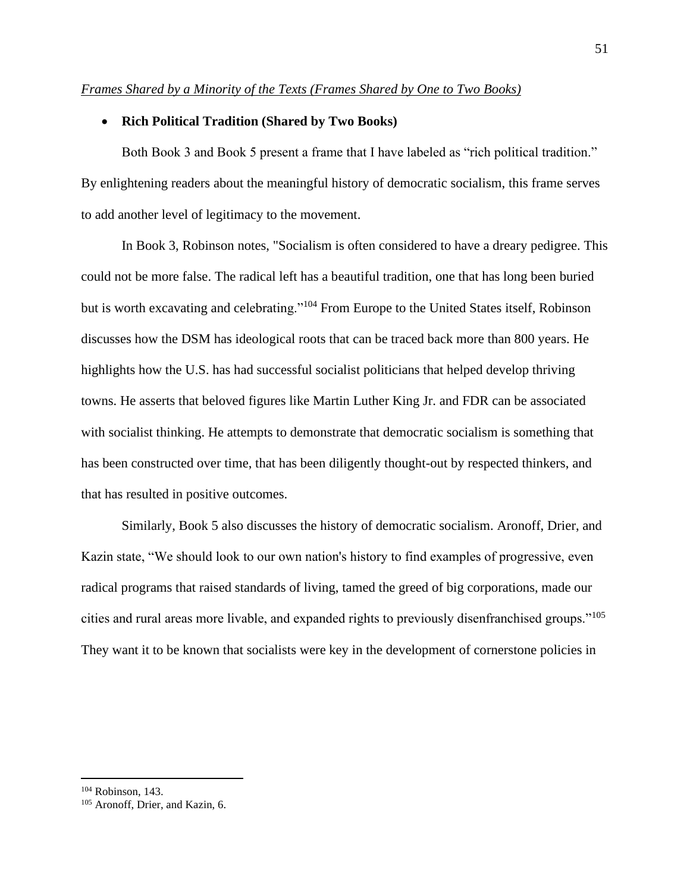*Frames Shared by a Minority of the Texts (Frames Shared by One to Two Books)*

- **Rich Political Tradition (Shared by Two Books)**

Both Book 3 and Book 5 present a frame that I have labeled as "rich political tradition." By enlightening readers about the meaningful history of democratic socialism, this frame serves to add another level of legitimacy to the movement.

In Book 3, Robinson notes, "Socialism is often considered to have a dreary pedigree. This could not be more false. The radical left has a beautiful tradition, one that has long been buried but is worth excavating and celebrating."[104] From Europe to the United States itself, Robinson discusses how the DSM has ideological roots that can be traced back more than 800 years. He highlights how the U.S. has had successful socialist politicians that helped develop thriving towns. He asserts that beloved figures like Martin Luther King Jr. and FDR can be associated with socialist thinking. He attempts to demonstrate that democratic socialism is something that has been constructed over time, that has been diligently thought-out by respected thinkers, and that has resulted in positive outcomes.

Similarly, Book 5 also discusses the history of democratic socialism. Aronoff, Drier, and Kazin state, "We should look to our own nation's history to find examples of progressive, even radical programs that raised standards of living, tamed the greed of big corporations, made our cities and rural areas more livable, and expanded rights to previously disenfranchised groups."[105] They want it to be known that socialists were key in the development of cornerstone policies in

---

[104] Robinson, 143.

[105] Aronoff, Drier, and Kazin, 6.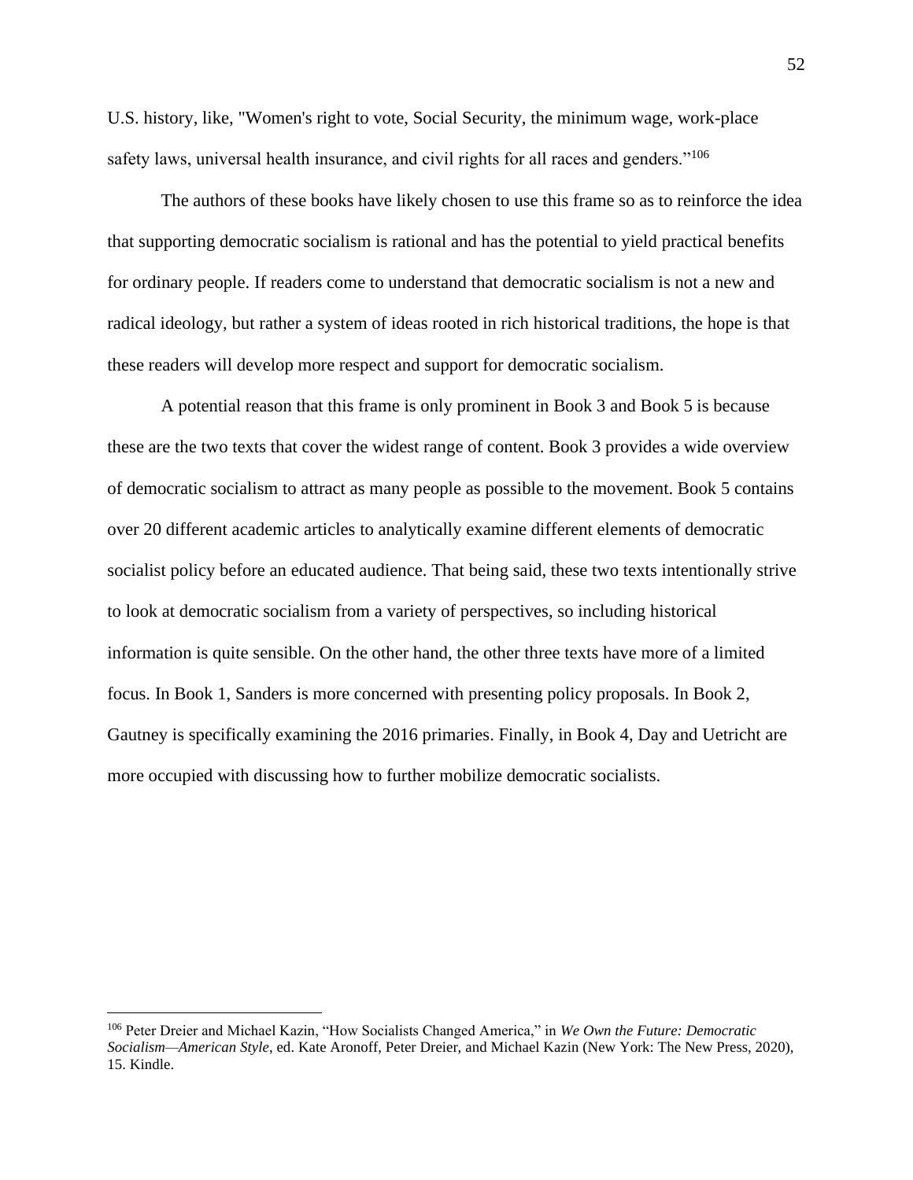U.S. history, like, "Women's right to vote, Social Security, the minimum wage, work-place safety laws, universal health insurance, and civil rights for all races and genders."[106]

The authors of these books have likely chosen to use this frame so as to reinforce the idea that supporting democratic socialism is rational and has the potential to yield practical benefits for ordinary people. If readers come to understand that democratic socialism is not a new and radical ideology, but rather a system of ideas rooted in rich historical traditions, the hope is that these readers will develop more respect and support for democratic socialism.

A potential reason that this frame is only prominent in Book 3 and Book 5 is because these are the two texts that cover the widest range of content. Book 3 provides a wide overview of democratic socialism to attract as many people as possible to the movement. Book 5 contains over 20 different academic articles to analytically examine different elements of democratic socialist policy before an educated audience. That being said, these two texts intentionally strive to look at democratic socialism from a variety of perspectives, so including historical information is quite sensible. On the other hand, the other three texts have more of a limited focus. In Book 1, Sanders is more concerned with presenting policy proposals. In Book 2, Gautney is specifically examining the 2016 primaries. Finally, in Book 4, Day and Uetricht are more occupied with discussing how to further mobilize democratic socialists.

---

[106] Peter Dreier and Michael Kazin, "How Socialists Changed America," in *We Own the Future: Democratic Socialism—American Style*, ed. Kate Aronoff, Peter Dreier, and Michael Kazin (New York: The New Press, 2020), 15. Kindle.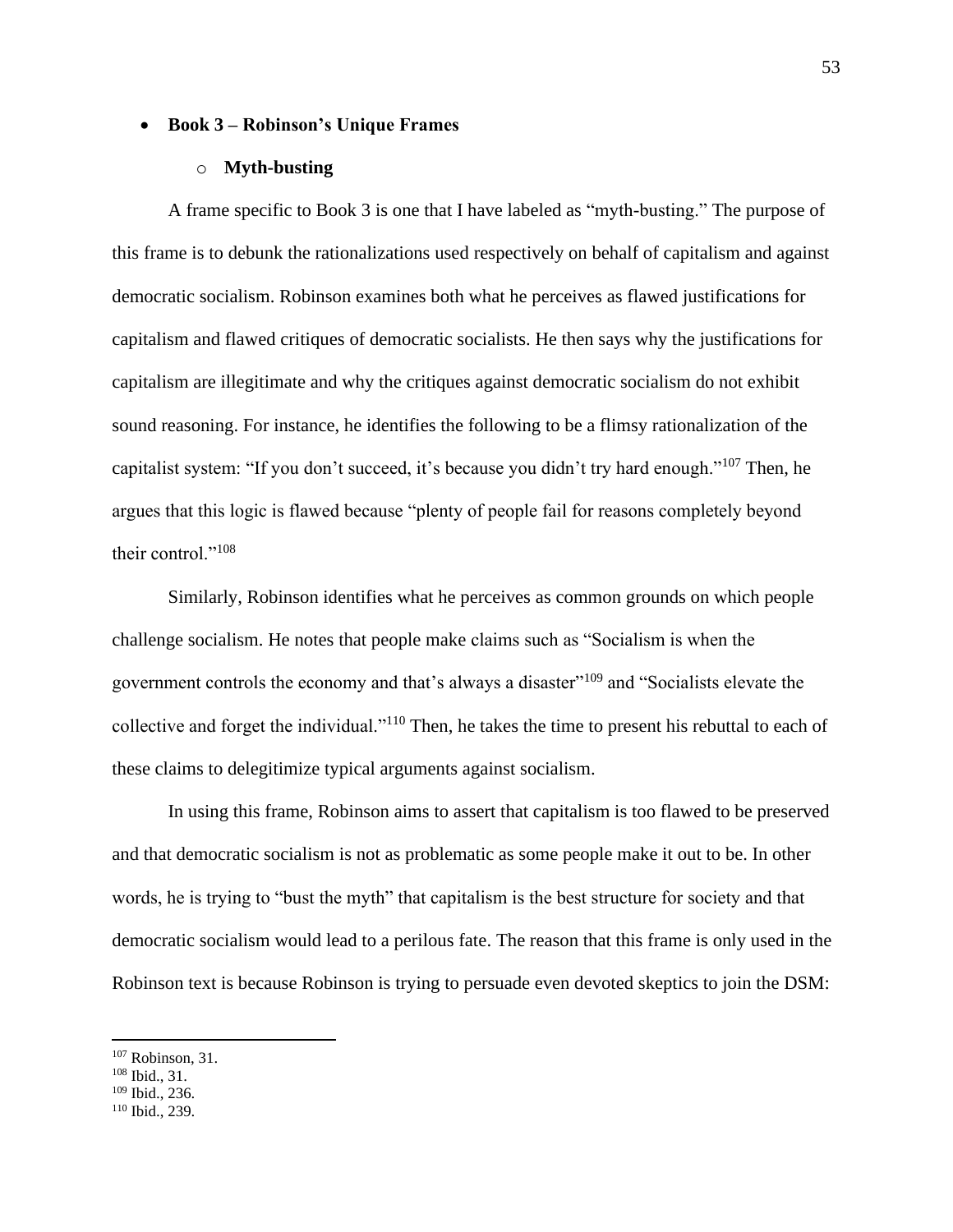- **Book 3 – Robinson's Unique Frames**
  - **Myth-busting**

A frame specific to Book 3 is one that I have labeled as "myth-busting." The purpose of this frame is to debunk the rationalizations used respectively on behalf of capitalism and against democratic socialism. Robinson examines both what he perceives as flawed justifications for capitalism and flawed critiques of democratic socialists. He then says why the justifications for capitalism are illegitimate and why the critiques against democratic socialism do not exhibit sound reasoning. For instance, he identifies the following to be a flimsy rationalization of the capitalist system: "If you don't succeed, it's because you didn't try hard enough."[107] Then, he argues that this logic is flawed because "plenty of people fail for reasons completely beyond their control."[108]

Similarly, Robinson identifies what he perceives as common grounds on which people challenge socialism. He notes that people make claims such as "Socialism is when the government controls the economy and that's always a disaster"[109] and "Socialists elevate the collective and forget the individual."[110] Then, he takes the time to present his rebuttal to each of these claims to delegitimize typical arguments against socialism.

In using this frame, Robinson aims to assert that capitalism is too flawed to be preserved and that democratic socialism is not as problematic as some people make it out to be. In other words, he is trying to "bust the myth" that capitalism is the best structure for society and that democratic socialism would lead to a perilous fate. The reason that this frame is only used in the Robinson text is because Robinson is trying to persuade even devoted skeptics to join the DSM:

---

[107] Robinson, 31.
[108] Ibid., 31.
[109] Ibid., 236.
[110] Ibid., 239.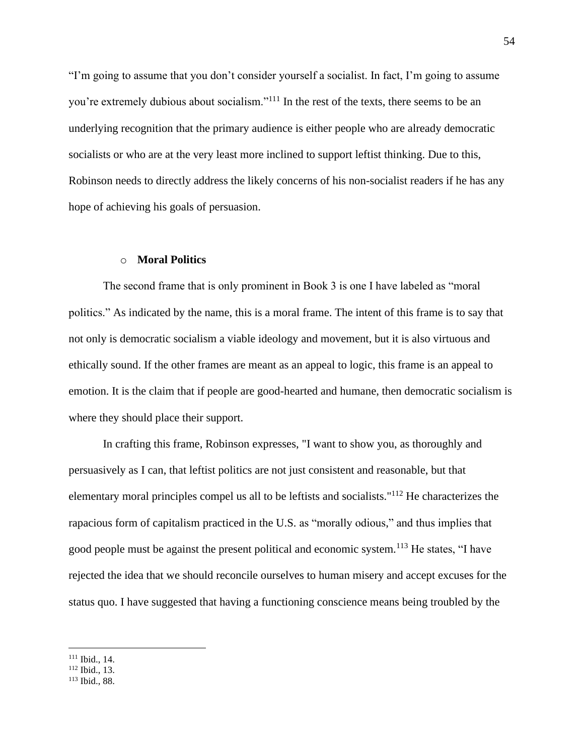"I'm going to assume that you don't consider yourself a socialist. In fact, I'm going to assume you're extremely dubious about socialism."[111] In the rest of the texts, there seems to be an underlying recognition that the primary audience is either people who are already democratic socialists or who are at the very least more inclined to support leftist thinking. Due to this, Robinson needs to directly address the likely concerns of his non-socialist readers if he has any hope of achieving his goals of persuasion.

- **Moral Politics**

The second frame that is only prominent in Book 3 is one I have labeled as "moral politics." As indicated by the name, this is a moral frame. The intent of this frame is to say that not only is democratic socialism a viable ideology and movement, but it is also virtuous and ethically sound. If the other frames are meant as an appeal to logic, this frame is an appeal to emotion. It is the claim that if people are good-hearted and humane, then democratic socialism is where they should place their support.

In crafting this frame, Robinson expresses, "I want to show you, as thoroughly and persuasively as I can, that leftist politics are not just consistent and reasonable, but that elementary moral principles compel us all to be leftists and socialists."[112] He characterizes the rapacious form of capitalism practiced in the U.S. as "morally odious," and thus implies that good people must be against the present political and economic system.[113] He states, "I have rejected the idea that we should reconcile ourselves to human misery and accept excuses for the status quo. I have suggested that having a functioning conscience means being troubled by the

---

[111] Ibid., 14.
[112] Ibid., 13.
[113] Ibid., 88.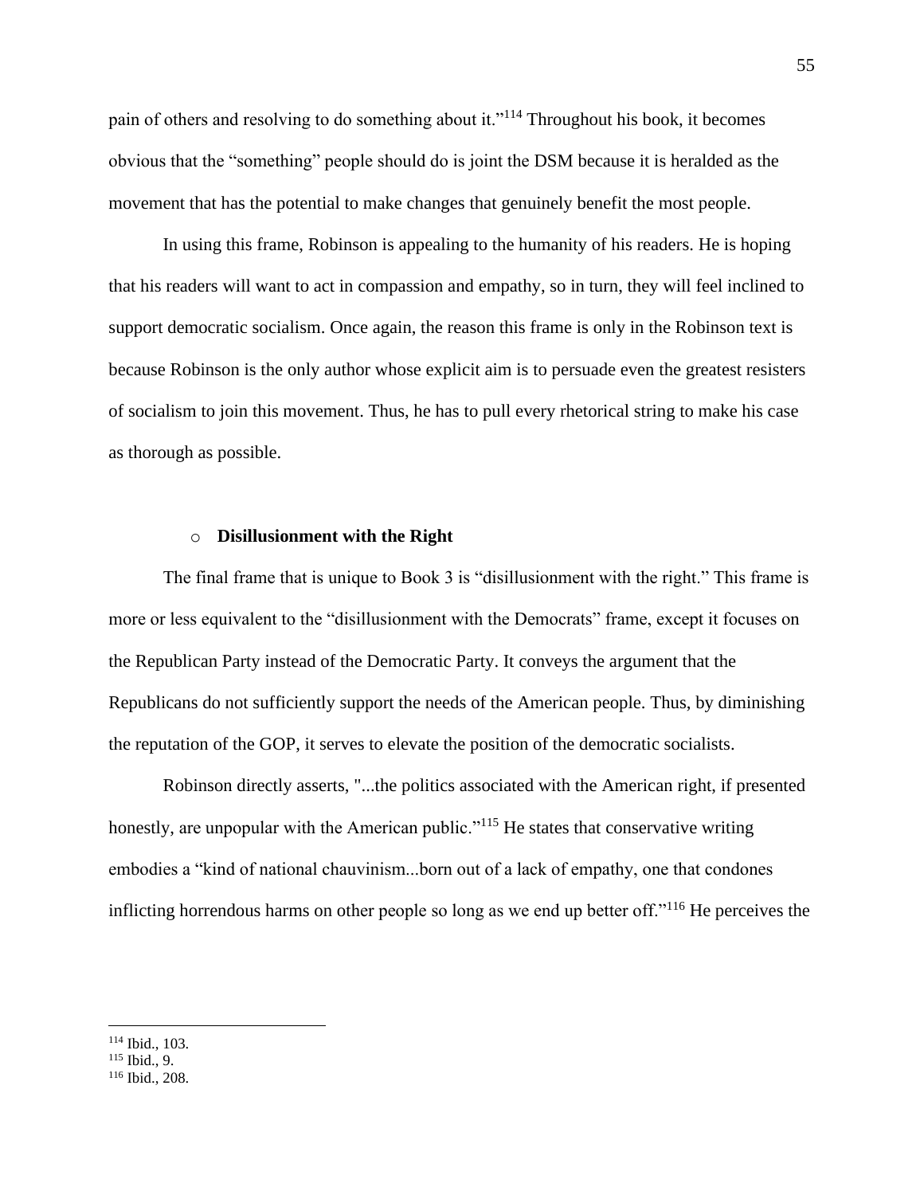pain of others and resolving to do something about it."[114] Throughout his book, it becomes obvious that the "something" people should do is joint the DSM because it is heralded as the movement that has the potential to make changes that genuinely benefit the most people.

In using this frame, Robinson is appealing to the humanity of his readers. He is hoping that his readers will want to act in compassion and empathy, so in turn, they will feel inclined to support democratic socialism. Once again, the reason this frame is only in the Robinson text is because Robinson is the only author whose explicit aim is to persuade even the greatest resisters of socialism to join this movement. Thus, he has to pull every rhetorical string to make his case as thorough as possible.

- **Disillusionment with the Right**

The final frame that is unique to Book 3 is "disillusionment with the right." This frame is more or less equivalent to the "disillusionment with the Democrats" frame, except it focuses on the Republican Party instead of the Democratic Party. It conveys the argument that the Republicans do not sufficiently support the needs of the American people. Thus, by diminishing the reputation of the GOP, it serves to elevate the position of the democratic socialists.

Robinson directly asserts, "...the politics associated with the American right, if presented honestly, are unpopular with the American public."[115] He states that conservative writing embodies a "kind of national chauvinism...born out of a lack of empathy, one that condones inflicting horrendous harms on other people so long as we end up better off."[116] He perceives the

---

[114] Ibid., 103.
[115] Ibid., 9.
[116] Ibid., 208.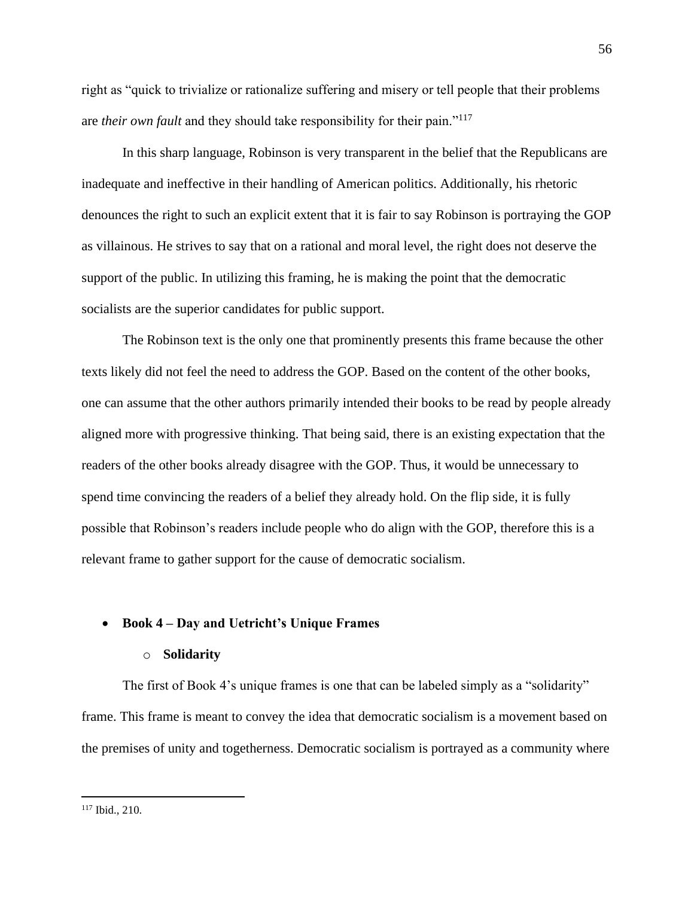right as "quick to trivialize or rationalize suffering and misery or tell people that their problems are *their own fault* and they should take responsibility for their pain."[117]

In this sharp language, Robinson is very transparent in the belief that the Republicans are inadequate and ineffective in their handling of American politics. Additionally, his rhetoric denounces the right to such an explicit extent that it is fair to say Robinson is portraying the GOP as villainous. He strives to say that on a rational and moral level, the right does not deserve the support of the public. In utilizing this framing, he is making the point that the democratic socialists are the superior candidates for public support.

The Robinson text is the only one that prominently presents this frame because the other texts likely did not feel the need to address the GOP. Based on the content of the other books, one can assume that the other authors primarily intended their books to be read by people already aligned more with progressive thinking. That being said, there is an existing expectation that the readers of the other books already disagree with the GOP. Thus, it would be unnecessary to spend time convincing the readers of a belief they already hold. On the flip side, it is fully possible that Robinson's readers include people who do align with the GOP, therefore this is a relevant frame to gather support for the cause of democratic socialism.

- **Book 4 – Day and Uetricht's Unique Frames**
  - **Solidarity**

The first of Book 4's unique frames is one that can be labeled simply as a "solidarity" frame. This frame is meant to convey the idea that democratic socialism is a movement based on the premises of unity and togetherness. Democratic socialism is portrayed as a community where

[117] Ibid., 210.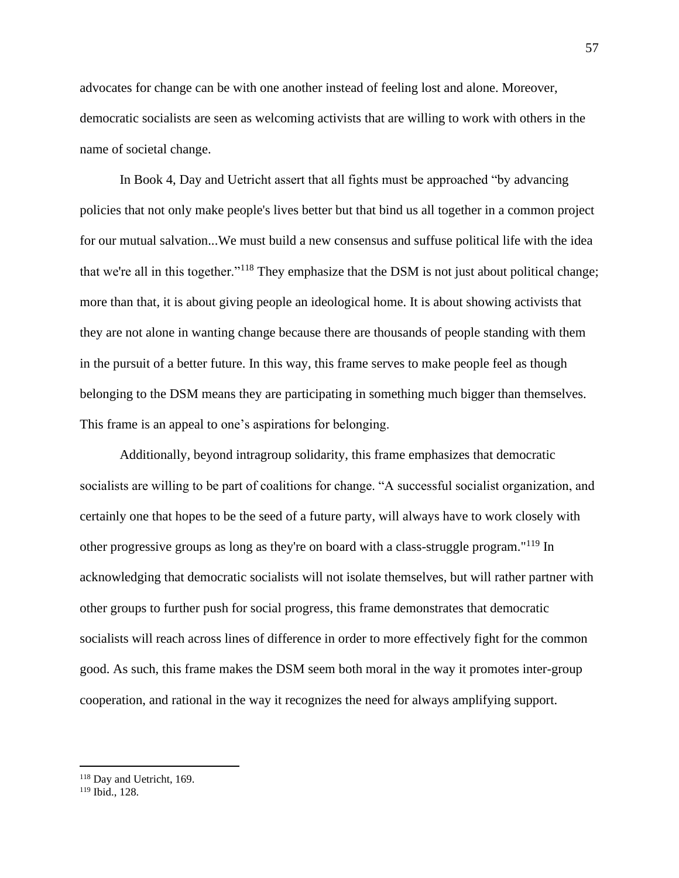advocates for change can be with one another instead of feeling lost and alone. Moreover, democratic socialists are seen as welcoming activists that are willing to work with others in the name of societal change.

In Book 4, Day and Uetricht assert that all fights must be approached "by advancing policies that not only make people's lives better but that bind us all together in a common project for our mutual salvation...We must build a new consensus and suffuse political life with the idea that we're all in this together."[118] They emphasize that the DSM is not just about political change; more than that, it is about giving people an ideological home. It is about showing activists that they are not alone in wanting change because there are thousands of people standing with them in the pursuit of a better future. In this way, this frame serves to make people feel as though belonging to the DSM means they are participating in something much bigger than themselves. This frame is an appeal to one's aspirations for belonging.

Additionally, beyond intragroup solidarity, this frame emphasizes that democratic socialists are willing to be part of coalitions for change. "A successful socialist organization, and certainly one that hopes to be the seed of a future party, will always have to work closely with other progressive groups as long as they're on board with a class-struggle program."[119] In acknowledging that democratic socialists will not isolate themselves, but will rather partner with other groups to further push for social progress, this frame demonstrates that democratic socialists will reach across lines of difference in order to more effectively fight for the common good. As such, this frame makes the DSM seem both moral in the way it promotes inter-group cooperation, and rational in the way it recognizes the need for always amplifying support.

[118] Day and Uetricht, 169.

[119] Ibid., 128.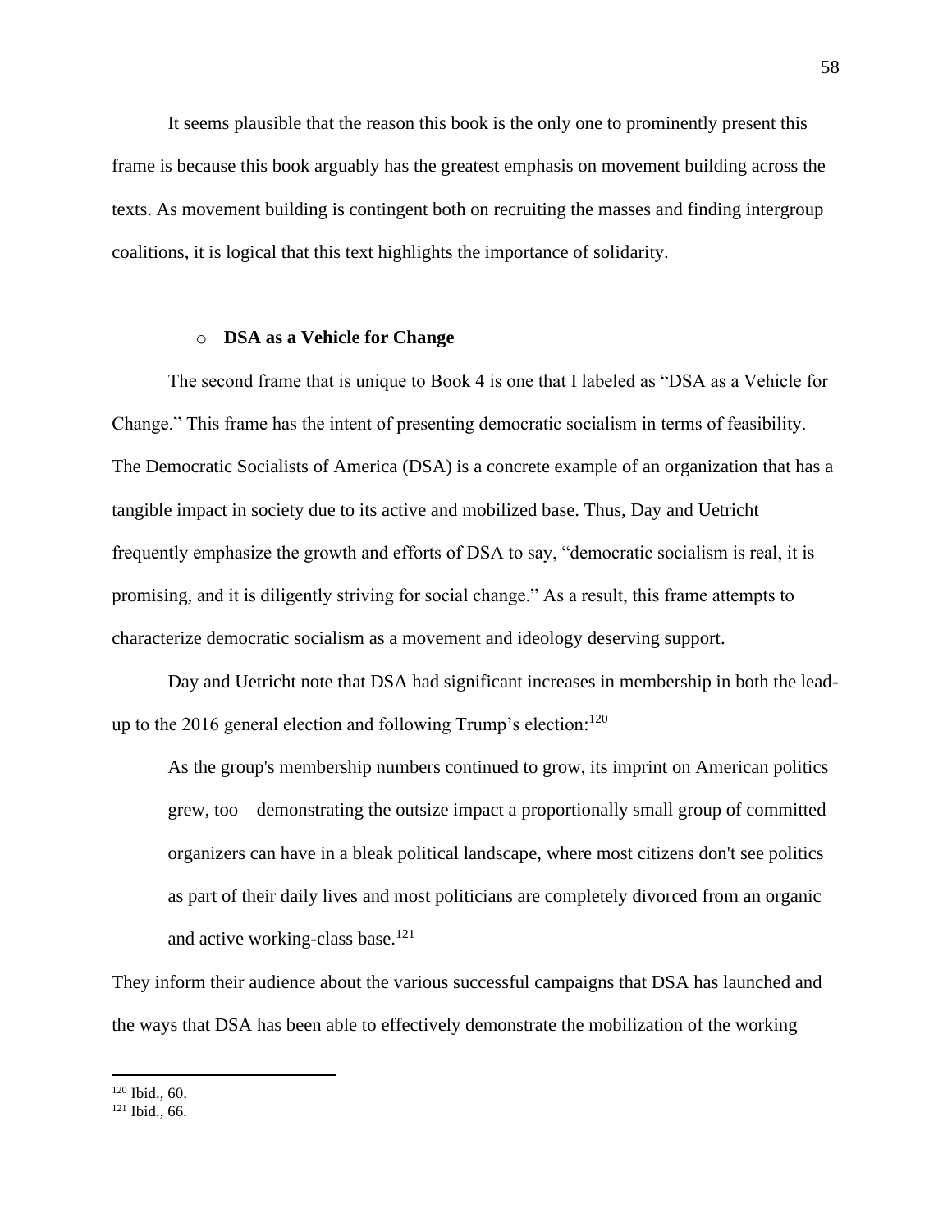It seems plausible that the reason this book is the only one to prominently present this frame is because this book arguably has the greatest emphasis on movement building across the texts. As movement building is contingent both on recruiting the masses and finding intergroup coalitions, it is logical that this text highlights the importance of solidarity.

- **DSA as a Vehicle for Change**

The second frame that is unique to Book 4 is one that I labeled as "DSA as a Vehicle for Change." This frame has the intent of presenting democratic socialism in terms of feasibility. The Democratic Socialists of America (DSA) is a concrete example of an organization that has a tangible impact in society due to its active and mobilized base. Thus, Day and Uetricht frequently emphasize the growth and efforts of DSA to say, "democratic socialism is real, it is promising, and it is diligently striving for social change." As a result, this frame attempts to characterize democratic socialism as a movement and ideology deserving support.

Day and Uetricht note that DSA had significant increases in membership in both the lead-up to the 2016 general election and following Trump's election:[120]

> As the group's membership numbers continued to grow, its imprint on American politics grew, too—demonstrating the outsize impact a proportionally small group of committed organizers can have in a bleak political landscape, where most citizens don't see politics as part of their daily lives and most politicians are completely divorced from an organic and active working-class base.[121]

They inform their audience about the various successful campaigns that DSA has launched and the ways that DSA has been able to effectively demonstrate the mobilization of the working

[120] Ibid., 60.
[121] Ibid., 66.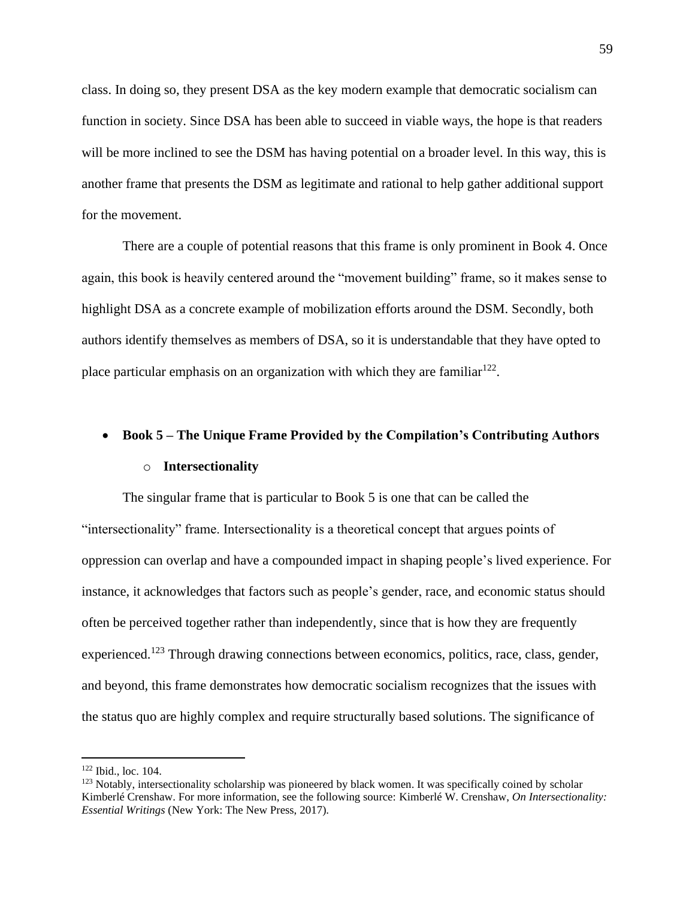class. In doing so, they present DSA as the key modern example that democratic socialism can function in society. Since DSA has been able to succeed in viable ways, the hope is that readers will be more inclined to see the DSM has having potential on a broader level. In this way, this is another frame that presents the DSM as legitimate and rational to help gather additional support for the movement.

There are a couple of potential reasons that this frame is only prominent in Book 4. Once again, this book is heavily centered around the "movement building" frame, so it makes sense to highlight DSA as a concrete example of mobilization efforts around the DSM. Secondly, both authors identify themselves as members of DSA, so it is understandable that they have opted to place particular emphasis on an organization with which they are familiar[122].

- **Book 5 – The Unique Frame Provided by the Compilation's Contributing Authors**
  - **Intersectionality**

The singular frame that is particular to Book 5 is one that can be called the "intersectionality" frame. Intersectionality is a theoretical concept that argues points of oppression can overlap and have a compounded impact in shaping people's lived experience. For instance, it acknowledges that factors such as people's gender, race, and economic status should often be perceived together rather than independently, since that is how they are frequently experienced.[123] Through drawing connections between economics, politics, race, class, gender, and beyond, this frame demonstrates how democratic socialism recognizes that the issues with the status quo are highly complex and require structurally based solutions. The significance of

---

[122] Ibid., loc. 104.

[123] Notably, intersectionality scholarship was pioneered by black women. It was specifically coined by scholar Kimberlé Crenshaw. For more information, see the following source: Kimberlé W. Crenshaw, *On Intersectionality: Essential Writings* (New York: The New Press, 2017).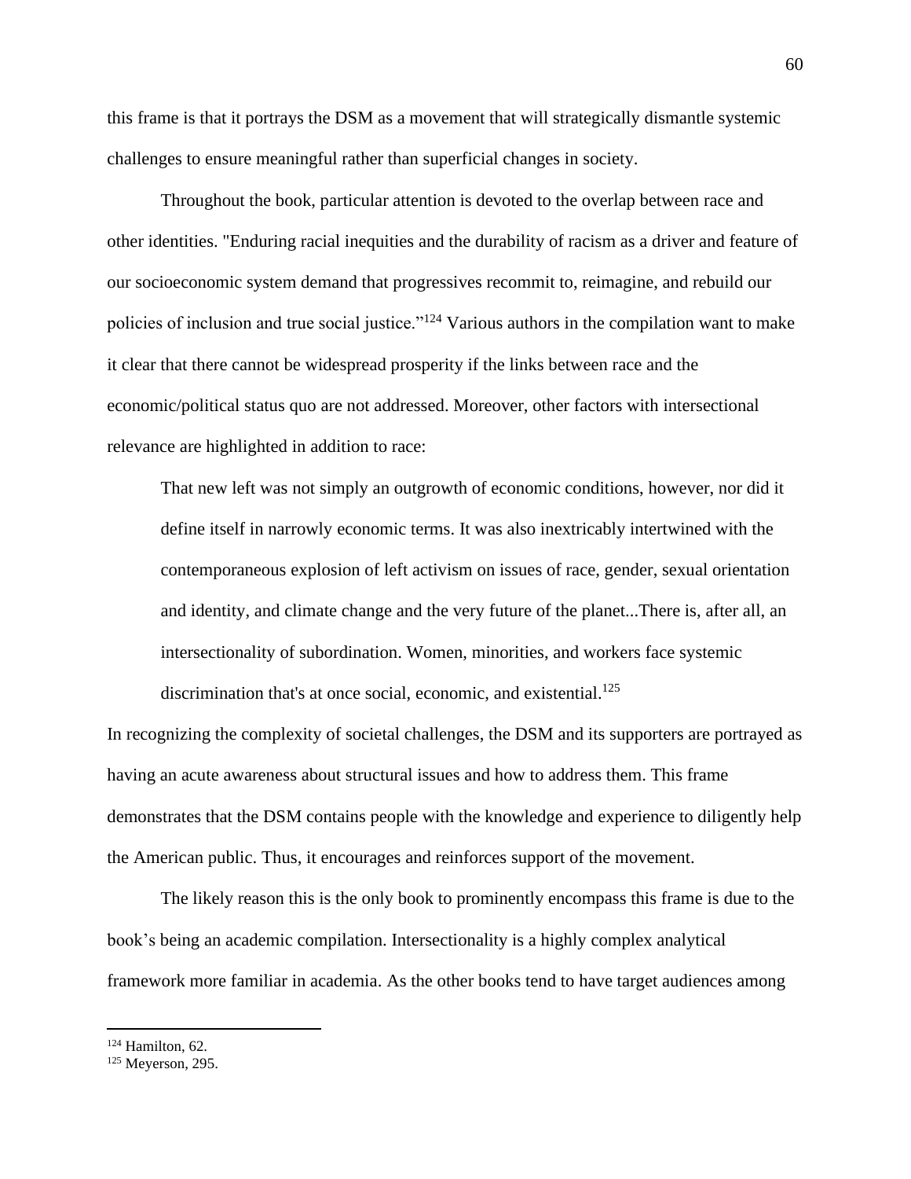this frame is that it portrays the DSM as a movement that will strategically dismantle systemic challenges to ensure meaningful rather than superficial changes in society.

Throughout the book, particular attention is devoted to the overlap between race and other identities. "Enduring racial inequities and the durability of racism as a driver and feature of our socioeconomic system demand that progressives recommit to, reimagine, and rebuild our policies of inclusion and true social justice."[124] Various authors in the compilation want to make it clear that there cannot be widespread prosperity if the links between race and the economic/political status quo are not addressed. Moreover, other factors with intersectional relevance are highlighted in addition to race:

> That new left was not simply an outgrowth of economic conditions, however, nor did it define itself in narrowly economic terms. It was also inextricably intertwined with the contemporaneous explosion of left activism on issues of race, gender, sexual orientation and identity, and climate change and the very future of the planet...There is, after all, an intersectionality of subordination. Women, minorities, and workers face systemic discrimination that's at once social, economic, and existential.[125]

In recognizing the complexity of societal challenges, the DSM and its supporters are portrayed as having an acute awareness about structural issues and how to address them. This frame demonstrates that the DSM contains people with the knowledge and experience to diligently help the American public. Thus, it encourages and reinforces support of the movement.

The likely reason this is the only book to prominently encompass this frame is due to the book's being an academic compilation. Intersectionality is a highly complex analytical framework more familiar in academia. As the other books tend to have target audiences among

---

[124] Hamilton, 62.

[125] Meyerson, 295.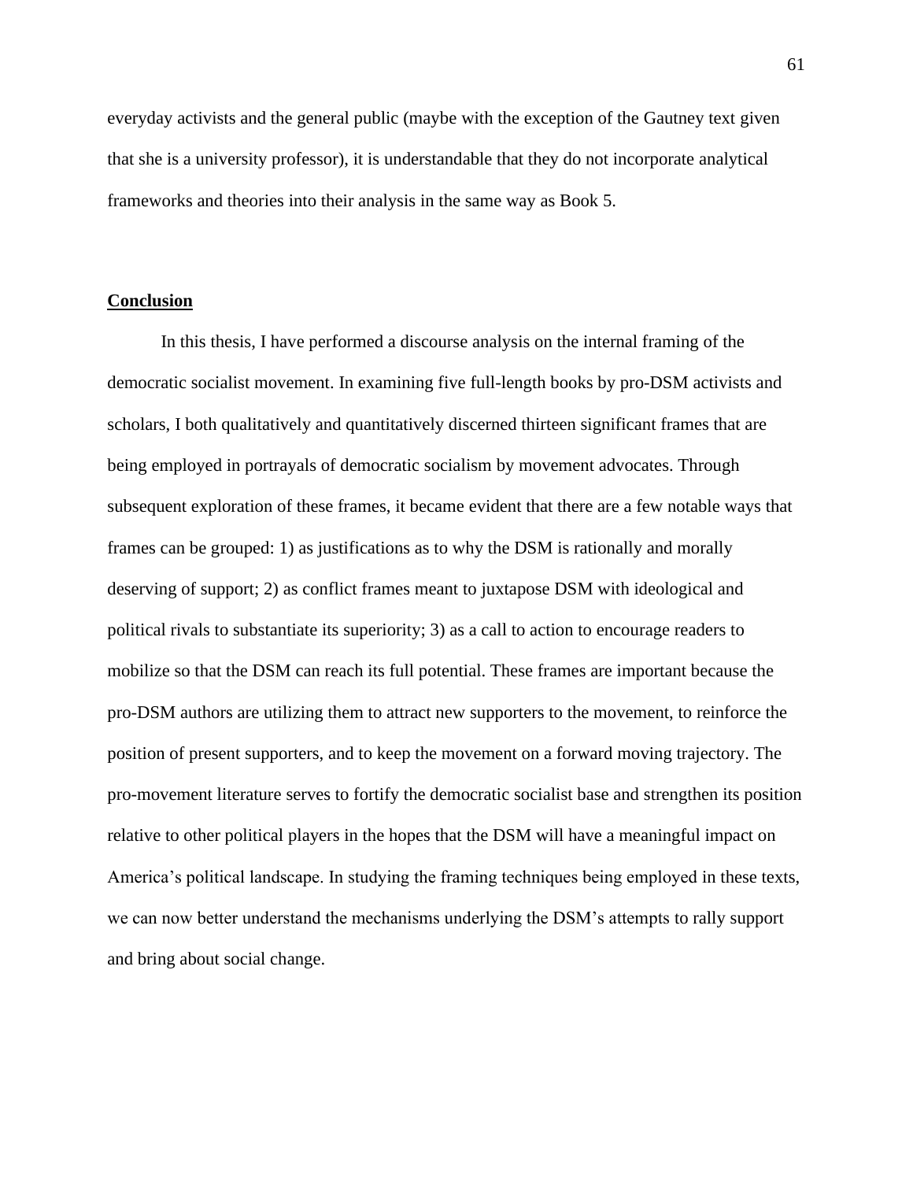everyday activists and the general public (maybe with the exception of the Gautney text given that she is a university professor), it is understandable that they do not incorporate analytical frameworks and theories into their analysis in the same way as Book 5.

## Conclusion

In this thesis, I have performed a discourse analysis on the internal framing of the democratic socialist movement. In examining five full-length books by pro-DSM activists and scholars, I both qualitatively and quantitatively discerned thirteen significant frames that are being employed in portrayals of democratic socialism by movement advocates. Through subsequent exploration of these frames, it became evident that there are a few notable ways that frames can be grouped: 1) as justifications as to why the DSM is rationally and morally deserving of support; 2) as conflict frames meant to juxtapose DSM with ideological and political rivals to substantiate its superiority; 3) as a call to action to encourage readers to mobilize so that the DSM can reach its full potential. These frames are important because the pro-DSM authors are utilizing them to attract new supporters to the movement, to reinforce the position of present supporters, and to keep the movement on a forward moving trajectory. The pro-movement literature serves to fortify the democratic socialist base and strengthen its position relative to other political players in the hopes that the DSM will have a meaningful impact on America's political landscape. In studying the framing techniques being employed in these texts, we can now better understand the mechanisms underlying the DSM's attempts to rally support and bring about social change.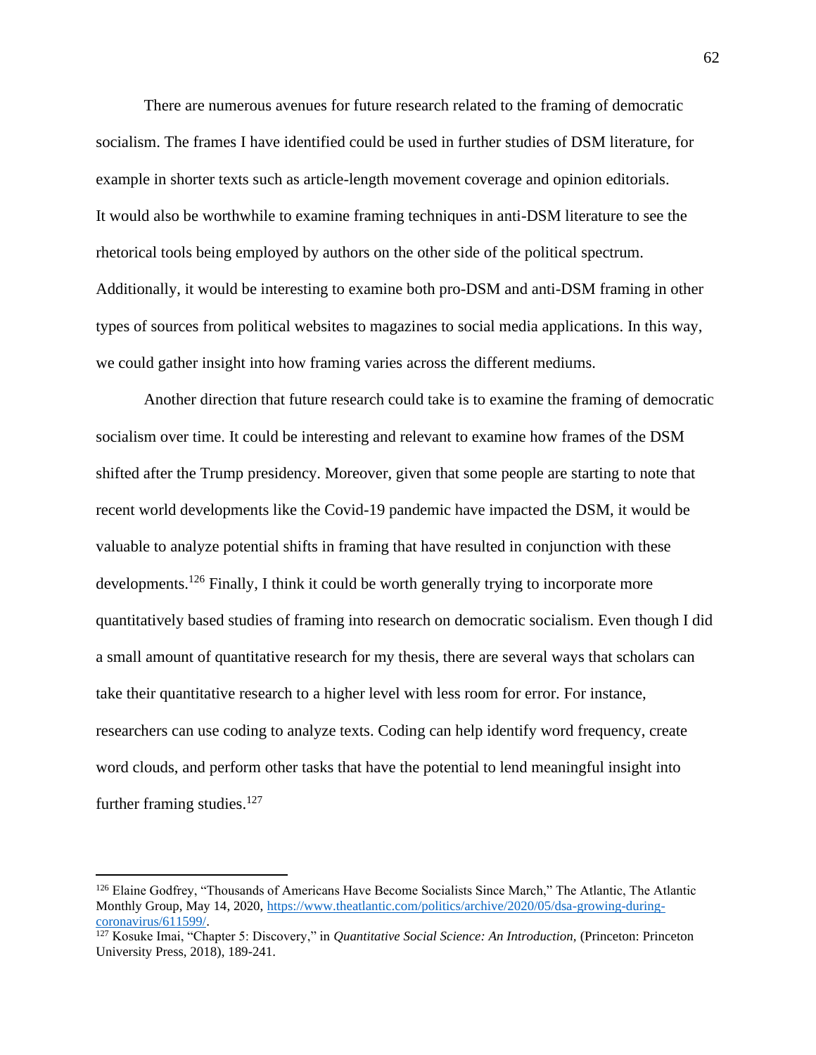There are numerous avenues for future research related to the framing of democratic socialism. The frames I have identified could be used in further studies of DSM literature, for example in shorter texts such as article-length movement coverage and opinion editorials. It would also be worthwhile to examine framing techniques in anti-DSM literature to see the rhetorical tools being employed by authors on the other side of the political spectrum. Additionally, it would be interesting to examine both pro-DSM and anti-DSM framing in other types of sources from political websites to magazines to social media applications. In this way, we could gather insight into how framing varies across the different mediums.

Another direction that future research could take is to examine the framing of democratic socialism over time. It could be interesting and relevant to examine how frames of the DSM shifted after the Trump presidency. Moreover, given that some people are starting to note that recent world developments like the Covid-19 pandemic have impacted the DSM, it would be valuable to analyze potential shifts in framing that have resulted in conjunction with these developments.[126] Finally, I think it could be worth generally trying to incorporate more quantitatively based studies of framing into research on democratic socialism. Even though I did a small amount of quantitative research for my thesis, there are several ways that scholars can take their quantitative research to a higher level with less room for error. For instance, researchers can use coding to analyze texts. Coding can help identify word frequency, create word clouds, and perform other tasks that have the potential to lend meaningful insight into further framing studies.[127]

---

[126] Elaine Godfrey, "Thousands of Americans Have Become Socialists Since March," The Atlantic, The Atlantic Monthly Group, May 14, 2020, https://www.theatlantic.com/politics/archive/2020/05/dsa-growing-during-coronavirus/611599/.

[127] Kosuke Imai, "Chapter 5: Discovery," in *Quantitative Social Science: An Introduction,* (Princeton: Princeton University Press, 2018), 189-241.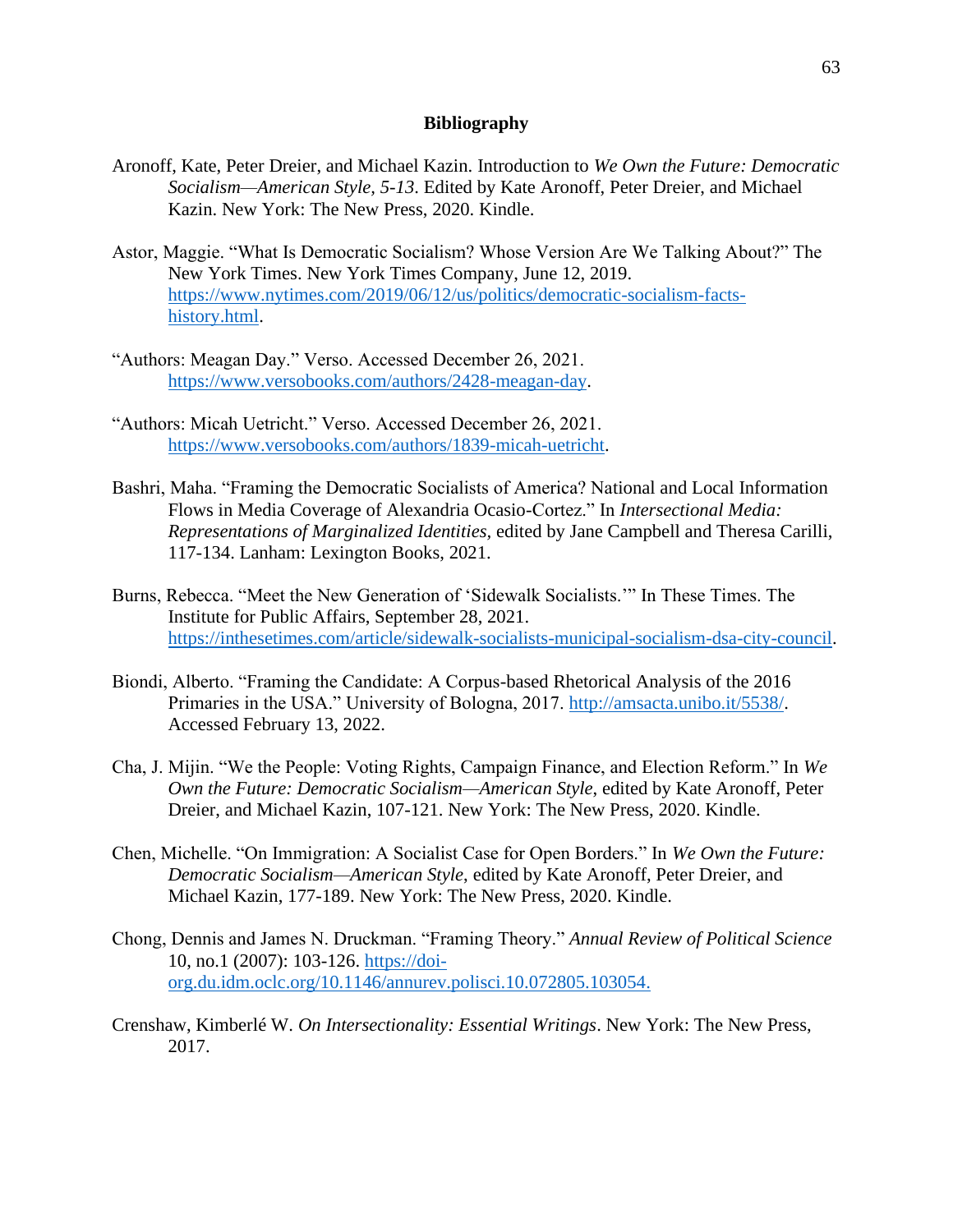## Bibliography

Aronoff, Kate, Peter Dreier, and Michael Kazin. Introduction to *We Own the Future: Democratic Socialism—American Style, 5-13*. Edited by Kate Aronoff, Peter Dreier, and Michael Kazin. New York: The New Press, 2020. Kindle.

Astor, Maggie. "What Is Democratic Socialism? Whose Version Are We Talking About?" The New York Times. New York Times Company, June 12, 2019. https://www.nytimes.com/2019/06/12/us/politics/democratic-socialism-facts-history.html.

"Authors: Meagan Day." Verso. Accessed December 26, 2021. https://www.versobooks.com/authors/2428-meagan-day.

"Authors: Micah Uetricht." Verso. Accessed December 26, 2021. https://www.versobooks.com/authors/1839-micah-uetricht.

Bashri, Maha. "Framing the Democratic Socialists of America? National and Local Information Flows in Media Coverage of Alexandria Ocasio-Cortez." In *Intersectional Media: Representations of Marginalized Identities*, edited by Jane Campbell and Theresa Carilli, 117-134. Lanham: Lexington Books, 2021.

Burns, Rebecca. "Meet the New Generation of 'Sidewalk Socialists.'" In These Times. The Institute for Public Affairs, September 28, 2021. https://inthesetimes.com/article/sidewalk-socialists-municipal-socialism-dsa-city-council.

Biondi, Alberto. "Framing the Candidate: A Corpus-based Rhetorical Analysis of the 2016 Primaries in the USA." University of Bologna, 2017. http://amsacta.unibo.it/5538/. Accessed February 13, 2022.

Cha, J. Mijin. "We the People: Voting Rights, Campaign Finance, and Election Reform." In *We Own the Future: Democratic Socialism—American Style*, edited by Kate Aronoff, Peter Dreier, and Michael Kazin, 107-121. New York: The New Press, 2020. Kindle.

Chen, Michelle. "On Immigration: A Socialist Case for Open Borders." In *We Own the Future: Democratic Socialism—American Style*, edited by Kate Aronoff, Peter Dreier, and Michael Kazin, 177-189. New York: The New Press, 2020. Kindle.

Chong, Dennis and James N. Druckman. "Framing Theory." *Annual Review of Political Science* 10, no.1 (2007): 103-126. https://doi-org.du.idm.oclc.org/10.1146/annurev.polisci.10.072805.103054.

Crenshaw, Kimberlé W. *On Intersectionality: Essential Writings*. New York: The New Press, 2017.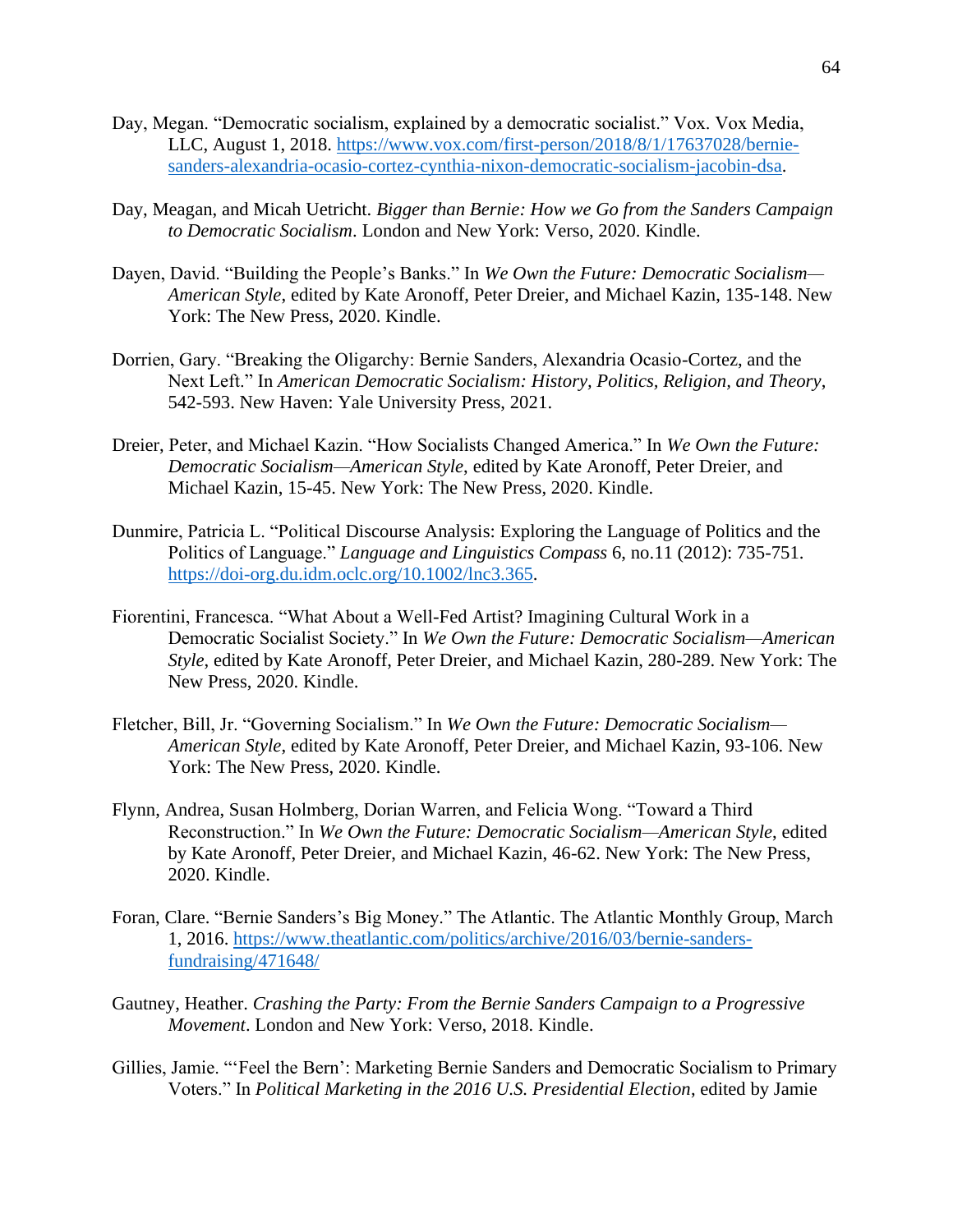Day, Megan. "Democratic socialism, explained by a democratic socialist." Vox. Vox Media, LLC, August 1, 2018. [https://www.vox.com/first-person/2018/8/1/17637028/bernie-sanders-alexandria-ocasio-cortez-cynthia-nixon-democratic-socialism-jacobin-dsa](https://www.vox.com/first-person/2018/8/1/17637028/bernie-sanders-alexandria-ocasio-cortez-cynthia-nixon-democratic-socialism-jacobin-dsa).

Day, Meagan, and Micah Uetricht. *Bigger than Bernie: How we Go from the Sanders Campaign to Democratic Socialism*. London and New York: Verso, 2020. Kindle.

Dayen, David. "Building the People's Banks." In *We Own the Future: Democratic Socialism—American Style*, edited by Kate Aronoff, Peter Dreier, and Michael Kazin, 135-148. New York: The New Press, 2020. Kindle.

Dorrien, Gary. "Breaking the Oligarchy: Bernie Sanders, Alexandria Ocasio-Cortez, and the Next Left." In *American Democratic Socialism: History, Politics, Religion, and Theory*, 542-593. New Haven: Yale University Press, 2021.

Dreier, Peter, and Michael Kazin. "How Socialists Changed America." In *We Own the Future: Democratic Socialism—American Style*, edited by Kate Aronoff, Peter Dreier, and Michael Kazin, 15-45. New York: The New Press, 2020. Kindle.

Dunmire, Patricia L. "Political Discourse Analysis: Exploring the Language of Politics and the Politics of Language." *Language and Linguistics Compass* 6, no.11 (2012): 735-751. [https://doi-org.du.idm.oclc.org/10.1002/lnc3.365](https://doi-org.du.idm.oclc.org/10.1002/lnc3.365).

Fiorentini, Francesca. "What About a Well-Fed Artist? Imagining Cultural Work in a Democratic Socialist Society." In *We Own the Future: Democratic Socialism—American Style*, edited by Kate Aronoff, Peter Dreier, and Michael Kazin, 280-289. New York: The New Press, 2020. Kindle.

Fletcher, Bill, Jr. "Governing Socialism." In *We Own the Future: Democratic Socialism—American Style*, edited by Kate Aronoff, Peter Dreier, and Michael Kazin, 93-106. New York: The New Press, 2020. Kindle.

Flynn, Andrea, Susan Holmberg, Dorian Warren, and Felicia Wong. "Toward a Third Reconstruction." In *We Own the Future: Democratic Socialism—American Style*, edited by Kate Aronoff, Peter Dreier, and Michael Kazin, 46-62. New York: The New Press, 2020. Kindle.

Foran, Clare. "Bernie Sanders's Big Money." The Atlantic. The Atlantic Monthly Group, March 1, 2016. [https://www.theatlantic.com/politics/archive/2016/03/bernie-sanders-fundraising/471648/](https://www.theatlantic.com/politics/archive/2016/03/bernie-sanders-fundraising/471648/)

Gautney, Heather. *Crashing the Party: From the Bernie Sanders Campaign to a Progressive Movement*. London and New York: Verso, 2018. Kindle.

Gillies, Jamie. "'Feel the Bern': Marketing Bernie Sanders and Democratic Socialism to Primary Voters." In *Political Marketing in the 2016 U.S. Presidential Election*, edited by Jamie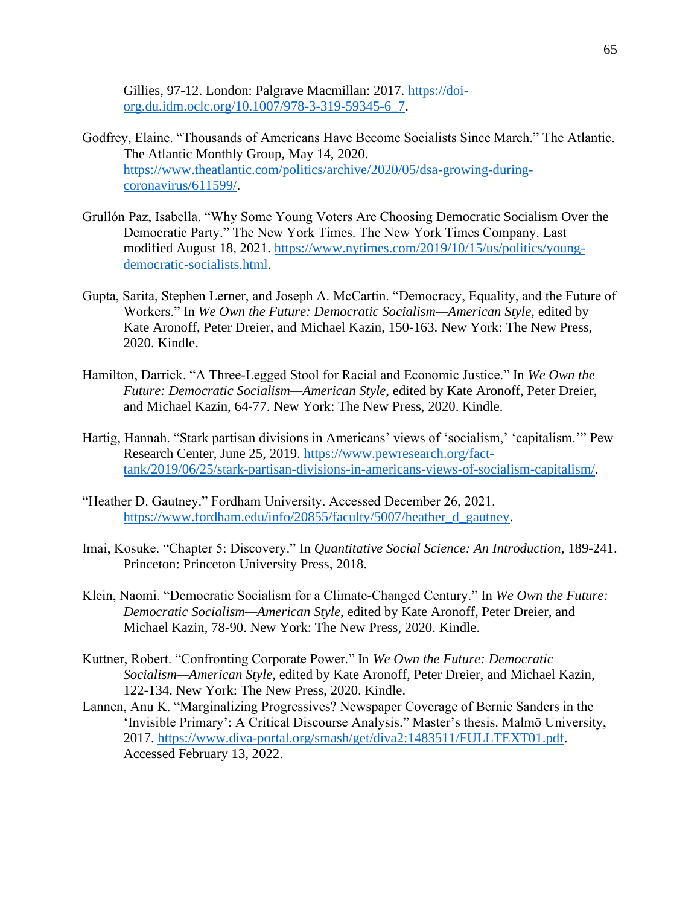Gillies, 97-12. London: Palgrave Macmillan: 2017. https://doi-org.du.idm.oclc.org/10.1007/978-3-319-59345-6_7.

Godfrey, Elaine. "Thousands of Americans Have Become Socialists Since March." The Atlantic. The Atlantic Monthly Group, May 14, 2020. https://www.theatlantic.com/politics/archive/2020/05/dsa-growing-during-coronavirus/611599/.

Grullón Paz, Isabella. "Why Some Young Voters Are Choosing Democratic Socialism Over the Democratic Party." The New York Times. The New York Times Company. Last modified August 18, 2021. https://www.nytimes.com/2019/10/15/us/politics/young-democratic-socialists.html.

Gupta, Sarita, Stephen Lerner, and Joseph A. McCartin. "Democracy, Equality, and the Future of Workers." In *We Own the Future: Democratic Socialism—American Style*, edited by Kate Aronoff, Peter Dreier, and Michael Kazin, 150-163. New York: The New Press, 2020. Kindle.

Hamilton, Darrick. "A Three-Legged Stool for Racial and Economic Justice." In *We Own the Future: Democratic Socialism—American Style*, edited by Kate Aronoff, Peter Dreier, and Michael Kazin, 64-77. New York: The New Press, 2020. Kindle.

Hartig, Hannah. "Stark partisan divisions in Americans' views of 'socialism,' 'capitalism.'" Pew Research Center, June 25, 2019. https://www.pewresearch.org/fact-tank/2019/06/25/stark-partisan-divisions-in-americans-views-of-socialism-capitalism/.

"Heather D. Gautney." Fordham University. Accessed December 26, 2021. https://www.fordham.edu/info/20855/faculty/5007/heather_d_gautney.

Imai, Kosuke. "Chapter 5: Discovery." In *Quantitative Social Science: An Introduction,* 189-241. Princeton: Princeton University Press, 2018.

Klein, Naomi. "Democratic Socialism for a Climate-Changed Century." In *We Own the Future: Democratic Socialism—American Style*, edited by Kate Aronoff, Peter Dreier, and Michael Kazin, 78-90. New York: The New Press, 2020. Kindle.

Kuttner, Robert. "Confronting Corporate Power." In *We Own the Future: Democratic Socialism—American Style*, edited by Kate Aronoff, Peter Dreier, and Michael Kazin, 122-134. New York: The New Press, 2020. Kindle.

Lannen, Anu K. "Marginalizing Progressives? Newspaper Coverage of Bernie Sanders in the 'Invisible Primary': A Critical Discourse Analysis." Master's thesis. Malmö University, 2017. https://www.diva-portal.org/smash/get/diva2:1483511/FULLTEXT01.pdf. Accessed February 13, 2022.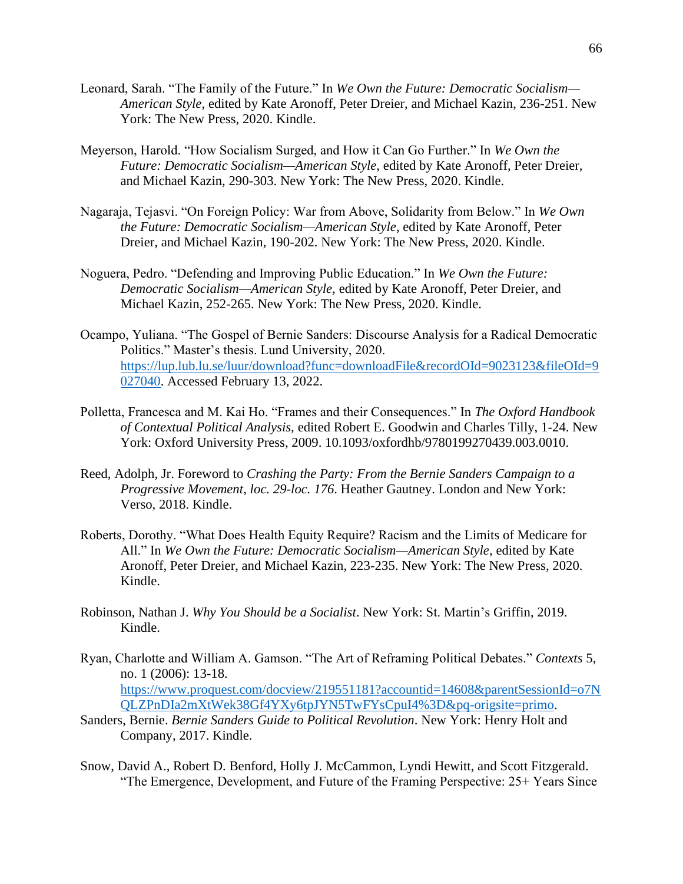Leonard, Sarah. "The Family of the Future." In *We Own the Future: Democratic Socialism—American Style*, edited by Kate Aronoff, Peter Dreier, and Michael Kazin, 236-251. New York: The New Press, 2020. Kindle.

Meyerson, Harold. "How Socialism Surged, and How it Can Go Further." In *We Own the Future: Democratic Socialism—American Style*, edited by Kate Aronoff, Peter Dreier, and Michael Kazin, 290-303. New York: The New Press, 2020. Kindle.

Nagaraja, Tejasvi. "On Foreign Policy: War from Above, Solidarity from Below." In *We Own the Future: Democratic Socialism—American Style*, edited by Kate Aronoff, Peter Dreier, and Michael Kazin, 190-202. New York: The New Press, 2020. Kindle.

Noguera, Pedro. "Defending and Improving Public Education." In *We Own the Future: Democratic Socialism—American Style*, edited by Kate Aronoff, Peter Dreier, and Michael Kazin, 252-265. New York: The New Press, 2020. Kindle.

Ocampo, Yuliana. "The Gospel of Bernie Sanders: Discourse Analysis for a Radical Democratic Politics." Master's thesis. Lund University, 2020. https://lup.lub.lu.se/luur/download?func=downloadFile&recordOId=9023123&fileOId=9027040. Accessed February 13, 2022.

Polletta, Francesca and M. Kai Ho. "Frames and their Consequences." In *The Oxford Handbook of Contextual Political Analysis,* edited Robert E. Goodwin and Charles Tilly, 1-24. New York: Oxford University Press, 2009. 10.1093/oxfordhb/9780199270439.003.0010.

Reed, Adolph, Jr. Foreword to *Crashing the Party: From the Bernie Sanders Campaign to a Progressive Movement, loc. 29-loc. 176*. Heather Gautney. London and New York: Verso, 2018. Kindle.

Roberts, Dorothy. "What Does Health Equity Require? Racism and the Limits of Medicare for All." In *We Own the Future: Democratic Socialism—American Style*, edited by Kate Aronoff, Peter Dreier, and Michael Kazin, 223-235. New York: The New Press, 2020. Kindle.

Robinson, Nathan J. *Why You Should be a Socialist*. New York: St. Martin's Griffin, 2019. Kindle.

Ryan, Charlotte and William A. Gamson. "The Art of Reframing Political Debates." *Contexts* 5, no. 1 (2006): 13-18. https://www.proquest.com/docview/219551181?accountid=14608&parentSessionId=o7NQLZPnDIa2mXtWek38Gf4YXy6tpJYN5TwFYsCpuI4%3D&pq-origsite=primo.

Sanders, Bernie. *Bernie Sanders Guide to Political Revolution*. New York: Henry Holt and Company, 2017. Kindle.

Snow, David A., Robert D. Benford, Holly J. McCammon, Lyndi Hewitt, and Scott Fitzgerald. "The Emergence, Development, and Future of the Framing Perspective: 25+ Years Since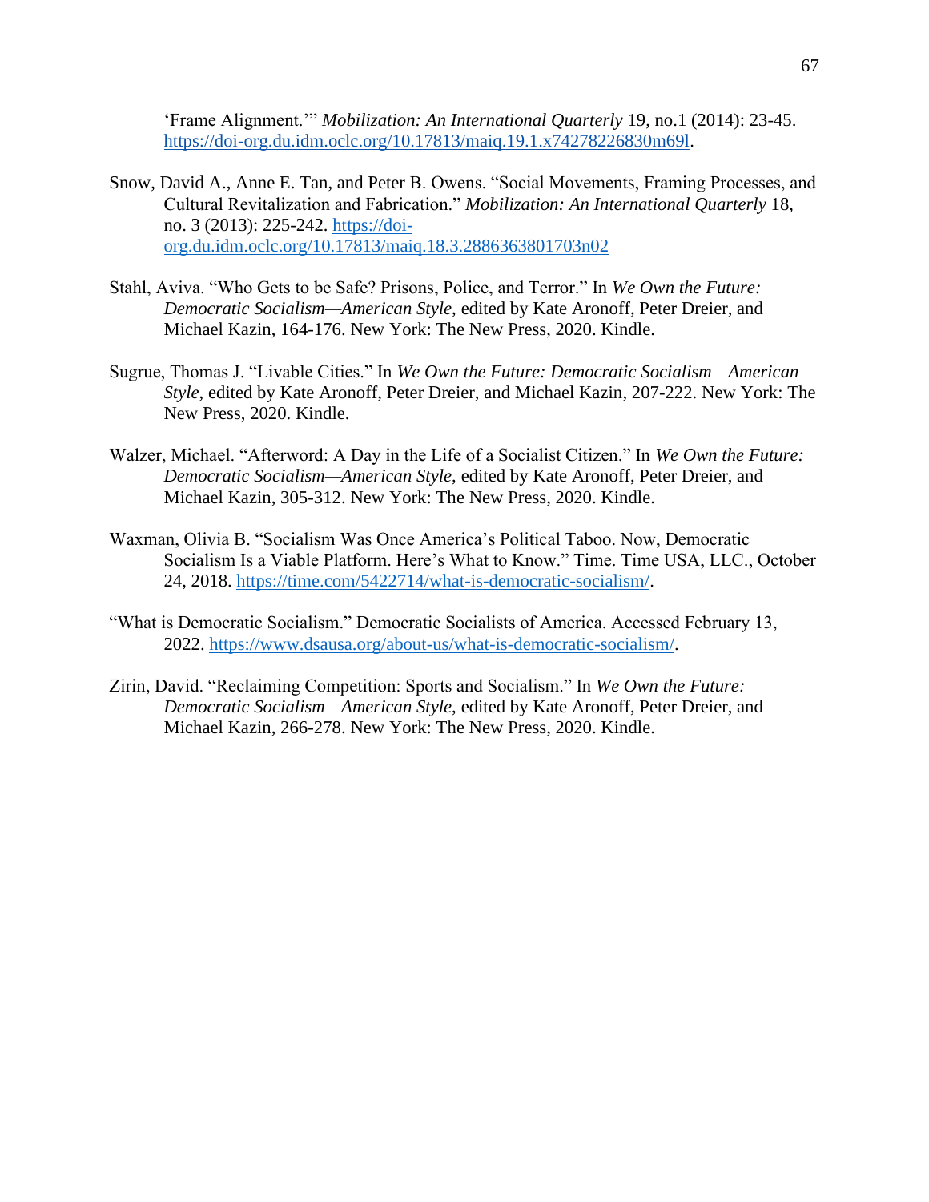'Frame Alignment.'" *Mobilization: An International Quarterly* 19, no.1 (2014): 23-45. https://doi-org.du.idm.oclc.org/10.17813/maiq.19.1.x74278226830m69l.

Snow, David A., Anne E. Tan, and Peter B. Owens. "Social Movements, Framing Processes, and Cultural Revitalization and Fabrication." *Mobilization: An International Quarterly* 18, no. 3 (2013): 225-242. https://doi-org.du.idm.oclc.org/10.17813/maiq.18.3.2886363801703n02

Stahl, Aviva. "Who Gets to be Safe? Prisons, Police, and Terror." In *We Own the Future: Democratic Socialism—American Style*, edited by Kate Aronoff, Peter Dreier, and Michael Kazin, 164-176. New York: The New Press, 2020. Kindle.

Sugrue, Thomas J. "Livable Cities." In *We Own the Future: Democratic Socialism—American Style*, edited by Kate Aronoff, Peter Dreier, and Michael Kazin, 207-222. New York: The New Press, 2020. Kindle.

Walzer, Michael. "Afterword: A Day in the Life of a Socialist Citizen." In *We Own the Future: Democratic Socialism—American Style*, edited by Kate Aronoff, Peter Dreier, and Michael Kazin, 305-312. New York: The New Press, 2020. Kindle.

Waxman, Olivia B. "Socialism Was Once America's Political Taboo. Now, Democratic Socialism Is a Viable Platform. Here's What to Know." Time. Time USA, LLC., October 24, 2018. https://time.com/5422714/what-is-democratic-socialism/.

"What is Democratic Socialism." Democratic Socialists of America. Accessed February 13, 2022. https://www.dsausa.org/about-us/what-is-democratic-socialism/.

Zirin, David. "Reclaiming Competition: Sports and Socialism." In *We Own the Future: Democratic Socialism—American Style*, edited by Kate Aronoff, Peter Dreier, and Michael Kazin, 266-278. New York: The New Press, 2020. Kindle.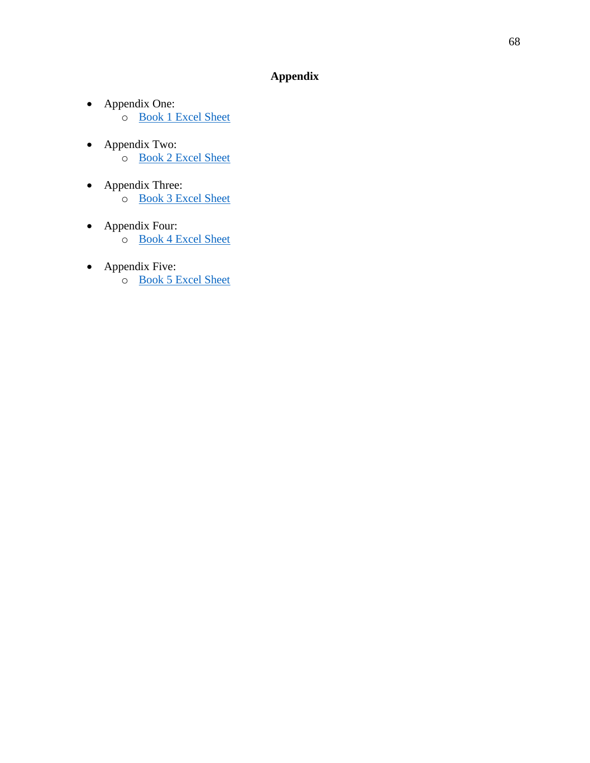# Appendix

- Appendix One:
  - Book 1 Excel Sheet
- Appendix Two:
  - Book 2 Excel Sheet
- Appendix Three:
  - Book 3 Excel Sheet
- Appendix Four:
  - Book 4 Excel Sheet
- Appendix Five:
  - Book 5 Excel Sheet